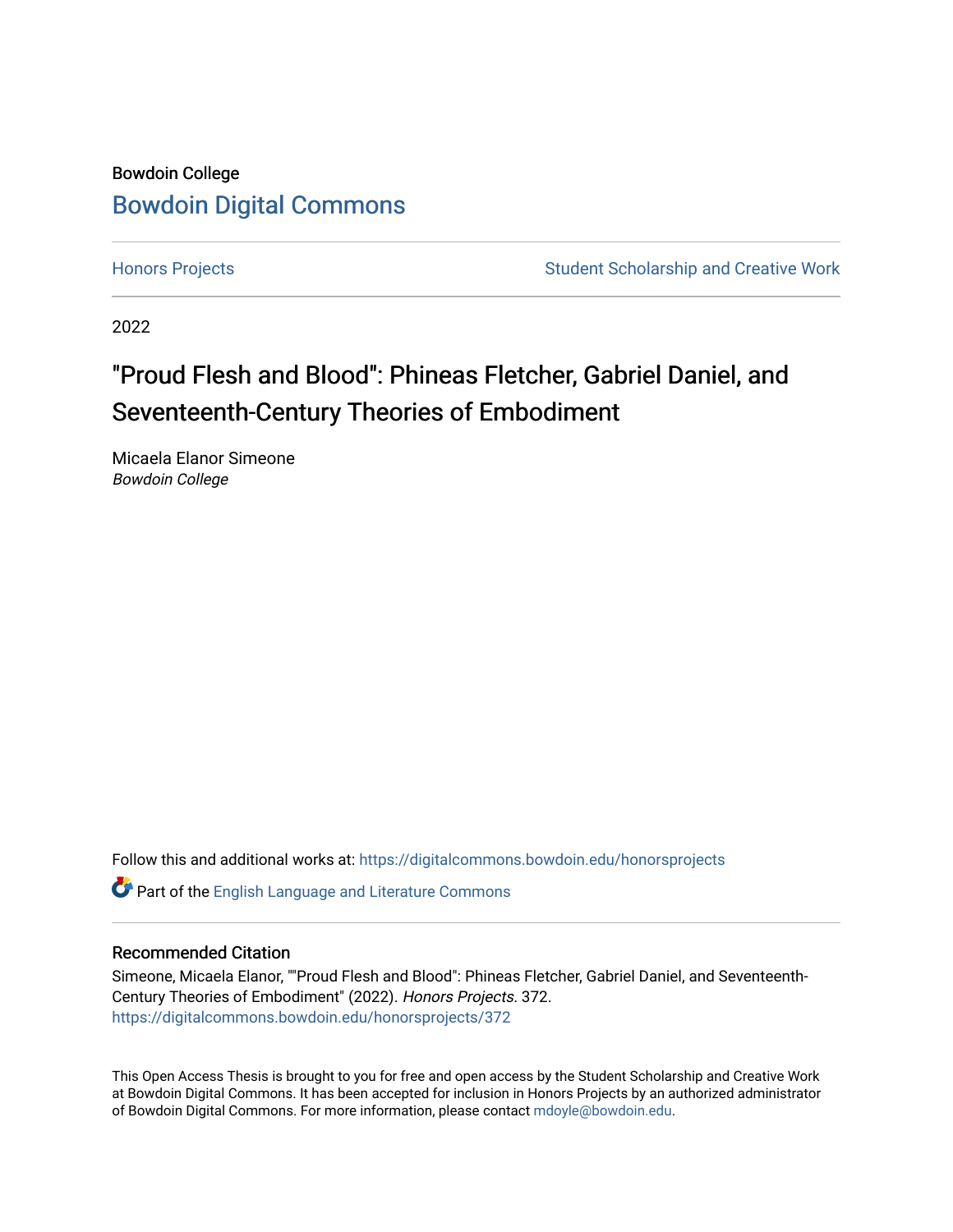Bowdoin College

# Bowdoin Digital Commons

Honors Projects | Student Scholarship and Creative Work

2022

## "Proud Flesh and Blood": Phineas Fletcher, Gabriel Daniel, and Seventeenth-Century Theories of Embodiment

Micaela Elanor Simeone
*Bowdoin College*

Follow this and additional works at: https://digitalcommons.bowdoin.edu/honorsprojects

Part of the English Language and Literature Commons

### Recommended Citation

Simeone, Micaela Elanor, ""Proud Flesh and Blood": Phineas Fletcher, Gabriel Daniel, and Seventeenth-Century Theories of Embodiment" (2022). *Honors Projects*. 372.
https://digitalcommons.bowdoin.edu/honorsprojects/372

This Open Access Thesis is brought to you for free and open access by the Student Scholarship and Creative Work at Bowdoin Digital Commons. It has been accepted for inclusion in Honors Projects by an authorized administrator of Bowdoin Digital Commons. For more information, please contact mdoyle@bowdoin.edu.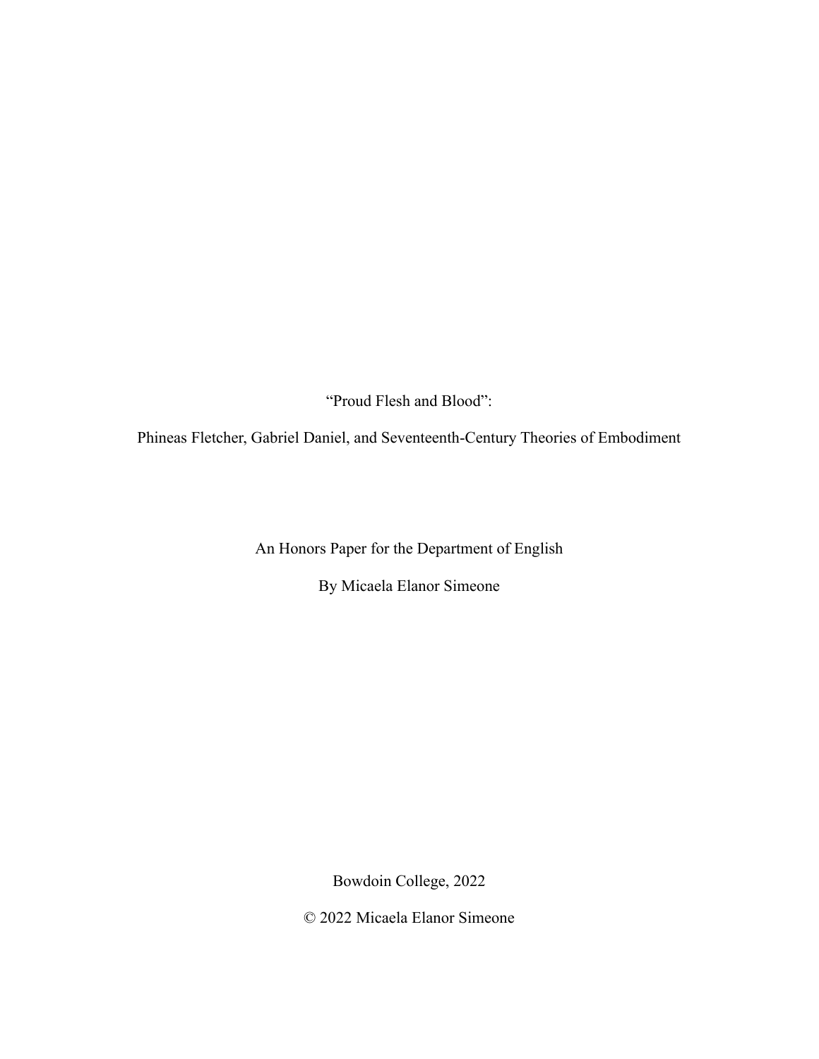# "Proud Flesh and Blood":

## Phineas Fletcher, Gabriel Daniel, and Seventeenth-Century Theories of Embodiment

An Honors Paper for the Department of English

By Micaela Elanor Simeone

Bowdoin College, 2022

© 2022 Micaela Elanor Simeone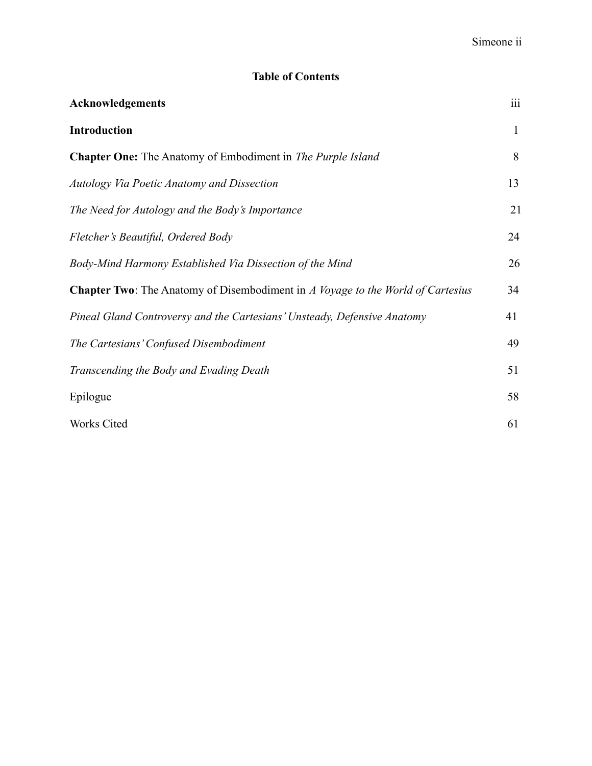# Table of Contents

| | |
|---|---|
| **Acknowledgements** | iii |
| **Introduction** | 1 |
| **Chapter One:** The Anatomy of Embodiment in *The Purple Island* | 8 |
| *Autology Via Poetic Anatomy and Dissection* | 13 |
| *The Need for Autology and the Body's Importance* | 21 |
| *Fletcher's Beautiful, Ordered Body* | 24 |
| *Body-Mind Harmony Established Via Dissection of the Mind* | 26 |
| **Chapter Two**: The Anatomy of Disembodiment in *A Voyage to the World of Cartesius* | 34 |
| *Pineal Gland Controversy and the Cartesians' Unsteady, Defensive Anatomy* | 41 |
| *The Cartesians' Confused Disembodiment* | 49 |
| *Transcending the Body and Evading Death* | 51 |
| Epilogue | 58 |
| Works Cited | 61 |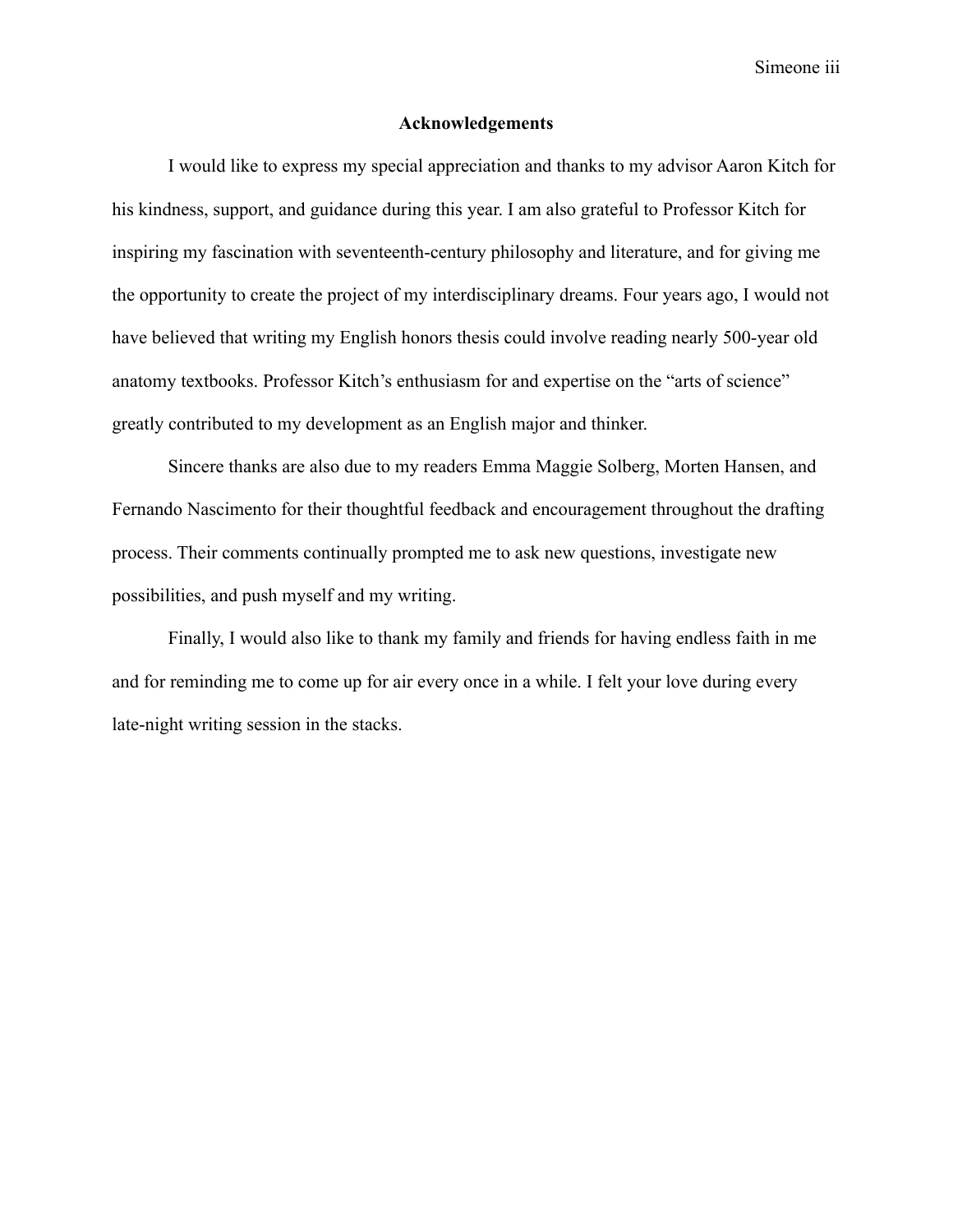## Acknowledgements

I would like to express my special appreciation and thanks to my advisor Aaron Kitch for his kindness, support, and guidance during this year. I am also grateful to Professor Kitch for inspiring my fascination with seventeenth-century philosophy and literature, and for giving me the opportunity to create the project of my interdisciplinary dreams. Four years ago, I would not have believed that writing my English honors thesis could involve reading nearly 500-year old anatomy textbooks. Professor Kitch's enthusiasm for and expertise on the "arts of science" greatly contributed to my development as an English major and thinker.

Sincere thanks are also due to my readers Emma Maggie Solberg, Morten Hansen, and Fernando Nascimento for their thoughtful feedback and encouragement throughout the drafting process. Their comments continually prompted me to ask new questions, investigate new possibilities, and push myself and my writing.

Finally, I would also like to thank my family and friends for having endless faith in me and for reminding me to come up for air every once in a while. I felt your love during every late-night writing session in the stacks.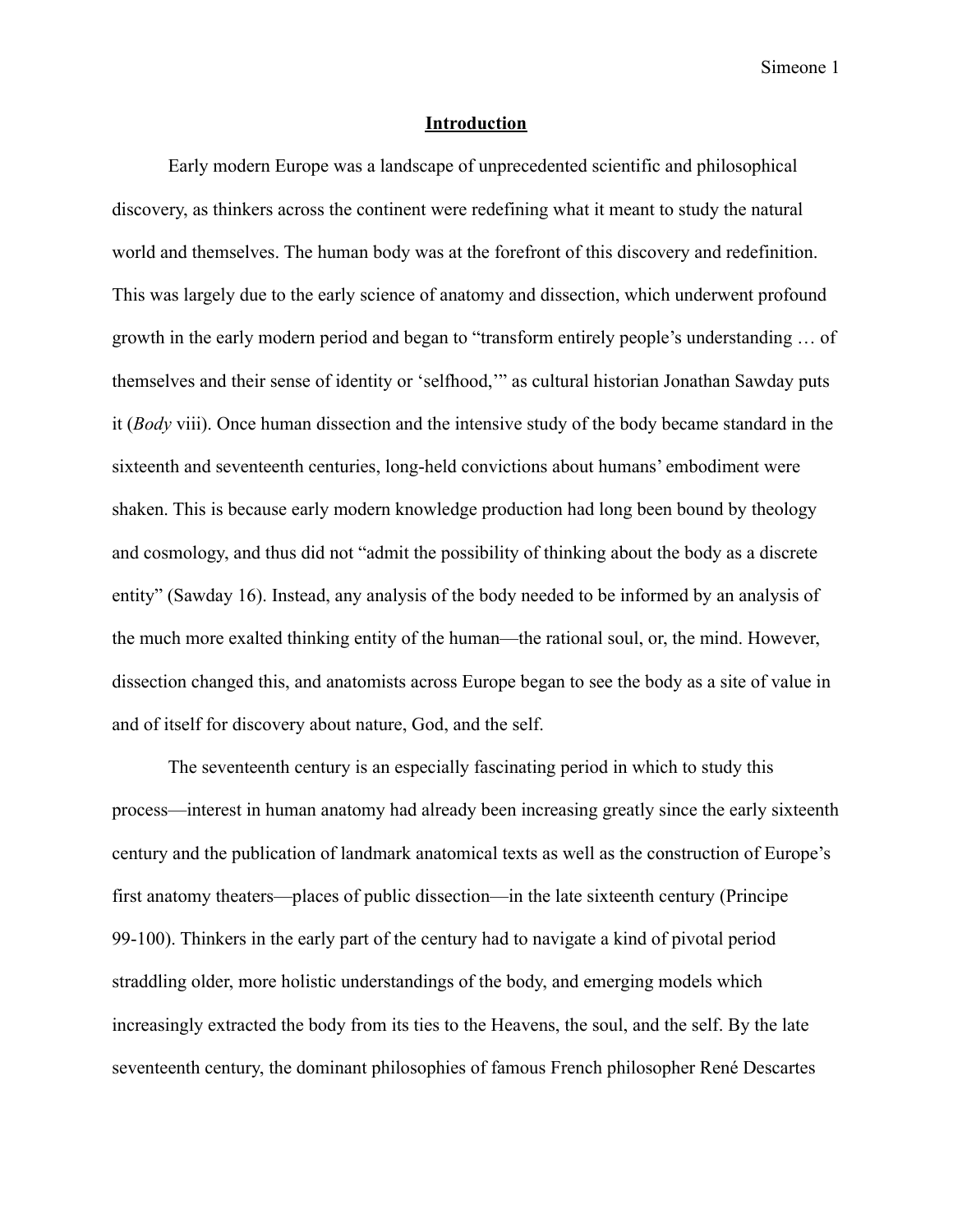# Introduction

Early modern Europe was a landscape of unprecedented scientific and philosophical discovery, as thinkers across the continent were redefining what it meant to study the natural world and themselves. The human body was at the forefront of this discovery and redefinition. This was largely due to the early science of anatomy and dissection, which underwent profound growth in the early modern period and began to "transform entirely people's understanding … of themselves and their sense of identity or 'selfhood,'" as cultural historian Jonathan Sawday puts it (*Body* viii). Once human dissection and the intensive study of the body became standard in the sixteenth and seventeenth centuries, long-held convictions about humans' embodiment were shaken. This is because early modern knowledge production had long been bound by theology and cosmology, and thus did not "admit the possibility of thinking about the body as a discrete entity" (Sawday 16). Instead, any analysis of the body needed to be informed by an analysis of the much more exalted thinking entity of the human—the rational soul, or, the mind. However, dissection changed this, and anatomists across Europe began to see the body as a site of value in and of itself for discovery about nature, God, and the self.

The seventeenth century is an especially fascinating period in which to study this process—interest in human anatomy had already been increasing greatly since the early sixteenth century and the publication of landmark anatomical texts as well as the construction of Europe's first anatomy theaters—places of public dissection—in the late sixteenth century (Principe 99-100). Thinkers in the early part of the century had to navigate a kind of pivotal period straddling older, more holistic understandings of the body, and emerging models which increasingly extracted the body from its ties to the Heavens, the soul, and the self. By the late seventeenth century, the dominant philosophies of famous French philosopher René Descartes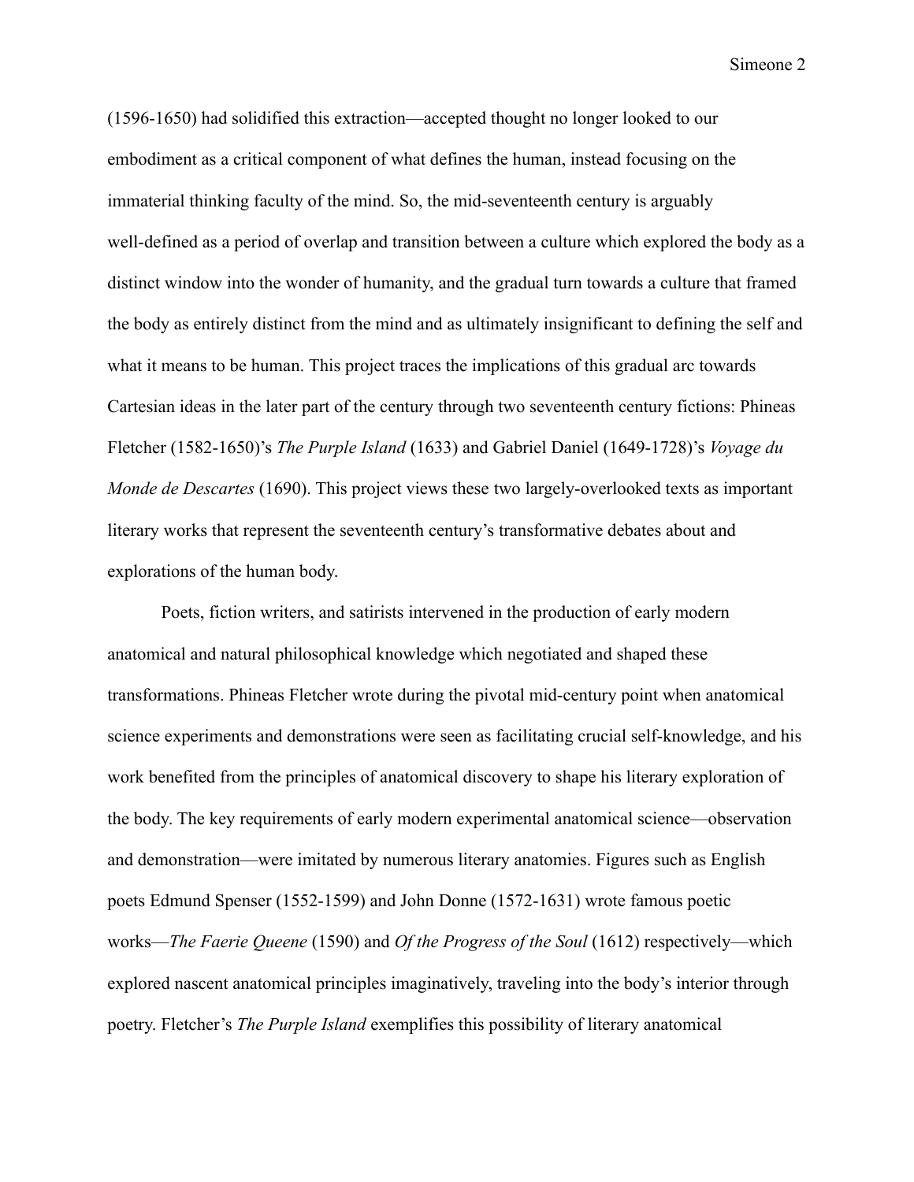(1596-1650) had solidified this extraction—accepted thought no longer looked to our embodiment as a critical component of what defines the human, instead focusing on the immaterial thinking faculty of the mind. So, the mid-seventeenth century is arguably well-defined as a period of overlap and transition between a culture which explored the body as a distinct window into the wonder of humanity, and the gradual turn towards a culture that framed the body as entirely distinct from the mind and as ultimately insignificant to defining the self and what it means to be human. This project traces the implications of this gradual arc towards Cartesian ideas in the later part of the century through two seventeenth century fictions: Phineas Fletcher (1582-1650)'s *The Purple Island* (1633) and Gabriel Daniel (1649-1728)'s *Voyage du Monde de Descartes* (1690). This project views these two largely-overlooked texts as important literary works that represent the seventeenth century's transformative debates about and explorations of the human body.

Poets, fiction writers, and satirists intervened in the production of early modern anatomical and natural philosophical knowledge which negotiated and shaped these transformations. Phineas Fletcher wrote during the pivotal mid-century point when anatomical science experiments and demonstrations were seen as facilitating crucial self-knowledge, and his work benefited from the principles of anatomical discovery to shape his literary exploration of the body. The key requirements of early modern experimental anatomical science—observation and demonstration—were imitated by numerous literary anatomies. Figures such as English poets Edmund Spenser (1552-1599) and John Donne (1572-1631) wrote famous poetic works—*The Faerie Queene* (1590) and *Of the Progress of the Soul* (1612) respectively—which explored nascent anatomical principles imaginatively, traveling into the body's interior through poetry. Fletcher's *The Purple Island* exemplifies this possibility of literary anatomical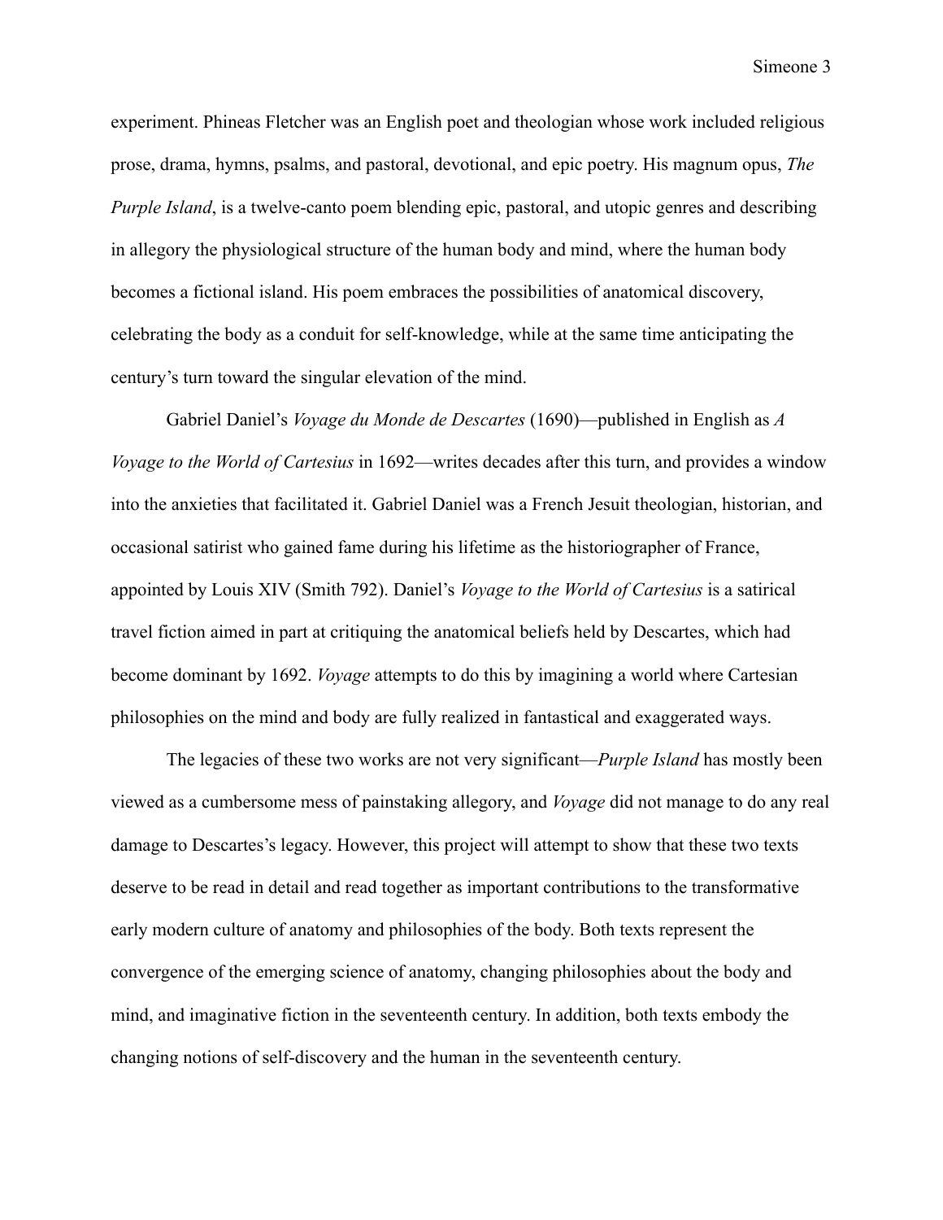experiment. Phineas Fletcher was an English poet and theologian whose work included religious prose, drama, hymns, psalms, and pastoral, devotional, and epic poetry. His magnum opus, *The Purple Island*, is a twelve-canto poem blending epic, pastoral, and utopic genres and describing in allegory the physiological structure of the human body and mind, where the human body becomes a fictional island. His poem embraces the possibilities of anatomical discovery, celebrating the body as a conduit for self-knowledge, while at the same time anticipating the century's turn toward the singular elevation of the mind.

Gabriel Daniel's *Voyage du Monde de Descartes* (1690)—published in English as *A Voyage to the World of Cartesius* in 1692—writes decades after this turn, and provides a window into the anxieties that facilitated it. Gabriel Daniel was a French Jesuit theologian, historian, and occasional satirist who gained fame during his lifetime as the historiographer of France, appointed by Louis XIV (Smith 792). Daniel's *Voyage to the World of Cartesius* is a satirical travel fiction aimed in part at critiquing the anatomical beliefs held by Descartes, which had become dominant by 1692. *Voyage* attempts to do this by imagining a world where Cartesian philosophies on the mind and body are fully realized in fantastical and exaggerated ways.

The legacies of these two works are not very significant—*Purple Island* has mostly been viewed as a cumbersome mess of painstaking allegory, and *Voyage* did not manage to do any real damage to Descartes's legacy. However, this project will attempt to show that these two texts deserve to be read in detail and read together as important contributions to the transformative early modern culture of anatomy and philosophies of the body. Both texts represent the convergence of the emerging science of anatomy, changing philosophies about the body and mind, and imaginative fiction in the seventeenth century. In addition, both texts embody the changing notions of self-discovery and the human in the seventeenth century.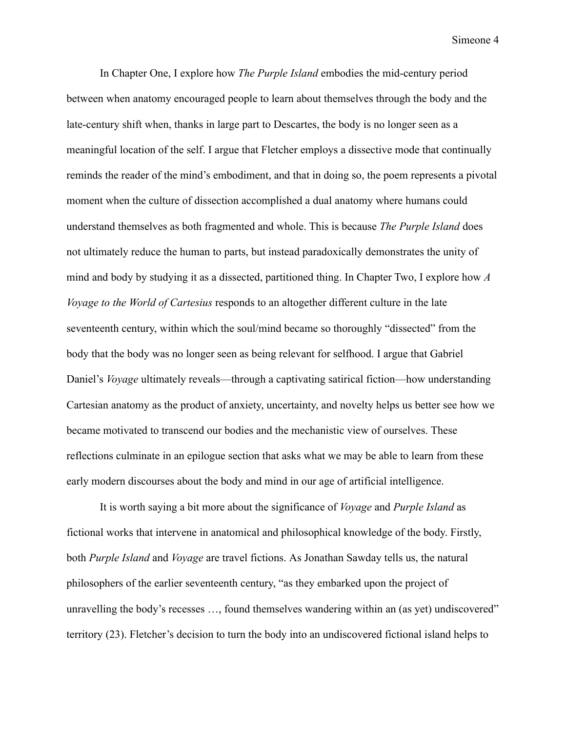In Chapter One, I explore how *The Purple Island* embodies the mid-century period between when anatomy encouraged people to learn about themselves through the body and the late-century shift when, thanks in large part to Descartes, the body is no longer seen as a meaningful location of the self. I argue that Fletcher employs a dissective mode that continually reminds the reader of the mind's embodiment, and that in doing so, the poem represents a pivotal moment when the culture of dissection accomplished a dual anatomy where humans could understand themselves as both fragmented and whole. This is because *The Purple Island* does not ultimately reduce the human to parts, but instead paradoxically demonstrates the unity of mind and body by studying it as a dissected, partitioned thing. In Chapter Two, I explore how *A Voyage to the World of Cartesius* responds to an altogether different culture in the late seventeenth century, within which the soul/mind became so thoroughly "dissected" from the body that the body was no longer seen as being relevant for selfhood. I argue that Gabriel Daniel's *Voyage* ultimately reveals—through a captivating satirical fiction—how understanding Cartesian anatomy as the product of anxiety, uncertainty, and novelty helps us better see how we became motivated to transcend our bodies and the mechanistic view of ourselves. These reflections culminate in an epilogue section that asks what we may be able to learn from these early modern discourses about the body and mind in our age of artificial intelligence.

It is worth saying a bit more about the significance of *Voyage* and *Purple Island* as fictional works that intervene in anatomical and philosophical knowledge of the body. Firstly, both *Purple Island* and *Voyage* are travel fictions. As Jonathan Sawday tells us, the natural philosophers of the earlier seventeenth century, "as they embarked upon the project of unravelling the body's recesses …, found themselves wandering within an (as yet) undiscovered" territory (23). Fletcher's decision to turn the body into an undiscovered fictional island helps to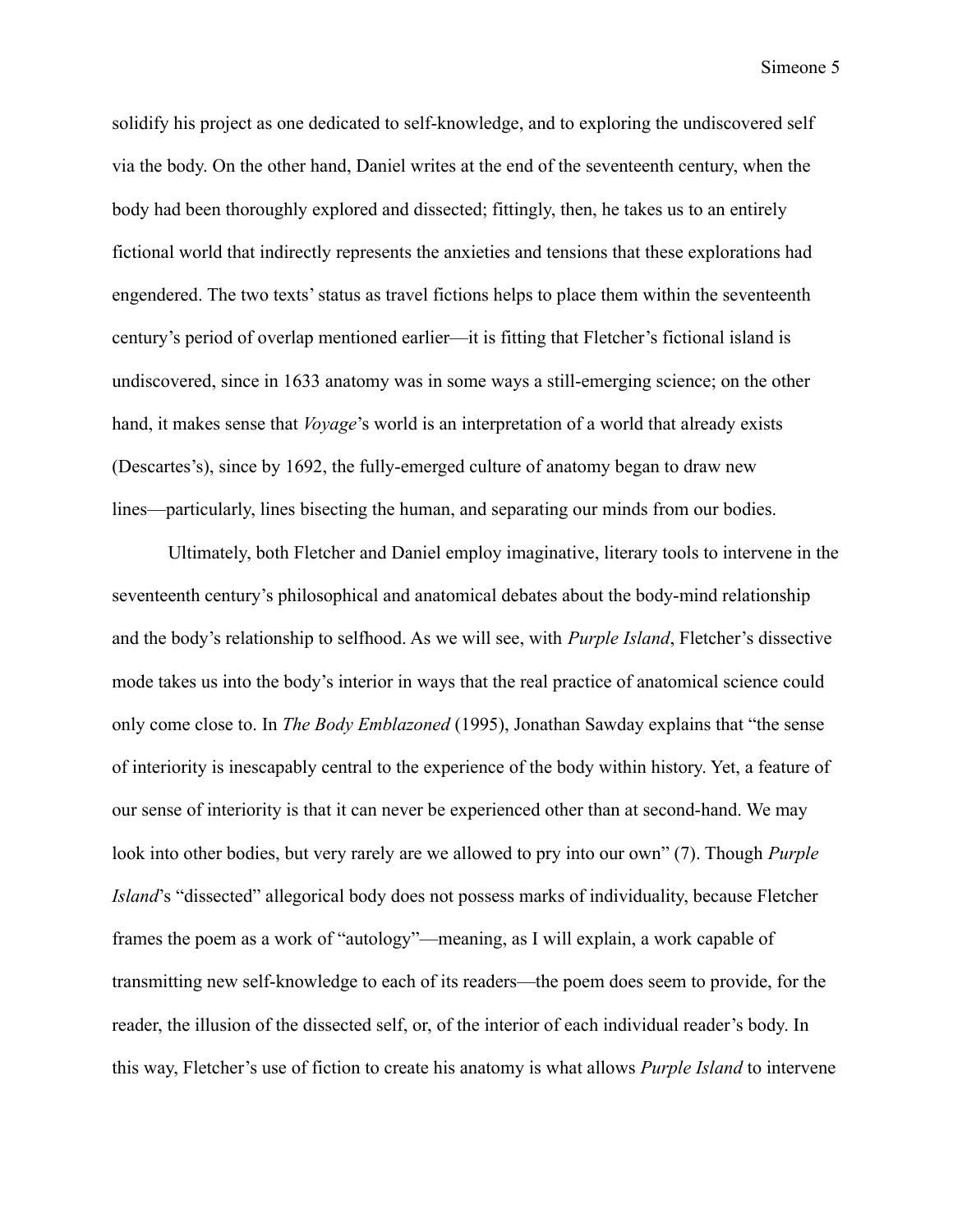solidify his project as one dedicated to self-knowledge, and to exploring the undiscovered self via the body. On the other hand, Daniel writes at the end of the seventeenth century, when the body had been thoroughly explored and dissected; fittingly, then, he takes us to an entirely fictional world that indirectly represents the anxieties and tensions that these explorations had engendered. The two texts' status as travel fictions helps to place them within the seventeenth century's period of overlap mentioned earlier—it is fitting that Fletcher's fictional island is undiscovered, since in 1633 anatomy was in some ways a still-emerging science; on the other hand, it makes sense that *Voyage*'s world is an interpretation of a world that already exists (Descartes's), since by 1692, the fully-emerged culture of anatomy began to draw new lines—particularly, lines bisecting the human, and separating our minds from our bodies.

Ultimately, both Fletcher and Daniel employ imaginative, literary tools to intervene in the seventeenth century's philosophical and anatomical debates about the body-mind relationship and the body's relationship to selfhood. As we will see, with *Purple Island*, Fletcher's dissective mode takes us into the body's interior in ways that the real practice of anatomical science could only come close to. In *The Body Emblazoned* (1995), Jonathan Sawday explains that "the sense of interiority is inescapably central to the experience of the body within history. Yet, a feature of our sense of interiority is that it can never be experienced other than at second-hand. We may look into other bodies, but very rarely are we allowed to pry into our own" (7). Though *Purple Island*'s "dissected" allegorical body does not possess marks of individuality, because Fletcher frames the poem as a work of "autology"—meaning, as I will explain, a work capable of transmitting new self-knowledge to each of its readers—the poem does seem to provide, for the reader, the illusion of the dissected self, or, of the interior of each individual reader's body. In this way, Fletcher's use of fiction to create his anatomy is what allows *Purple Island* to intervene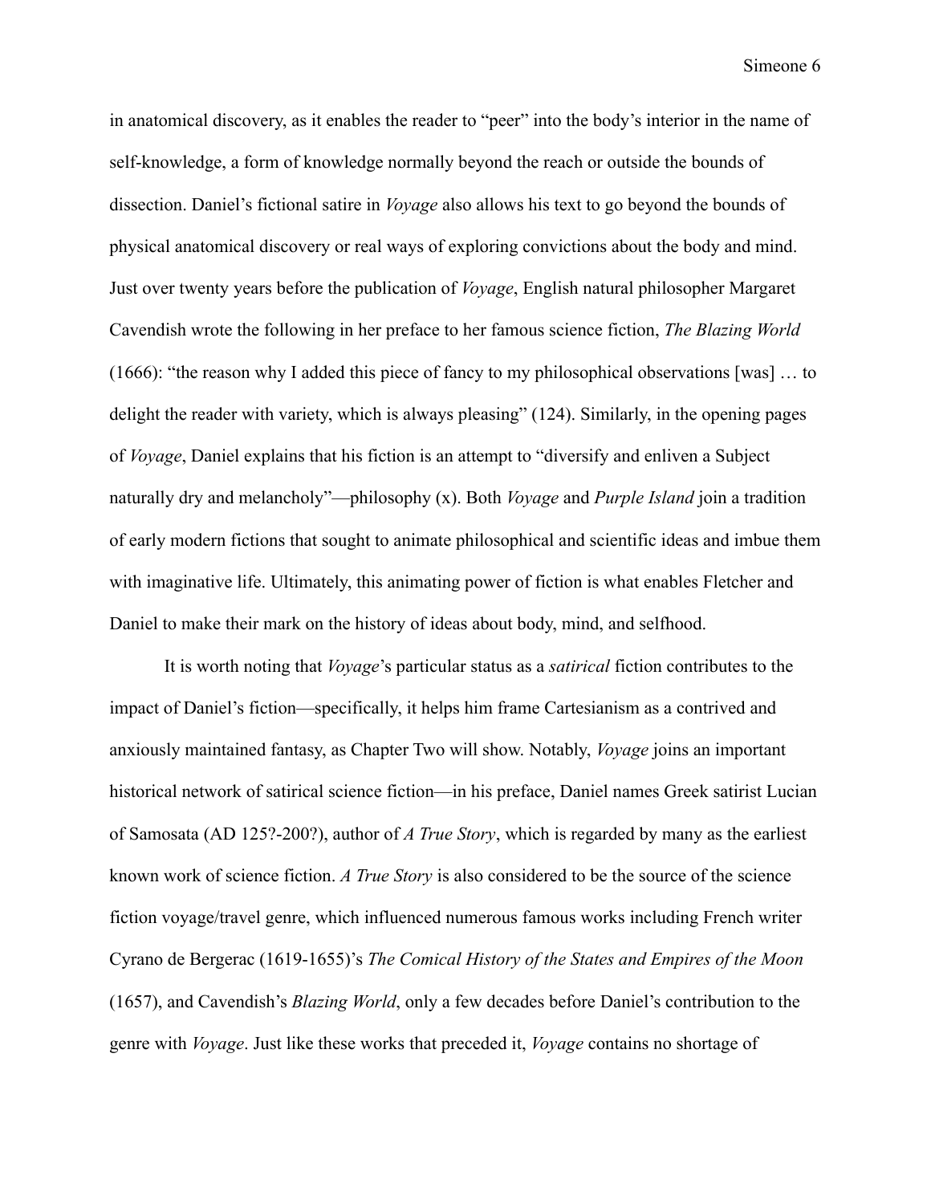in anatomical discovery, as it enables the reader to "peer" into the body's interior in the name of self-knowledge, a form of knowledge normally beyond the reach or outside the bounds of dissection. Daniel's fictional satire in *Voyage* also allows his text to go beyond the bounds of physical anatomical discovery or real ways of exploring convictions about the body and mind. Just over twenty years before the publication of *Voyage*, English natural philosopher Margaret Cavendish wrote the following in her preface to her famous science fiction, *The Blazing World* (1666): "the reason why I added this piece of fancy to my philosophical observations [was] … to delight the reader with variety, which is always pleasing" (124). Similarly, in the opening pages of *Voyage*, Daniel explains that his fiction is an attempt to "diversify and enliven a Subject naturally dry and melancholy"—philosophy (x). Both *Voyage* and *Purple Island* join a tradition of early modern fictions that sought to animate philosophical and scientific ideas and imbue them with imaginative life. Ultimately, this animating power of fiction is what enables Fletcher and Daniel to make their mark on the history of ideas about body, mind, and selfhood.

It is worth noting that *Voyage*'s particular status as a *satirical* fiction contributes to the impact of Daniel's fiction—specifically, it helps him frame Cartesianism as a contrived and anxiously maintained fantasy, as Chapter Two will show. Notably, *Voyage* joins an important historical network of satirical science fiction—in his preface, Daniel names Greek satirist Lucian of Samosata (AD 125?-200?), author of *A True Story*, which is regarded by many as the earliest known work of science fiction. *A True Story* is also considered to be the source of the science fiction voyage/travel genre, which influenced numerous famous works including French writer Cyrano de Bergerac (1619-1655)'s *The Comical History of the States and Empires of the Moon* (1657), and Cavendish's *Blazing World*, only a few decades before Daniel's contribution to the genre with *Voyage*. Just like these works that preceded it, *Voyage* contains no shortage of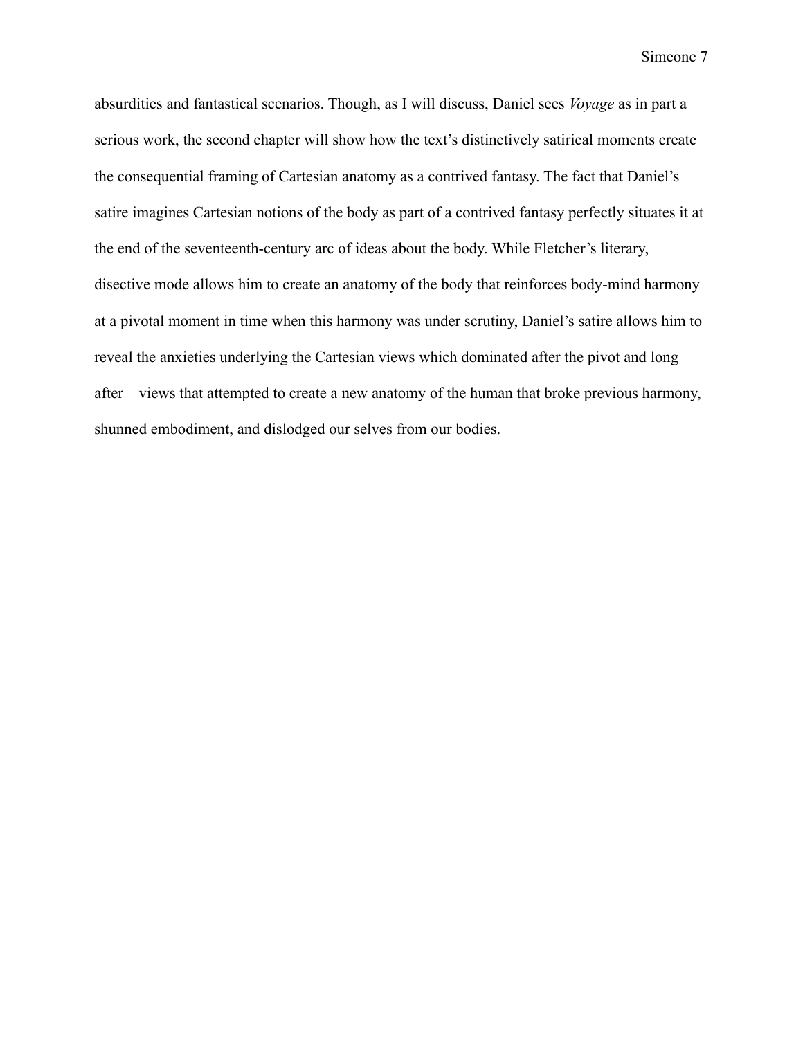absurdities and fantastical scenarios. Though, as I will discuss, Daniel sees *Voyage* as in part a serious work, the second chapter will show how the text's distinctively satirical moments create the consequential framing of Cartesian anatomy as a contrived fantasy. The fact that Daniel's satire imagines Cartesian notions of the body as part of a contrived fantasy perfectly situates it at the end of the seventeenth-century arc of ideas about the body. While Fletcher's literary, disective mode allows him to create an anatomy of the body that reinforces body-mind harmony at a pivotal moment in time when this harmony was under scrutiny, Daniel's satire allows him to reveal the anxieties underlying the Cartesian views which dominated after the pivot and long after—views that attempted to create a new anatomy of the human that broke previous harmony, shunned embodiment, and dislodged our selves from our bodies.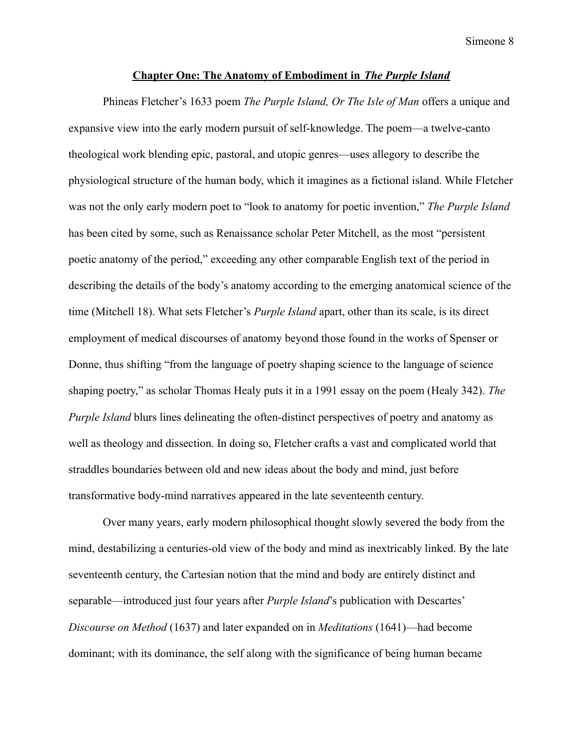## Chapter One: The Anatomy of Embodiment in *The Purple Island*

Phineas Fletcher's 1633 poem *The Purple Island, Or The Isle of Man* offers a unique and expansive view into the early modern pursuit of self-knowledge. The poem—a twelve-canto theological work blending epic, pastoral, and utopic genres—uses allegory to describe the physiological structure of the human body, which it imagines as a fictional island. While Fletcher was not the only early modern poet to "look to anatomy for poetic invention," *The Purple Island* has been cited by some, such as Renaissance scholar Peter Mitchell, as the most "persistent poetic anatomy of the period," exceeding any other comparable English text of the period in describing the details of the body's anatomy according to the emerging anatomical science of the time (Mitchell 18). What sets Fletcher's *Purple Island* apart, other than its scale, is its direct employment of medical discourses of anatomy beyond those found in the works of Spenser or Donne, thus shifting "from the language of poetry shaping science to the language of science shaping poetry," as scholar Thomas Healy puts it in a 1991 essay on the poem (Healy 342). *The Purple Island* blurs lines delineating the often-distinct perspectives of poetry and anatomy as well as theology and dissection. In doing so, Fletcher crafts a vast and complicated world that straddles boundaries between old and new ideas about the body and mind, just before transformative body-mind narratives appeared in the late seventeenth century.

Over many years, early modern philosophical thought slowly severed the body from the mind, destabilizing a centuries-old view of the body and mind as inextricably linked. By the late seventeenth century, the Cartesian notion that the mind and body are entirely distinct and separable—introduced just four years after *Purple Island*'s publication with Descartes' *Discourse on Method* (1637) and later expanded on in *Meditations* (1641)—had become dominant; with its dominance, the self along with the significance of being human became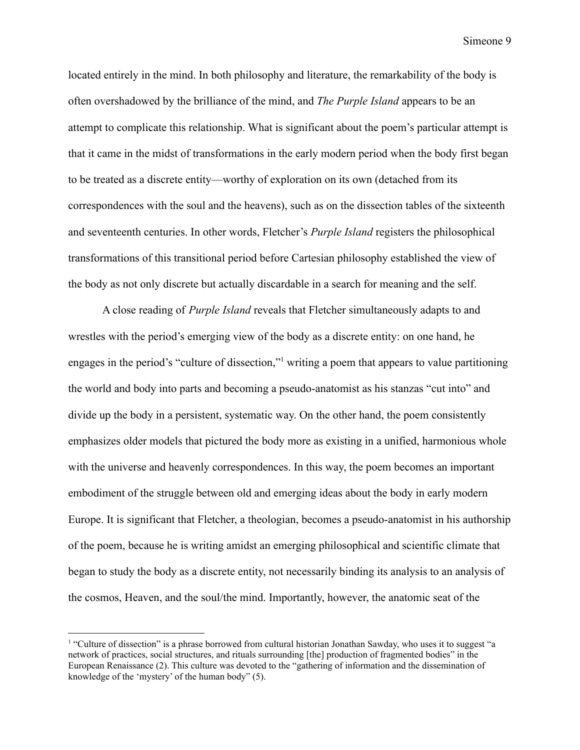located entirely in the mind. In both philosophy and literature, the remarkability of the body is often overshadowed by the brilliance of the mind, and *The Purple Island* appears to be an attempt to complicate this relationship. What is significant about the poem's particular attempt is that it came in the midst of transformations in the early modern period when the body first began to be treated as a discrete entity—worthy of exploration on its own (detached from its correspondences with the soul and the heavens), such as on the dissection tables of the sixteenth and seventeenth centuries. In other words, Fletcher's *Purple Island* registers the philosophical transformations of this transitional period before Cartesian philosophy established the view of the body as not only discrete but actually discardable in a search for meaning and the self.

A close reading of *Purple Island* reveals that Fletcher simultaneously adapts to and wrestles with the period's emerging view of the body as a discrete entity: on one hand, he engages in the period's "culture of dissection,"[1] writing a poem that appears to value partitioning the world and body into parts and becoming a pseudo-anatomist as his stanzas "cut into" and divide up the body in a persistent, systematic way. On the other hand, the poem consistently emphasizes older models that pictured the body more as existing in a unified, harmonious whole with the universe and heavenly correspondences. In this way, the poem becomes an important embodiment of the struggle between old and emerging ideas about the body in early modern Europe. It is significant that Fletcher, a theologian, becomes a pseudo-anatomist in his authorship of the poem, because he is writing amidst an emerging philosophical and scientific climate that began to study the body as a discrete entity, not necessarily binding its analysis to an analysis of the cosmos, Heaven, and the soul/the mind. Importantly, however, the anatomic seat of the

---

[1] "Culture of dissection" is a phrase borrowed from cultural historian Jonathan Sawday, who uses it to suggest "a network of practices, social structures, and rituals surrounding [the] production of fragmented bodies" in the European Renaissance (2). This culture was devoted to the "gathering of information and the dissemination of knowledge of the 'mystery' of the human body" (5).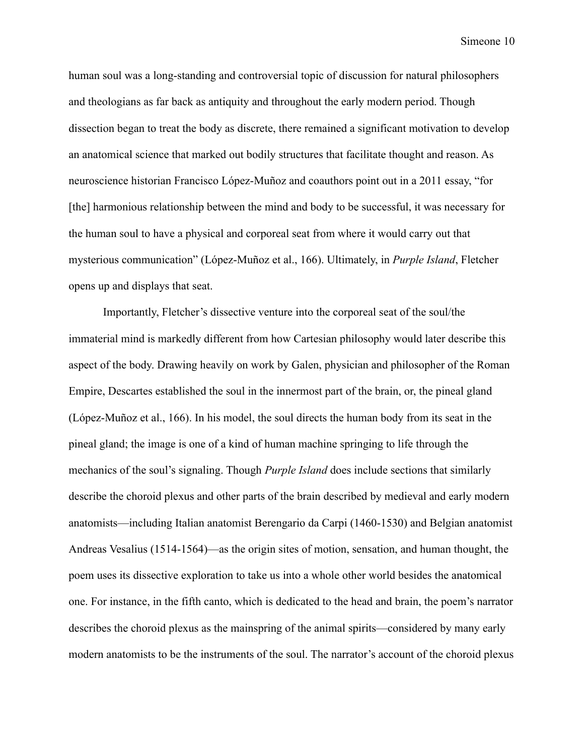human soul was a long-standing and controversial topic of discussion for natural philosophers and theologians as far back as antiquity and throughout the early modern period. Though dissection began to treat the body as discrete, there remained a significant motivation to develop an anatomical science that marked out bodily structures that facilitate thought and reason. As neuroscience historian Francisco López-Muñoz and coauthors point out in a 2011 essay, "for [the] harmonious relationship between the mind and body to be successful, it was necessary for the human soul to have a physical and corporeal seat from where it would carry out that mysterious communication" (López-Muñoz et al., 166). Ultimately, in *Purple Island*, Fletcher opens up and displays that seat.

Importantly, Fletcher's dissective venture into the corporeal seat of the soul/the immaterial mind is markedly different from how Cartesian philosophy would later describe this aspect of the body. Drawing heavily on work by Galen, physician and philosopher of the Roman Empire, Descartes established the soul in the innermost part of the brain, or, the pineal gland (López-Muñoz et al., 166). In his model, the soul directs the human body from its seat in the pineal gland; the image is one of a kind of human machine springing to life through the mechanics of the soul's signaling. Though *Purple Island* does include sections that similarly describe the choroid plexus and other parts of the brain described by medieval and early modern anatomists—including Italian anatomist Berengario da Carpi (1460-1530) and Belgian anatomist Andreas Vesalius (1514-1564)—as the origin sites of motion, sensation, and human thought, the poem uses its dissective exploration to take us into a whole other world besides the anatomical one. For instance, in the fifth canto, which is dedicated to the head and brain, the poem's narrator describes the choroid plexus as the mainspring of the animal spirits—considered by many early modern anatomists to be the instruments of the soul. The narrator's account of the choroid plexus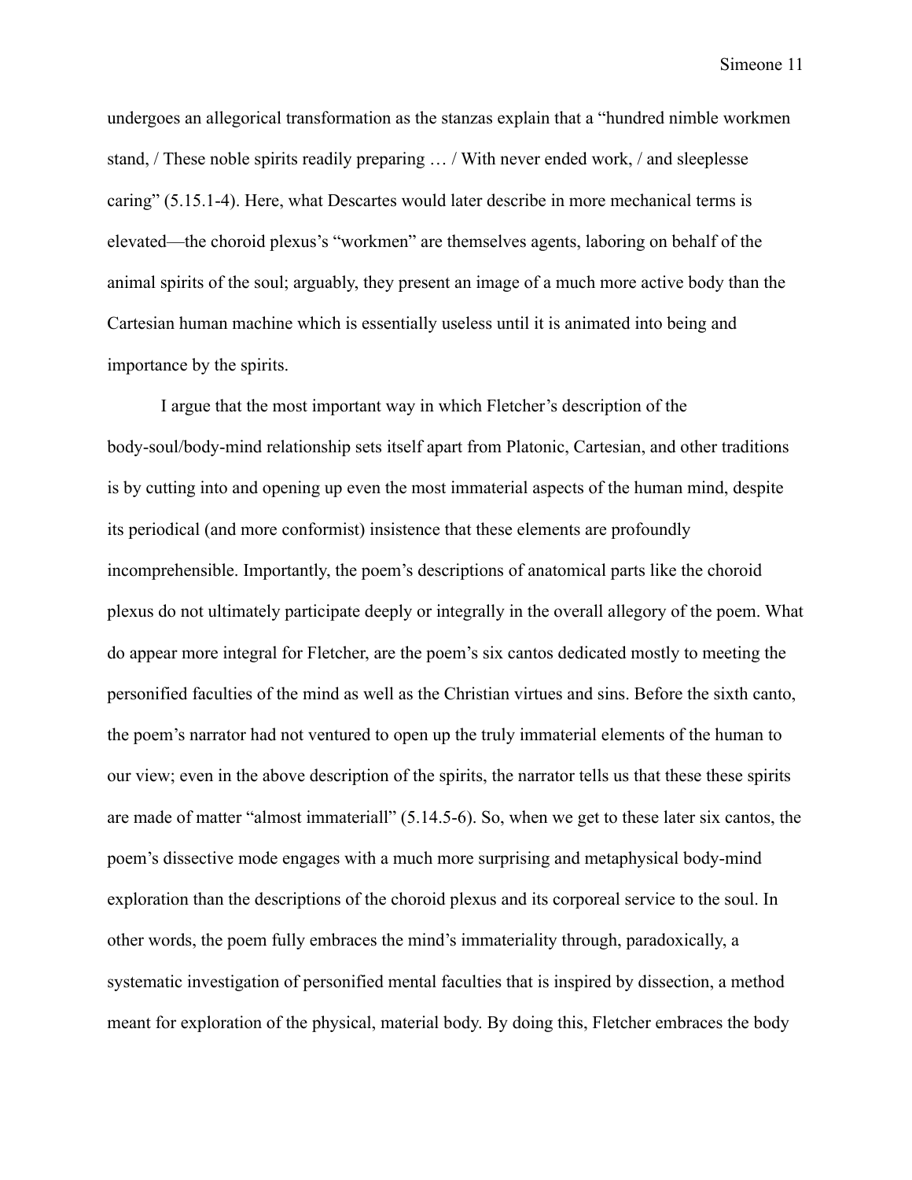undergoes an allegorical transformation as the stanzas explain that a "hundred nimble workmen stand, / These noble spirits readily preparing … / With never ended work, / and sleeplesse caring" (5.15.1-4). Here, what Descartes would later describe in more mechanical terms is elevated—the choroid plexus's "workmen" are themselves agents, laboring on behalf of the animal spirits of the soul; arguably, they present an image of a much more active body than the Cartesian human machine which is essentially useless until it is animated into being and importance by the spirits.

I argue that the most important way in which Fletcher's description of the body-soul/body-mind relationship sets itself apart from Platonic, Cartesian, and other traditions is by cutting into and opening up even the most immaterial aspects of the human mind, despite its periodical (and more conformist) insistence that these elements are profoundly incomprehensible. Importantly, the poem's descriptions of anatomical parts like the choroid plexus do not ultimately participate deeply or integrally in the overall allegory of the poem. What do appear more integral for Fletcher, are the poem's six cantos dedicated mostly to meeting the personified faculties of the mind as well as the Christian virtues and sins. Before the sixth canto, the poem's narrator had not ventured to open up the truly immaterial elements of the human to our view; even in the above description of the spirits, the narrator tells us that these these spirits are made of matter "almost immateriall" (5.14.5-6). So, when we get to these later six cantos, the poem's dissective mode engages with a much more surprising and metaphysical body-mind exploration than the descriptions of the choroid plexus and its corporeal service to the soul. In other words, the poem fully embraces the mind's immateriality through, paradoxically, a systematic investigation of personified mental faculties that is inspired by dissection, a method meant for exploration of the physical, material body. By doing this, Fletcher embraces the body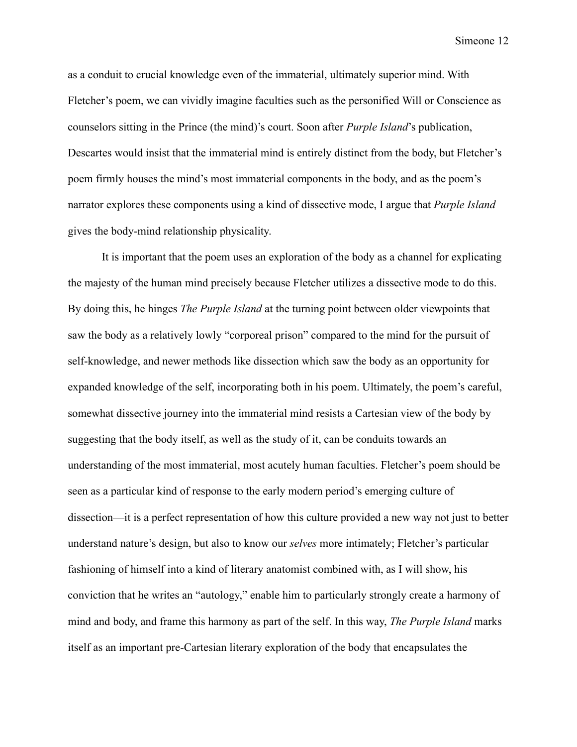as a conduit to crucial knowledge even of the immaterial, ultimately superior mind. With Fletcher's poem, we can vividly imagine faculties such as the personified Will or Conscience as counselors sitting in the Prince (the mind)'s court. Soon after *Purple Island*'s publication, Descartes would insist that the immaterial mind is entirely distinct from the body, but Fletcher's poem firmly houses the mind's most immaterial components in the body, and as the poem's narrator explores these components using a kind of dissective mode, I argue that *Purple Island* gives the body-mind relationship physicality.

It is important that the poem uses an exploration of the body as a channel for explicating the majesty of the human mind precisely because Fletcher utilizes a dissective mode to do this. By doing this, he hinges *The Purple Island* at the turning point between older viewpoints that saw the body as a relatively lowly "corporeal prison" compared to the mind for the pursuit of self-knowledge, and newer methods like dissection which saw the body as an opportunity for expanded knowledge of the self, incorporating both in his poem. Ultimately, the poem's careful, somewhat dissective journey into the immaterial mind resists a Cartesian view of the body by suggesting that the body itself, as well as the study of it, can be conduits towards an understanding of the most immaterial, most acutely human faculties. Fletcher's poem should be seen as a particular kind of response to the early modern period's emerging culture of dissection—it is a perfect representation of how this culture provided a new way not just to better understand nature's design, but also to know our *selves* more intimately; Fletcher's particular fashioning of himself into a kind of literary anatomist combined with, as I will show, his conviction that he writes an "autology," enable him to particularly strongly create a harmony of mind and body, and frame this harmony as part of the self. In this way, *The Purple Island* marks itself as an important pre-Cartesian literary exploration of the body that encapsulates the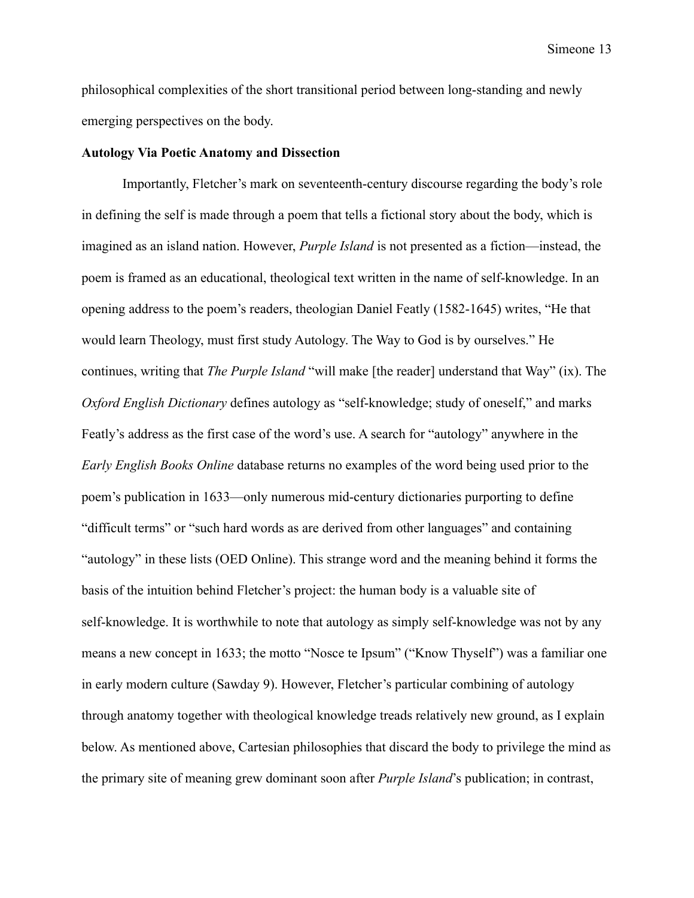philosophical complexities of the short transitional period between long-standing and newly emerging perspectives on the body.

**Autology Via Poetic Anatomy and Dissection**

Importantly, Fletcher's mark on seventeenth-century discourse regarding the body's role in defining the self is made through a poem that tells a fictional story about the body, which is imagined as an island nation. However, *Purple Island* is not presented as a fiction—instead, the poem is framed as an educational, theological text written in the name of self-knowledge. In an opening address to the poem's readers, theologian Daniel Featly (1582-1645) writes, "He that would learn Theology, must first study Autology. The Way to God is by ourselves." He continues, writing that *The Purple Island* "will make [the reader] understand that Way" (ix). The *Oxford English Dictionary* defines autology as "self-knowledge; study of oneself," and marks Featly's address as the first case of the word's use. A search for "autology" anywhere in the *Early English Books Online* database returns no examples of the word being used prior to the poem's publication in 1633—only numerous mid-century dictionaries purporting to define "difficult terms" or "such hard words as are derived from other languages" and containing "autology" in these lists (OED Online). This strange word and the meaning behind it forms the basis of the intuition behind Fletcher's project: the human body is a valuable site of self-knowledge. It is worthwhile to note that autology as simply self-knowledge was not by any means a new concept in 1633; the motto "Nosce te Ipsum" ("Know Thyself") was a familiar one in early modern culture (Sawday 9). However, Fletcher's particular combining of autology through anatomy together with theological knowledge treads relatively new ground, as I explain below. As mentioned above, Cartesian philosophies that discard the body to privilege the mind as the primary site of meaning grew dominant soon after *Purple Island*'s publication; in contrast,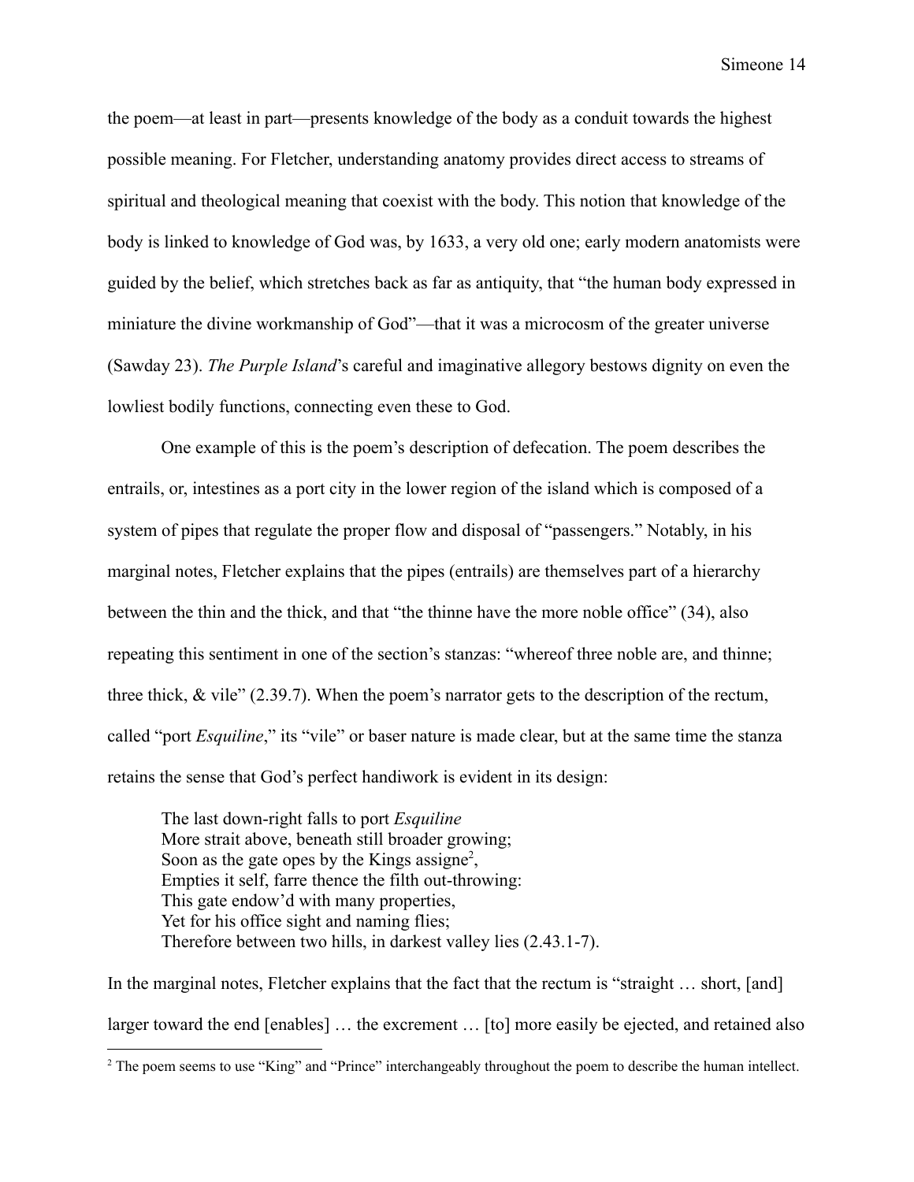the poem—at least in part—presents knowledge of the body as a conduit towards the highest possible meaning. For Fletcher, understanding anatomy provides direct access to streams of spiritual and theological meaning that coexist with the body. This notion that knowledge of the body is linked to knowledge of God was, by 1633, a very old one; early modern anatomists were guided by the belief, which stretches back as far as antiquity, that "the human body expressed in miniature the divine workmanship of God"—that it was a microcosm of the greater universe (Sawday 23). *The Purple Island*'s careful and imaginative allegory bestows dignity on even the lowliest bodily functions, connecting even these to God.

One example of this is the poem's description of defecation. The poem describes the entrails, or, intestines as a port city in the lower region of the island which is composed of a system of pipes that regulate the proper flow and disposal of "passengers." Notably, in his marginal notes, Fletcher explains that the pipes (entrails) are themselves part of a hierarchy between the thin and the thick, and that "the thinne have the more noble office" (34), also repeating this sentiment in one of the section's stanzas: "whereof three noble are, and thinne; three thick, & vile" (2.39.7). When the poem's narrator gets to the description of the rectum, called "port *Esquiline*," its "vile" or baser nature is made clear, but at the same time the stanza retains the sense that God's perfect handiwork is evident in its design:

> The last down-right falls to port *Esquiline*
> More strait above, beneath still broader growing;
> Soon as the gate opes by the Kings assigne[2],
> Empties it self, farre thence the filth out-throwing:
> This gate endow'd with many properties,
> Yet for his office sight and naming flies;
> Therefore between two hills, in darkest valley lies (2.43.1-7).

In the marginal notes, Fletcher explains that the fact that the rectum is "straight … short, [and] larger toward the end [enables] … the excrement … [to] more easily be ejected, and retained also

[2] The poem seems to use "King" and "Prince" interchangeably throughout the poem to describe the human intellect.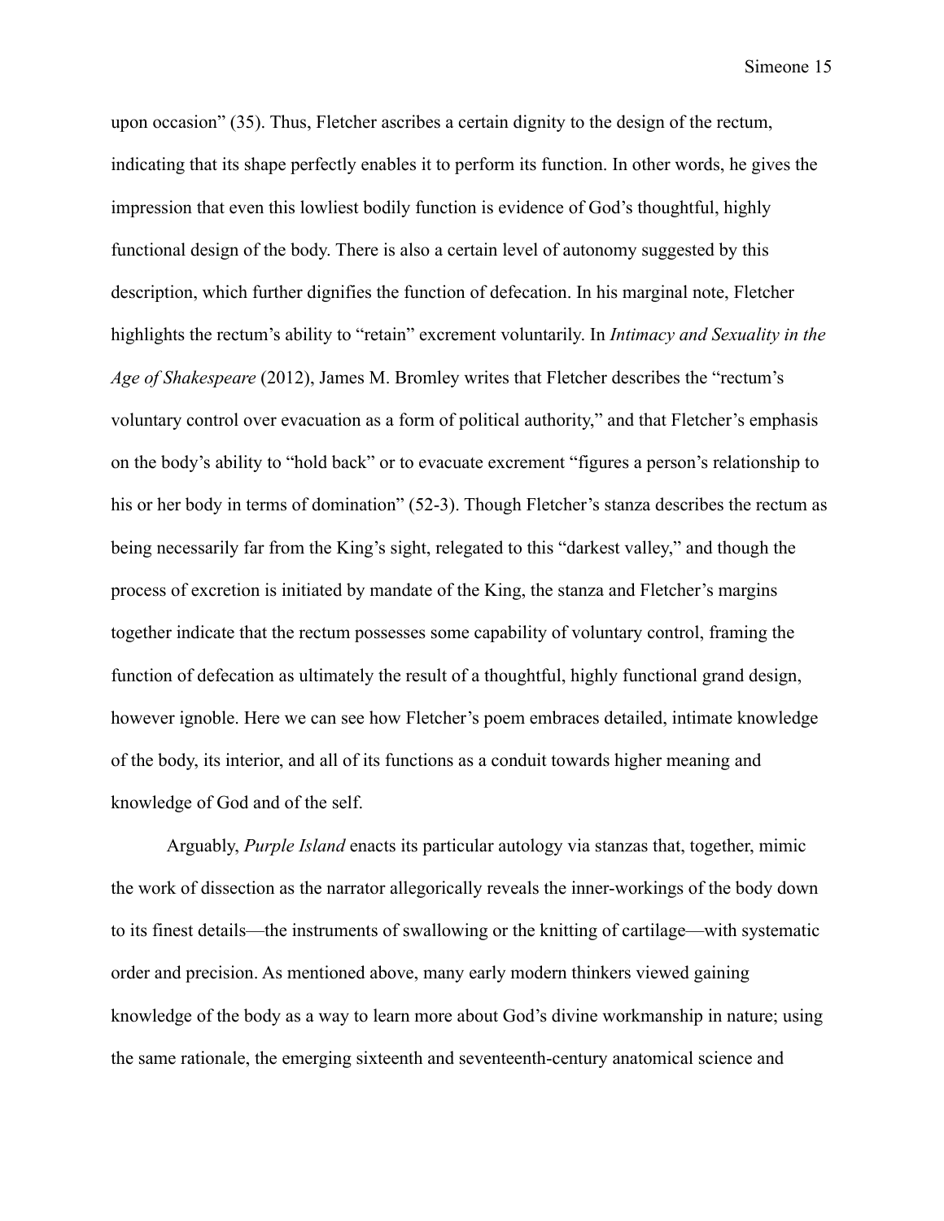upon occasion" (35). Thus, Fletcher ascribes a certain dignity to the design of the rectum, indicating that its shape perfectly enables it to perform its function. In other words, he gives the impression that even this lowliest bodily function is evidence of God's thoughtful, highly functional design of the body. There is also a certain level of autonomy suggested by this description, which further dignifies the function of defecation. In his marginal note, Fletcher highlights the rectum's ability to "retain" excrement voluntarily. In *Intimacy and Sexuality in the Age of Shakespeare* (2012), James M. Bromley writes that Fletcher describes the "rectum's voluntary control over evacuation as a form of political authority," and that Fletcher's emphasis on the body's ability to "hold back" or to evacuate excrement "figures a person's relationship to his or her body in terms of domination" (52-3). Though Fletcher's stanza describes the rectum as being necessarily far from the King's sight, relegated to this "darkest valley," and though the process of excretion is initiated by mandate of the King, the stanza and Fletcher's margins together indicate that the rectum possesses some capability of voluntary control, framing the function of defecation as ultimately the result of a thoughtful, highly functional grand design, however ignoble. Here we can see how Fletcher's poem embraces detailed, intimate knowledge of the body, its interior, and all of its functions as a conduit towards higher meaning and knowledge of God and of the self.

Arguably, *Purple Island* enacts its particular autology via stanzas that, together, mimic the work of dissection as the narrator allegorically reveals the inner-workings of the body down to its finest details—the instruments of swallowing or the knitting of cartilage—with systematic order and precision. As mentioned above, many early modern thinkers viewed gaining knowledge of the body as a way to learn more about God's divine workmanship in nature; using the same rationale, the emerging sixteenth and seventeenth-century anatomical science and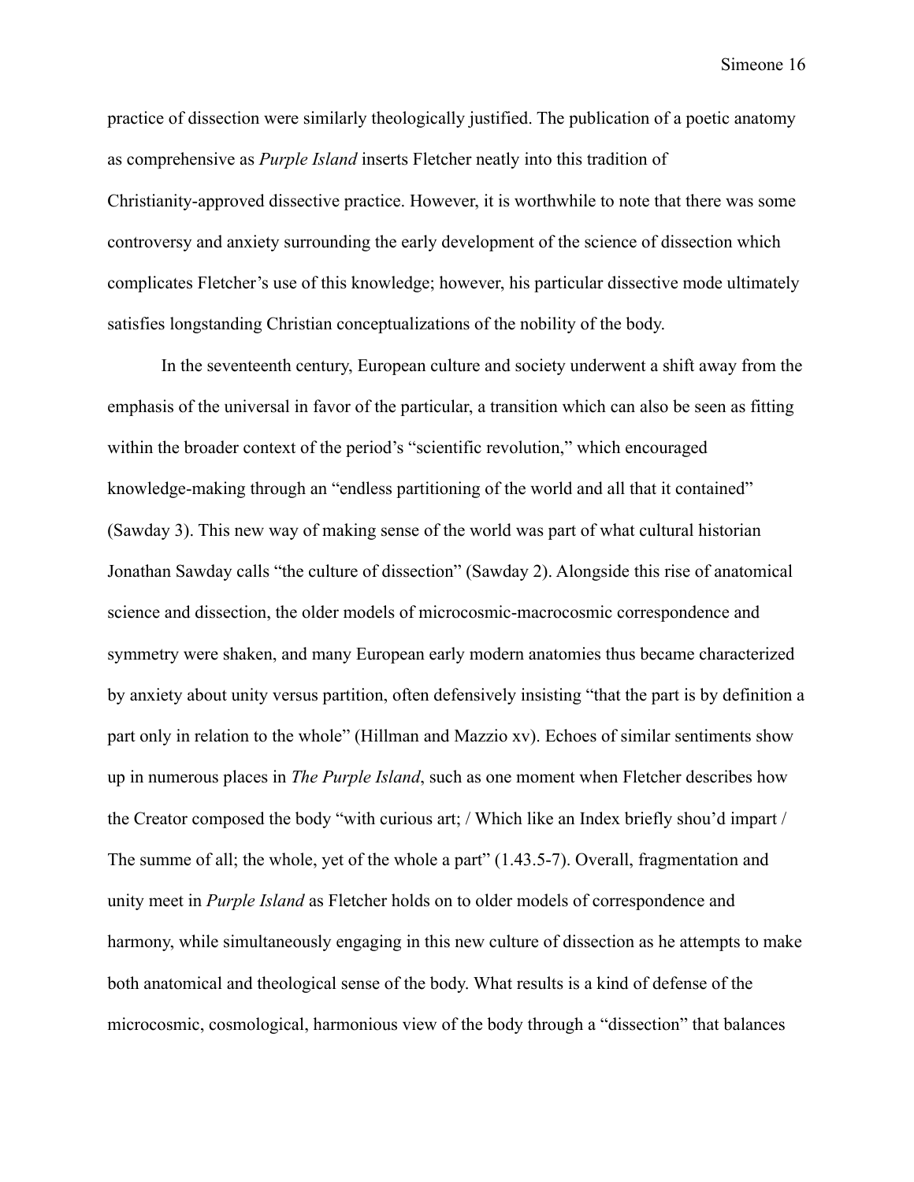practice of dissection were similarly theologically justified. The publication of a poetic anatomy as comprehensive as *Purple Island* inserts Fletcher neatly into this tradition of Christianity-approved dissective practice. However, it is worthwhile to note that there was some controversy and anxiety surrounding the early development of the science of dissection which complicates Fletcher's use of this knowledge; however, his particular dissective mode ultimately satisfies longstanding Christian conceptualizations of the nobility of the body.

In the seventeenth century, European culture and society underwent a shift away from the emphasis of the universal in favor of the particular, a transition which can also be seen as fitting within the broader context of the period's "scientific revolution," which encouraged knowledge-making through an "endless partitioning of the world and all that it contained" (Sawday 3). This new way of making sense of the world was part of what cultural historian Jonathan Sawday calls "the culture of dissection" (Sawday 2). Alongside this rise of anatomical science and dissection, the older models of microcosmic-macrocosmic correspondence and symmetry were shaken, and many European early modern anatomies thus became characterized by anxiety about unity versus partition, often defensively insisting "that the part is by definition a part only in relation to the whole" (Hillman and Mazzio xv). Echoes of similar sentiments show up in numerous places in *The Purple Island*, such as one moment when Fletcher describes how the Creator composed the body "with curious art; / Which like an Index briefly shou'd impart / The summe of all; the whole, yet of the whole a part" (1.43.5-7). Overall, fragmentation and unity meet in *Purple Island* as Fletcher holds on to older models of correspondence and harmony, while simultaneously engaging in this new culture of dissection as he attempts to make both anatomical and theological sense of the body. What results is a kind of defense of the microcosmic, cosmological, harmonious view of the body through a "dissection" that balances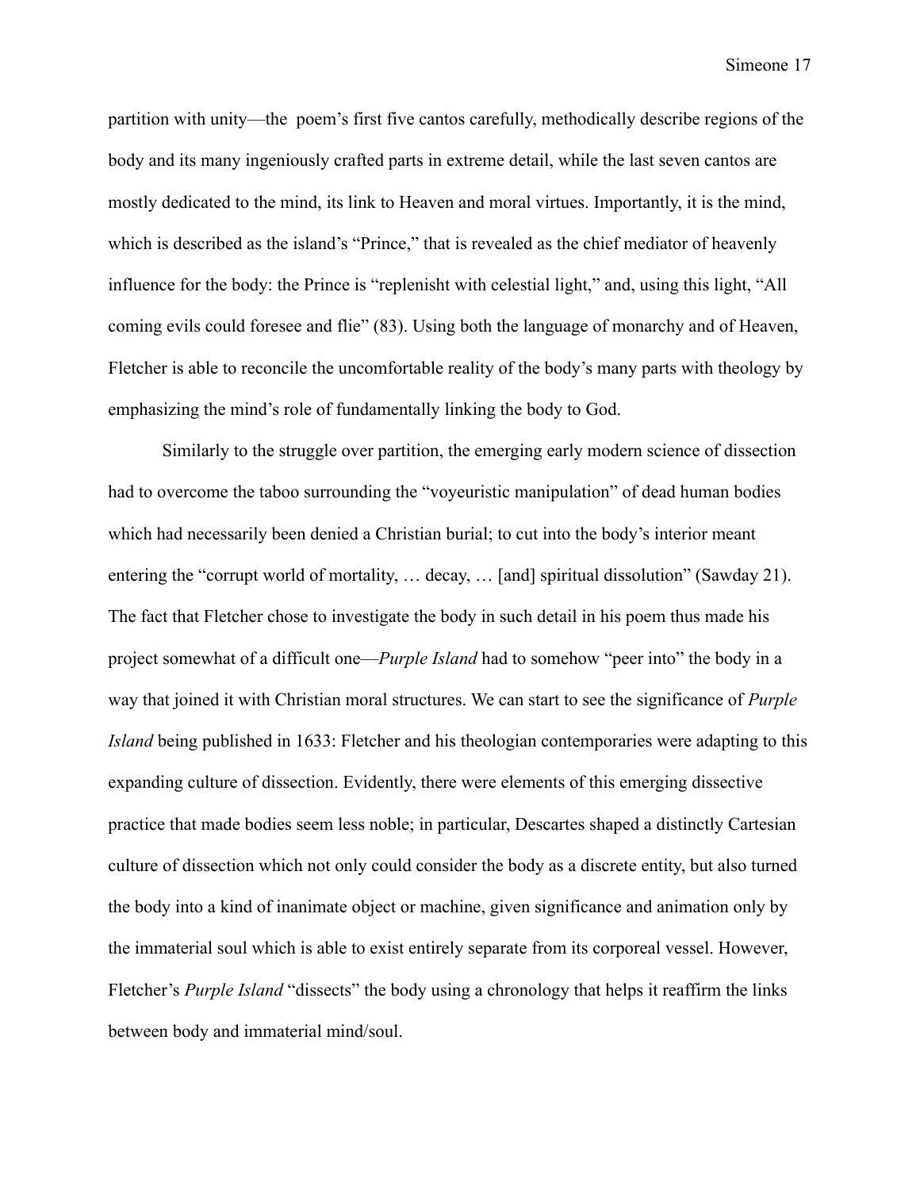partition with unity—the poem's first five cantos carefully, methodically describe regions of the body and its many ingeniously crafted parts in extreme detail, while the last seven cantos are mostly dedicated to the mind, its link to Heaven and moral virtues. Importantly, it is the mind, which is described as the island's "Prince," that is revealed as the chief mediator of heavenly influence for the body: the Prince is "replenisht with celestial light," and, using this light, "All coming evils could foresee and flie" (83). Using both the language of monarchy and of Heaven, Fletcher is able to reconcile the uncomfortable reality of the body's many parts with theology by emphasizing the mind's role of fundamentally linking the body to God.

Similarly to the struggle over partition, the emerging early modern science of dissection had to overcome the taboo surrounding the "voyeuristic manipulation" of dead human bodies which had necessarily been denied a Christian burial; to cut into the body's interior meant entering the "corrupt world of mortality, … decay, … [and] spiritual dissolution" (Sawday 21). The fact that Fletcher chose to investigate the body in such detail in his poem thus made his project somewhat of a difficult one—*Purple Island* had to somehow "peer into" the body in a way that joined it with Christian moral structures. We can start to see the significance of *Purple Island* being published in 1633: Fletcher and his theologian contemporaries were adapting to this expanding culture of dissection. Evidently, there were elements of this emerging dissective practice that made bodies seem less noble; in particular, Descartes shaped a distinctly Cartesian culture of dissection which not only could consider the body as a discrete entity, but also turned the body into a kind of inanimate object or machine, given significance and animation only by the immaterial soul which is able to exist entirely separate from its corporeal vessel. However, Fletcher's *Purple Island* "dissects" the body using a chronology that helps it reaffirm the links between body and immaterial mind/soul.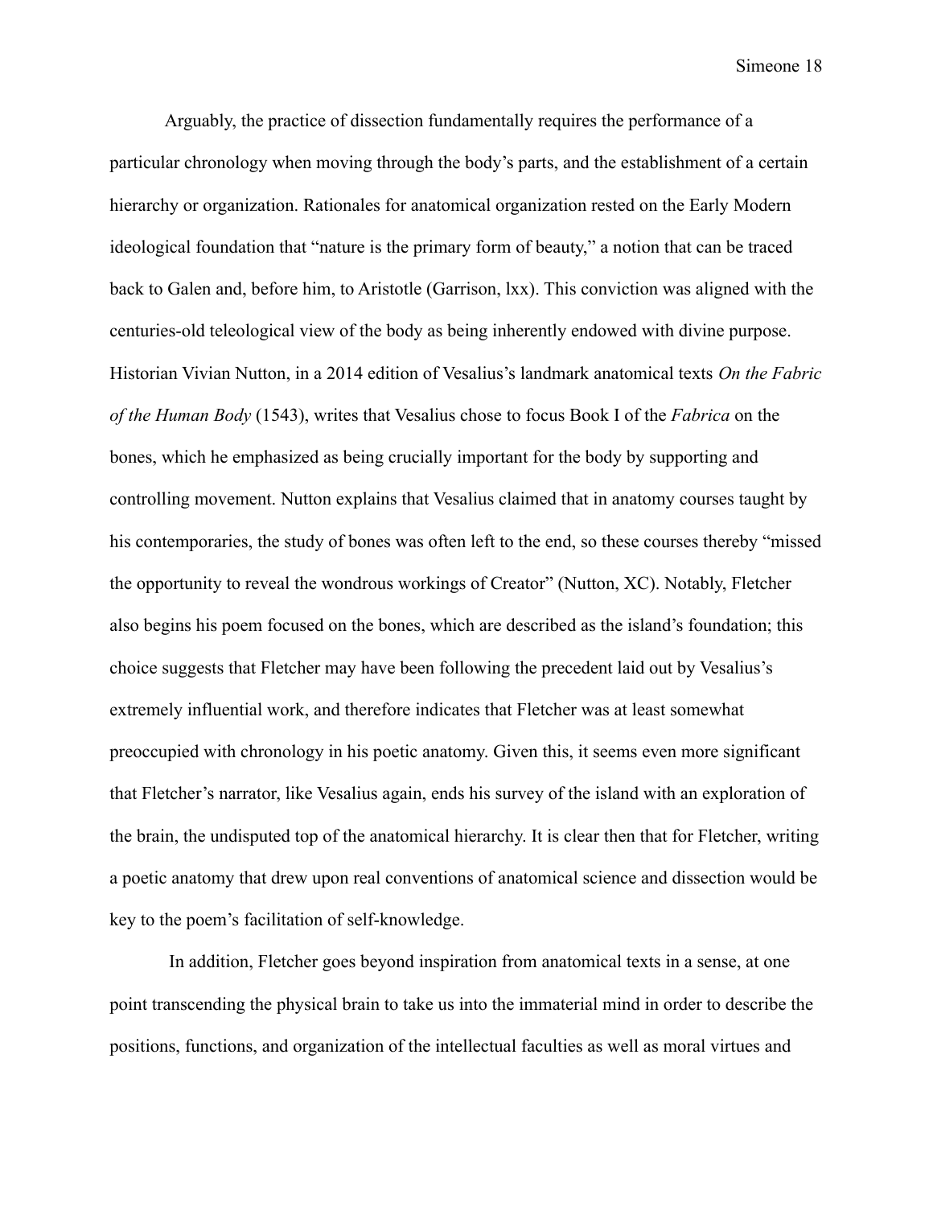Arguably, the practice of dissection fundamentally requires the performance of a particular chronology when moving through the body's parts, and the establishment of a certain hierarchy or organization. Rationales for anatomical organization rested on the Early Modern ideological foundation that "nature is the primary form of beauty," a notion that can be traced back to Galen and, before him, to Aristotle (Garrison, lxx). This conviction was aligned with the centuries-old teleological view of the body as being inherently endowed with divine purpose. Historian Vivian Nutton, in a 2014 edition of Vesalius's landmark anatomical texts *On the Fabric of the Human Body* (1543), writes that Vesalius chose to focus Book I of the *Fabrica* on the bones, which he emphasized as being crucially important for the body by supporting and controlling movement. Nutton explains that Vesalius claimed that in anatomy courses taught by his contemporaries, the study of bones was often left to the end, so these courses thereby "missed the opportunity to reveal the wondrous workings of Creator" (Nutton, XC). Notably, Fletcher also begins his poem focused on the bones, which are described as the island's foundation; this choice suggests that Fletcher may have been following the precedent laid out by Vesalius's extremely influential work, and therefore indicates that Fletcher was at least somewhat preoccupied with chronology in his poetic anatomy. Given this, it seems even more significant that Fletcher's narrator, like Vesalius again, ends his survey of the island with an exploration of the brain, the undisputed top of the anatomical hierarchy. It is clear then that for Fletcher, writing a poetic anatomy that drew upon real conventions of anatomical science and dissection would be key to the poem's facilitation of self-knowledge.

In addition, Fletcher goes beyond inspiration from anatomical texts in a sense, at one point transcending the physical brain to take us into the immaterial mind in order to describe the positions, functions, and organization of the intellectual faculties as well as moral virtues and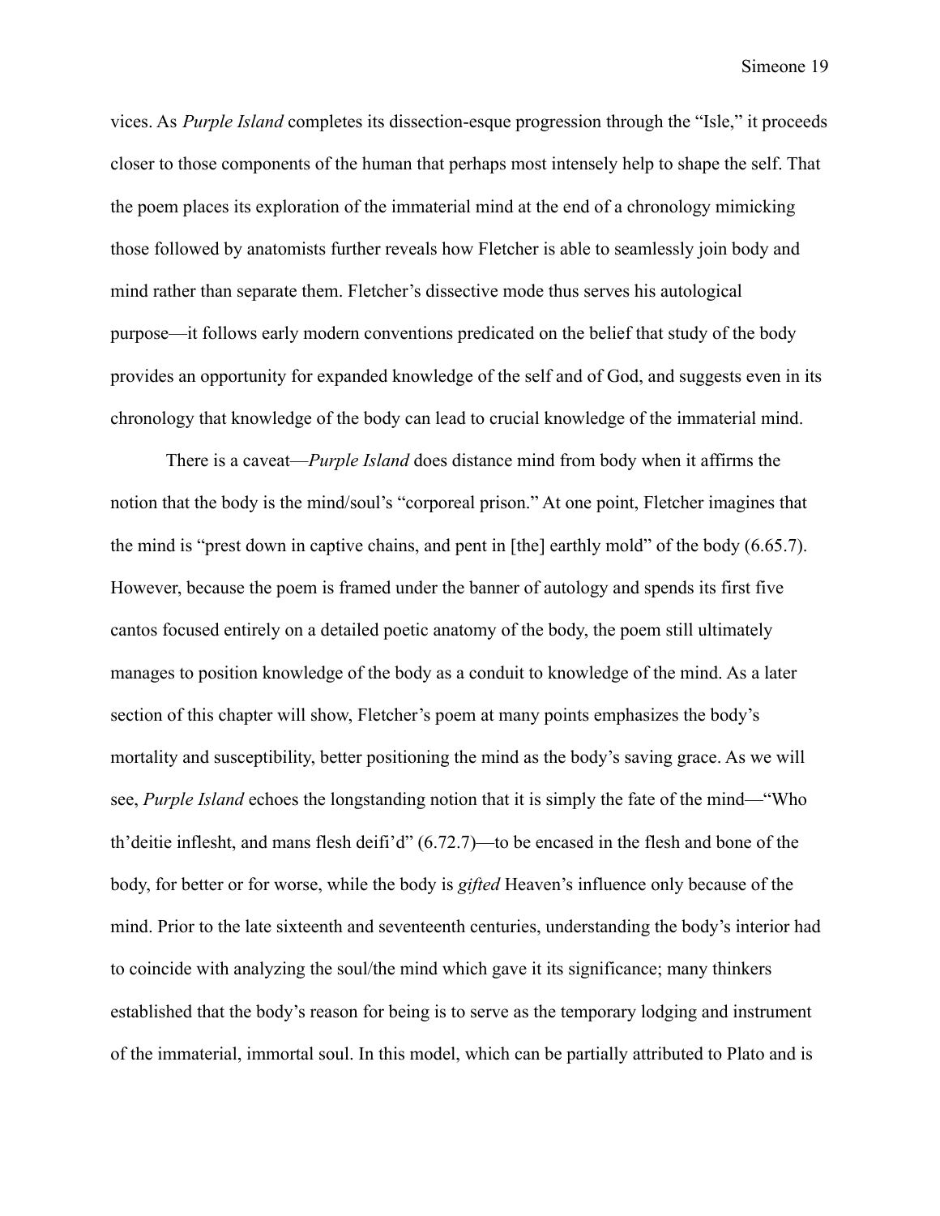vices. As *Purple Island* completes its dissection-esque progression through the "Isle," it proceeds closer to those components of the human that perhaps most intensely help to shape the self. That the poem places its exploration of the immaterial mind at the end of a chronology mimicking those followed by anatomists further reveals how Fletcher is able to seamlessly join body and mind rather than separate them. Fletcher's dissective mode thus serves his autological purpose—it follows early modern conventions predicated on the belief that study of the body provides an opportunity for expanded knowledge of the self and of God, and suggests even in its chronology that knowledge of the body can lead to crucial knowledge of the immaterial mind.

There is a caveat—*Purple Island* does distance mind from body when it affirms the notion that the body is the mind/soul's "corporeal prison." At one point, Fletcher imagines that the mind is "prest down in captive chains, and pent in [the] earthly mold" of the body (6.65.7). However, because the poem is framed under the banner of autology and spends its first five cantos focused entirely on a detailed poetic anatomy of the body, the poem still ultimately manages to position knowledge of the body as a conduit to knowledge of the mind. As a later section of this chapter will show, Fletcher's poem at many points emphasizes the body's mortality and susceptibility, better positioning the mind as the body's saving grace. As we will see, *Purple Island* echoes the longstanding notion that it is simply the fate of the mind—"Who th'deitie inflesht, and mans flesh deifi'd" (6.72.7)—to be encased in the flesh and bone of the body, for better or for worse, while the body is *gifted* Heaven's influence only because of the mind. Prior to the late sixteenth and seventeenth centuries, understanding the body's interior had to coincide with analyzing the soul/the mind which gave it its significance; many thinkers established that the body's reason for being is to serve as the temporary lodging and instrument of the immaterial, immortal soul. In this model, which can be partially attributed to Plato and is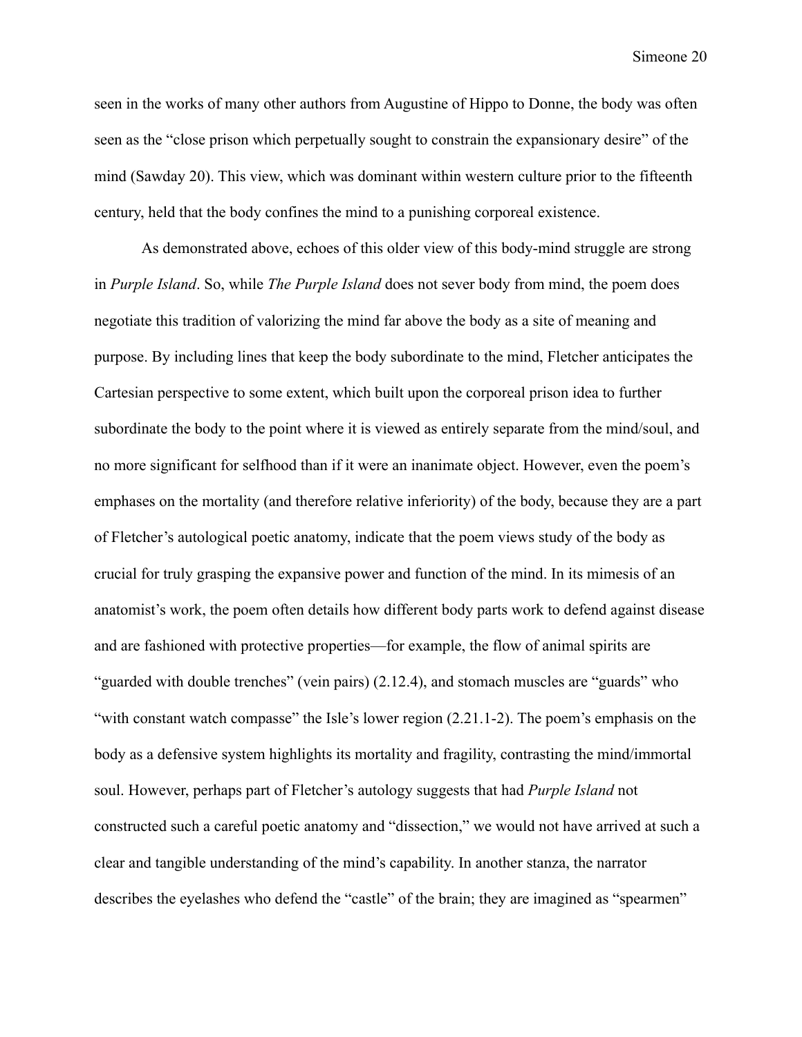seen in the works of many other authors from Augustine of Hippo to Donne, the body was often seen as the "close prison which perpetually sought to constrain the expansionary desire" of the mind (Sawday 20). This view, which was dominant within western culture prior to the fifteenth century, held that the body confines the mind to a punishing corporeal existence.

As demonstrated above, echoes of this older view of this body-mind struggle are strong in *Purple Island*. So, while *The Purple Island* does not sever body from mind, the poem does negotiate this tradition of valorizing the mind far above the body as a site of meaning and purpose. By including lines that keep the body subordinate to the mind, Fletcher anticipates the Cartesian perspective to some extent, which built upon the corporeal prison idea to further subordinate the body to the point where it is viewed as entirely separate from the mind/soul, and no more significant for selfhood than if it were an inanimate object. However, even the poem's emphases on the mortality (and therefore relative inferiority) of the body, because they are a part of Fletcher's autological poetic anatomy, indicate that the poem views study of the body as crucial for truly grasping the expansive power and function of the mind. In its mimesis of an anatomist's work, the poem often details how different body parts work to defend against disease and are fashioned with protective properties—for example, the flow of animal spirits are "guarded with double trenches" (vein pairs) (2.12.4), and stomach muscles are "guards" who "with constant watch compasse" the Isle's lower region (2.21.1-2). The poem's emphasis on the body as a defensive system highlights its mortality and fragility, contrasting the mind/immortal soul. However, perhaps part of Fletcher's autology suggests that had *Purple Island* not constructed such a careful poetic anatomy and "dissection," we would not have arrived at such a clear and tangible understanding of the mind's capability. In another stanza, the narrator describes the eyelashes who defend the "castle" of the brain; they are imagined as "spearmen"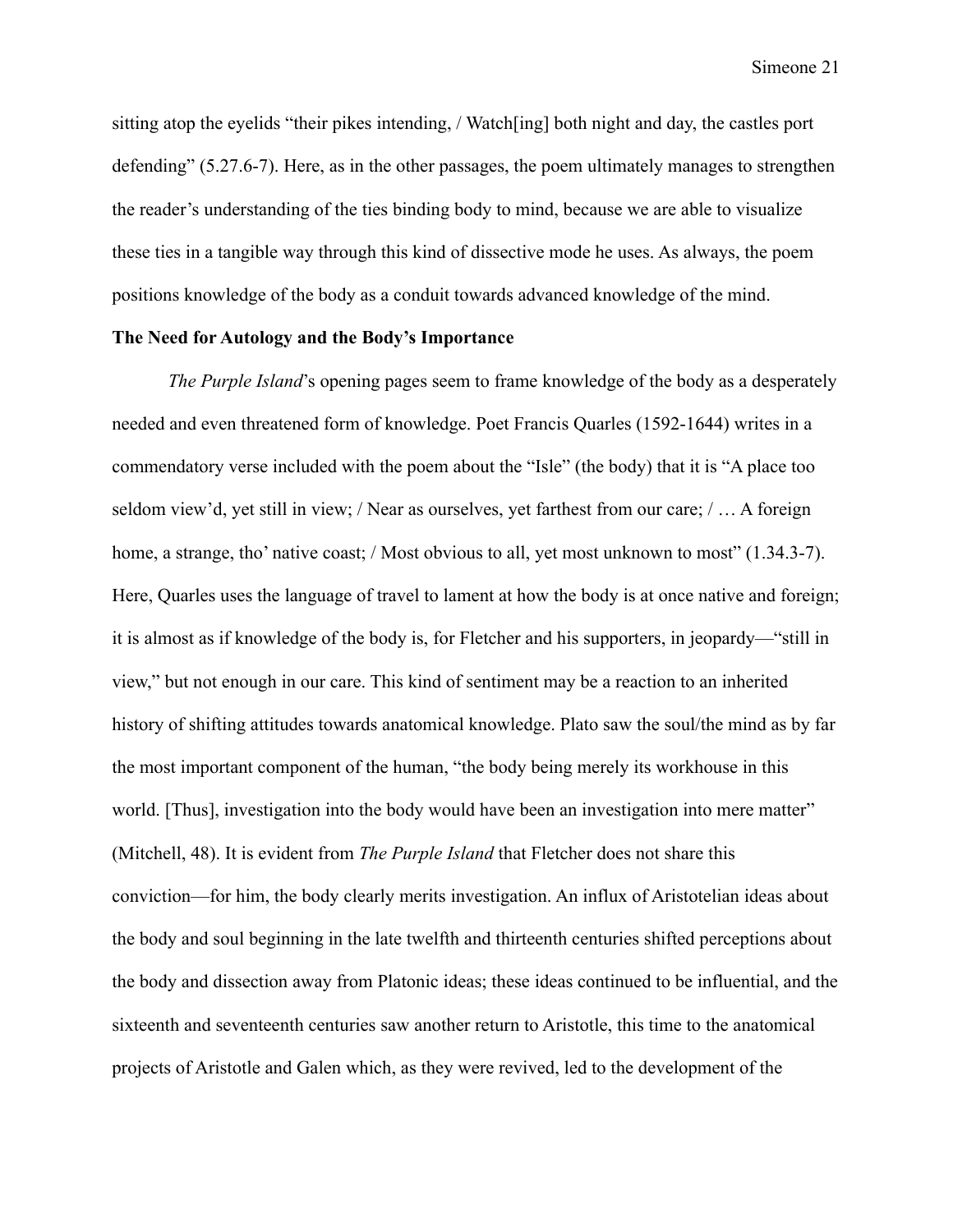sitting atop the eyelids "their pikes intending, / Watch[ing] both night and day, the castles port defending" (5.27.6-7). Here, as in the other passages, the poem ultimately manages to strengthen the reader's understanding of the ties binding body to mind, because we are able to visualize these ties in a tangible way through this kind of dissective mode he uses. As always, the poem positions knowledge of the body as a conduit towards advanced knowledge of the mind.

**The Need for Autology and the Body's Importance**

*The Purple Island*'s opening pages seem to frame knowledge of the body as a desperately needed and even threatened form of knowledge. Poet Francis Quarles (1592-1644) writes in a commendatory verse included with the poem about the "Isle" (the body) that it is "A place too seldom view'd, yet still in view; / Near as ourselves, yet farthest from our care; / … A foreign home, a strange, tho' native coast; / Most obvious to all, yet most unknown to most" (1.34.3-7). Here, Quarles uses the language of travel to lament at how the body is at once native and foreign; it is almost as if knowledge of the body is, for Fletcher and his supporters, in jeopardy—"still in view," but not enough in our care. This kind of sentiment may be a reaction to an inherited history of shifting attitudes towards anatomical knowledge. Plato saw the soul/the mind as by far the most important component of the human, "the body being merely its workhouse in this world. [Thus], investigation into the body would have been an investigation into mere matter" (Mitchell, 48). It is evident from *The Purple Island* that Fletcher does not share this conviction—for him, the body clearly merits investigation. An influx of Aristotelian ideas about the body and soul beginning in the late twelfth and thirteenth centuries shifted perceptions about the body and dissection away from Platonic ideas; these ideas continued to be influential, and the sixteenth and seventeenth centuries saw another return to Aristotle, this time to the anatomical projects of Aristotle and Galen which, as they were revived, led to the development of the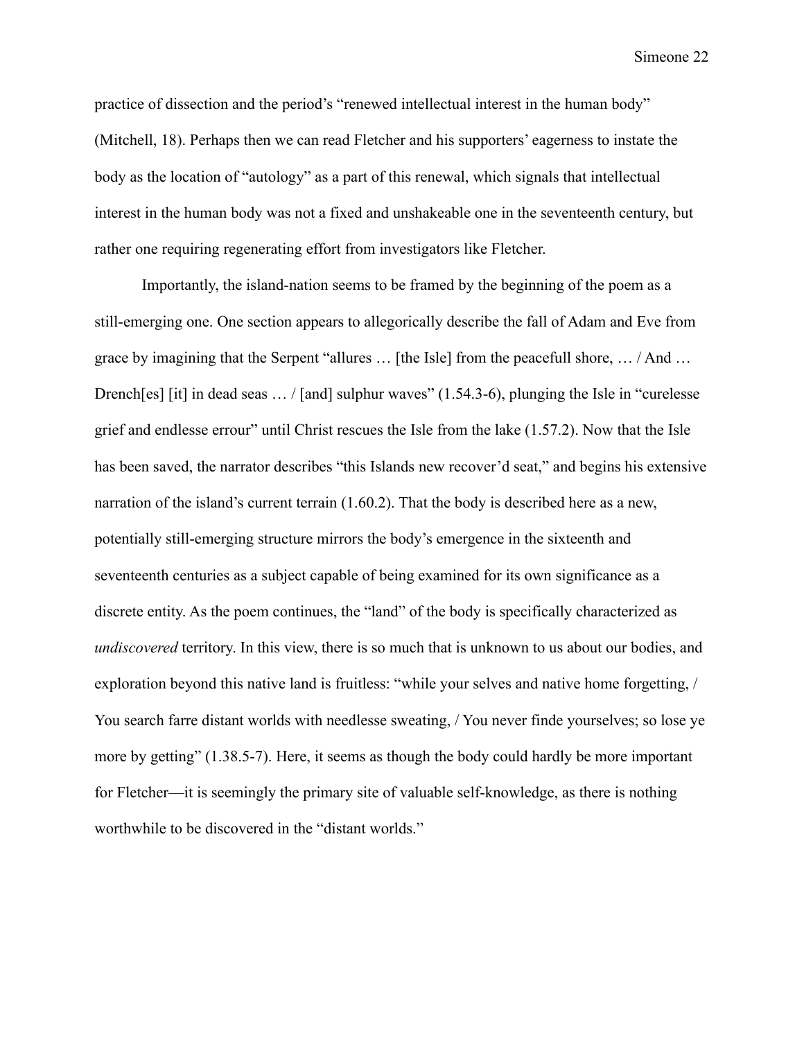practice of dissection and the period's "renewed intellectual interest in the human body" (Mitchell, 18). Perhaps then we can read Fletcher and his supporters' eagerness to instate the body as the location of "autology" as a part of this renewal, which signals that intellectual interest in the human body was not a fixed and unshakeable one in the seventeenth century, but rather one requiring regenerating effort from investigators like Fletcher.

Importantly, the island-nation seems to be framed by the beginning of the poem as a still-emerging one. One section appears to allegorically describe the fall of Adam and Eve from grace by imagining that the Serpent "allures … [the Isle] from the peacefull shore, … / And … Drench[es] [it] in dead seas … / [and] sulphur waves" (1.54.3-6), plunging the Isle in "curelesse grief and endlesse errour" until Christ rescues the Isle from the lake (1.57.2). Now that the Isle has been saved, the narrator describes "this Islands new recover'd seat," and begins his extensive narration of the island's current terrain (1.60.2). That the body is described here as a new, potentially still-emerging structure mirrors the body's emergence in the sixteenth and seventeenth centuries as a subject capable of being examined for its own significance as a discrete entity. As the poem continues, the "land" of the body is specifically characterized as *undiscovered* territory. In this view, there is so much that is unknown to us about our bodies, and exploration beyond this native land is fruitless: "while your selves and native home forgetting, / You search farre distant worlds with needlesse sweating, / You never finde yourselves; so lose ye more by getting" (1.38.5-7). Here, it seems as though the body could hardly be more important for Fletcher—it is seemingly the primary site of valuable self-knowledge, as there is nothing worthwhile to be discovered in the "distant worlds."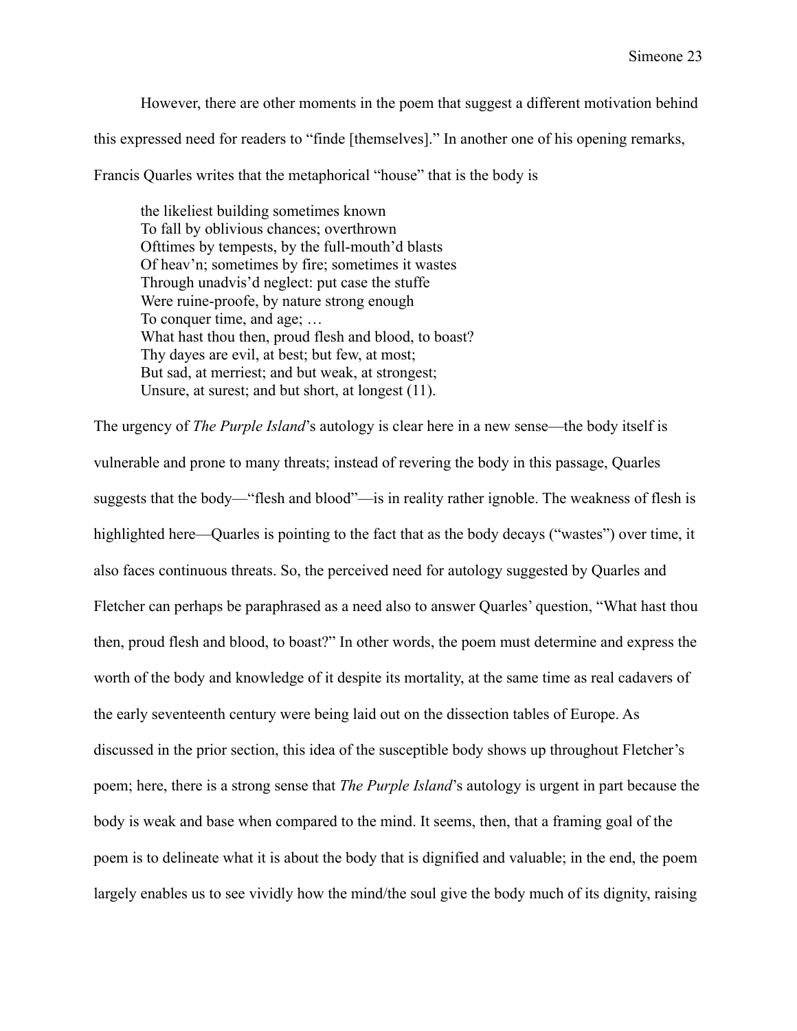However, there are other moments in the poem that suggest a different motivation behind this expressed need for readers to "finde [themselves]." In another one of his opening remarks, Francis Quarles writes that the metaphorical "house" that is the body is

> the likeliest building sometimes known
> To fall by oblivious chances; overthrown
> Ofttimes by tempests, by the full-mouth'd blasts
> Of heav'n; sometimes by fire; sometimes it wastes
> Through unadvis'd neglect: put case the stuffe
> Were ruine-proofe, by nature strong enough
> To conquer time, and age; …
> What hast thou then, proud flesh and blood, to boast?
> Thy dayes are evil, at best; but few, at most;
> But sad, at merriest; and but weak, at strongest;
> Unsure, at surest; and but short, at longest (11).

The urgency of *The Purple Island*'s autology is clear here in a new sense—the body itself is vulnerable and prone to many threats; instead of revering the body in this passage, Quarles suggests that the body—"flesh and blood"—is in reality rather ignoble. The weakness of flesh is highlighted here—Quarles is pointing to the fact that as the body decays ("wastes") over time, it also faces continuous threats. So, the perceived need for autology suggested by Quarles and Fletcher can perhaps be paraphrased as a need also to answer Quarles' question, "What hast thou then, proud flesh and blood, to boast?" In other words, the poem must determine and express the worth of the body and knowledge of it despite its mortality, at the same time as real cadavers of the early seventeenth century were being laid out on the dissection tables of Europe. As discussed in the prior section, this idea of the susceptible body shows up throughout Fletcher's poem; here, there is a strong sense that *The Purple Island*'s autology is urgent in part because the body is weak and base when compared to the mind. It seems, then, that a framing goal of the poem is to delineate what it is about the body that is dignified and valuable; in the end, the poem largely enables us to see vividly how the mind/the soul give the body much of its dignity, raising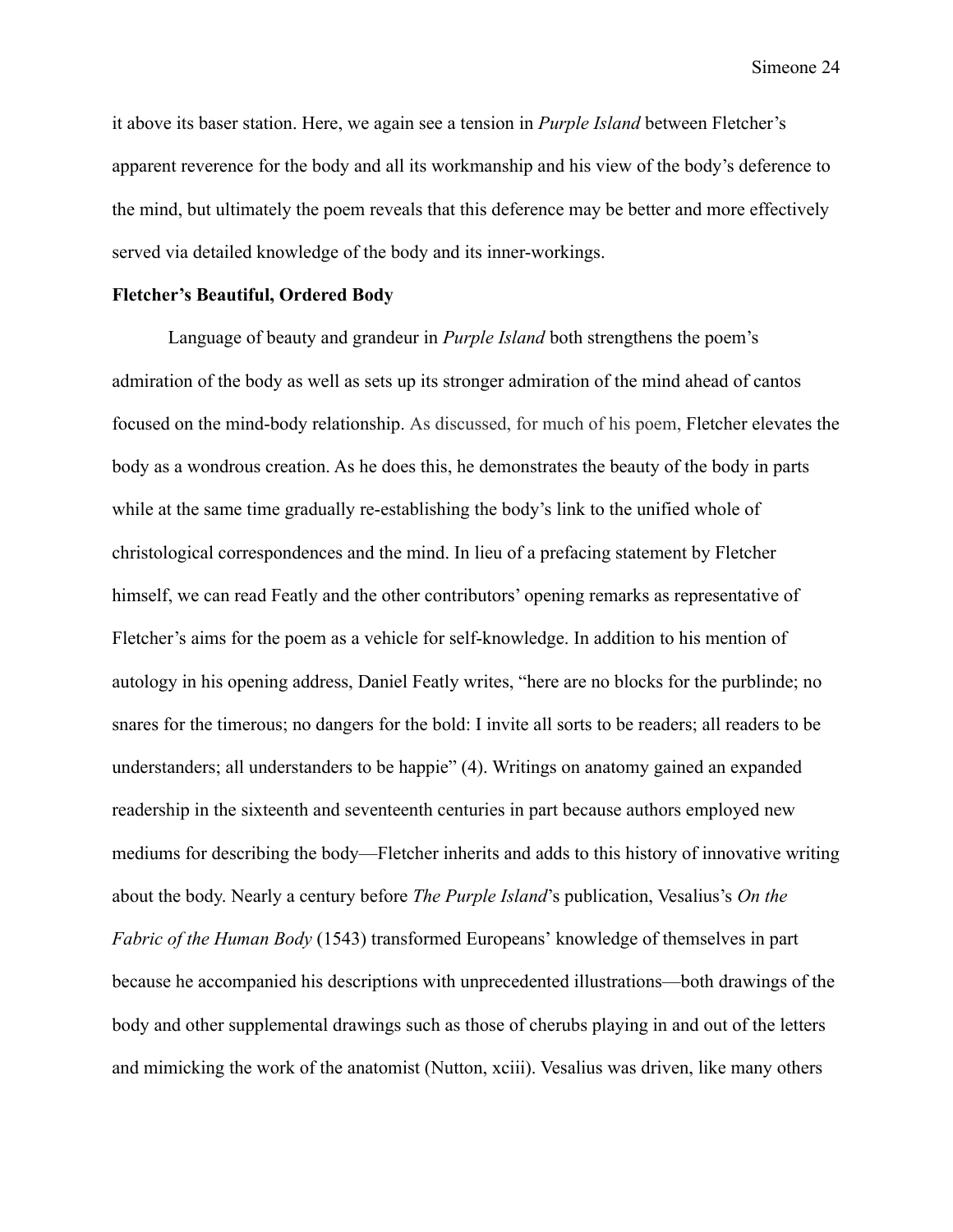it above its baser station. Here, we again see a tension in *Purple Island* between Fletcher's apparent reverence for the body and all its workmanship and his view of the body's deference to the mind, but ultimately the poem reveals that this deference may be better and more effectively served via detailed knowledge of the body and its inner-workings.

**Fletcher's Beautiful, Ordered Body**

Language of beauty and grandeur in *Purple Island* both strengthens the poem's admiration of the body as well as sets up its stronger admiration of the mind ahead of cantos focused on the mind-body relationship. As discussed, for much of his poem, Fletcher elevates the body as a wondrous creation. As he does this, he demonstrates the beauty of the body in parts while at the same time gradually re-establishing the body's link to the unified whole of christological correspondences and the mind. In lieu of a prefacing statement by Fletcher himself, we can read Featly and the other contributors' opening remarks as representative of Fletcher's aims for the poem as a vehicle for self-knowledge. In addition to his mention of autology in his opening address, Daniel Featly writes, "here are no blocks for the purblinde; no snares for the timerous; no dangers for the bold: I invite all sorts to be readers; all readers to be understanders; all understanders to be happie" (4). Writings on anatomy gained an expanded readership in the sixteenth and seventeenth centuries in part because authors employed new mediums for describing the body—Fletcher inherits and adds to this history of innovative writing about the body. Nearly a century before *The Purple Island*'s publication, Vesalius's *On the Fabric of the Human Body* (1543) transformed Europeans' knowledge of themselves in part because he accompanied his descriptions with unprecedented illustrations—both drawings of the body and other supplemental drawings such as those of cherubs playing in and out of the letters and mimicking the work of the anatomist (Nutton, xciii). Vesalius was driven, like many others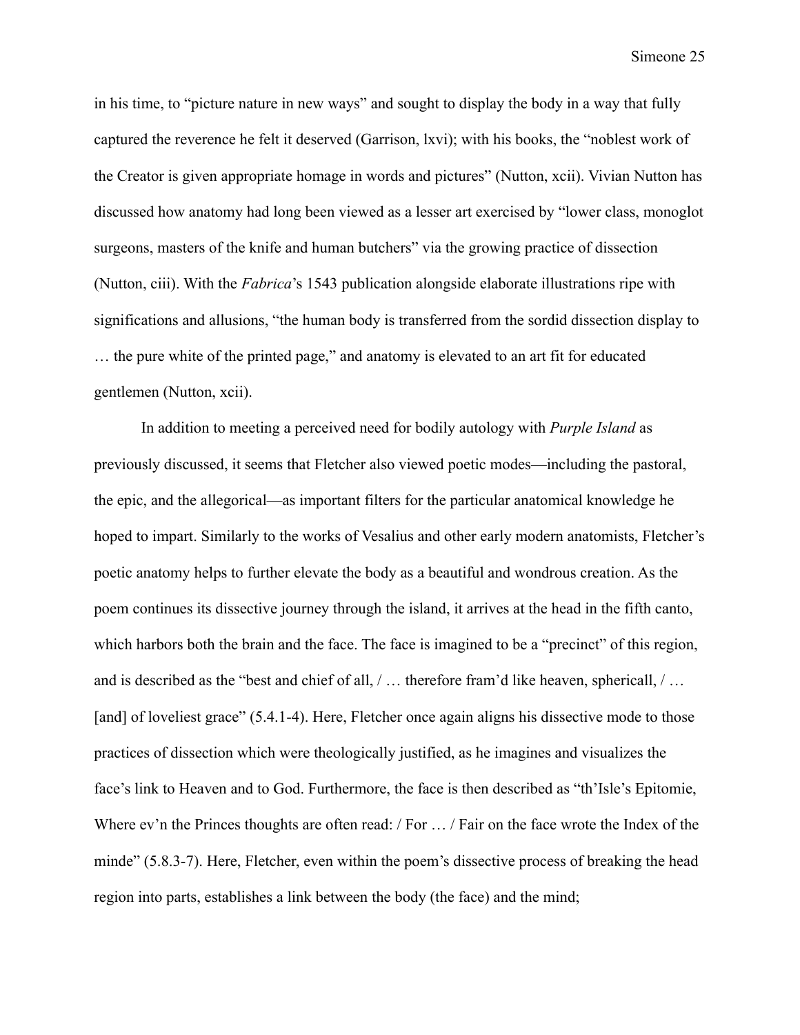in his time, to "picture nature in new ways" and sought to display the body in a way that fully captured the reverence he felt it deserved (Garrison, lxvi); with his books, the "noblest work of the Creator is given appropriate homage in words and pictures" (Nutton, xcii). Vivian Nutton has discussed how anatomy had long been viewed as a lesser art exercised by "lower class, monoglot surgeons, masters of the knife and human butchers" via the growing practice of dissection (Nutton, ciii). With the *Fabrica*'s 1543 publication alongside elaborate illustrations ripe with significations and allusions, "the human body is transferred from the sordid dissection display to … the pure white of the printed page," and anatomy is elevated to an art fit for educated gentlemen (Nutton, xcii).

In addition to meeting a perceived need for bodily autology with *Purple Island* as previously discussed, it seems that Fletcher also viewed poetic modes—including the pastoral, the epic, and the allegorical—as important filters for the particular anatomical knowledge he hoped to impart. Similarly to the works of Vesalius and other early modern anatomists, Fletcher's poetic anatomy helps to further elevate the body as a beautiful and wondrous creation. As the poem continues its dissective journey through the island, it arrives at the head in the fifth canto, which harbors both the brain and the face. The face is imagined to be a "precinct" of this region, and is described as the "best and chief of all, / … therefore fram'd like heaven, sphericall, / … [and] of loveliest grace" (5.4.1-4). Here, Fletcher once again aligns his dissective mode to those practices of dissection which were theologically justified, as he imagines and visualizes the face's link to Heaven and to God. Furthermore, the face is then described as "th'Isle's Epitomie, Where ev'n the Princes thoughts are often read: / For … / Fair on the face wrote the Index of the minde" (5.8.3-7). Here, Fletcher, even within the poem's dissective process of breaking the head region into parts, establishes a link between the body (the face) and the mind;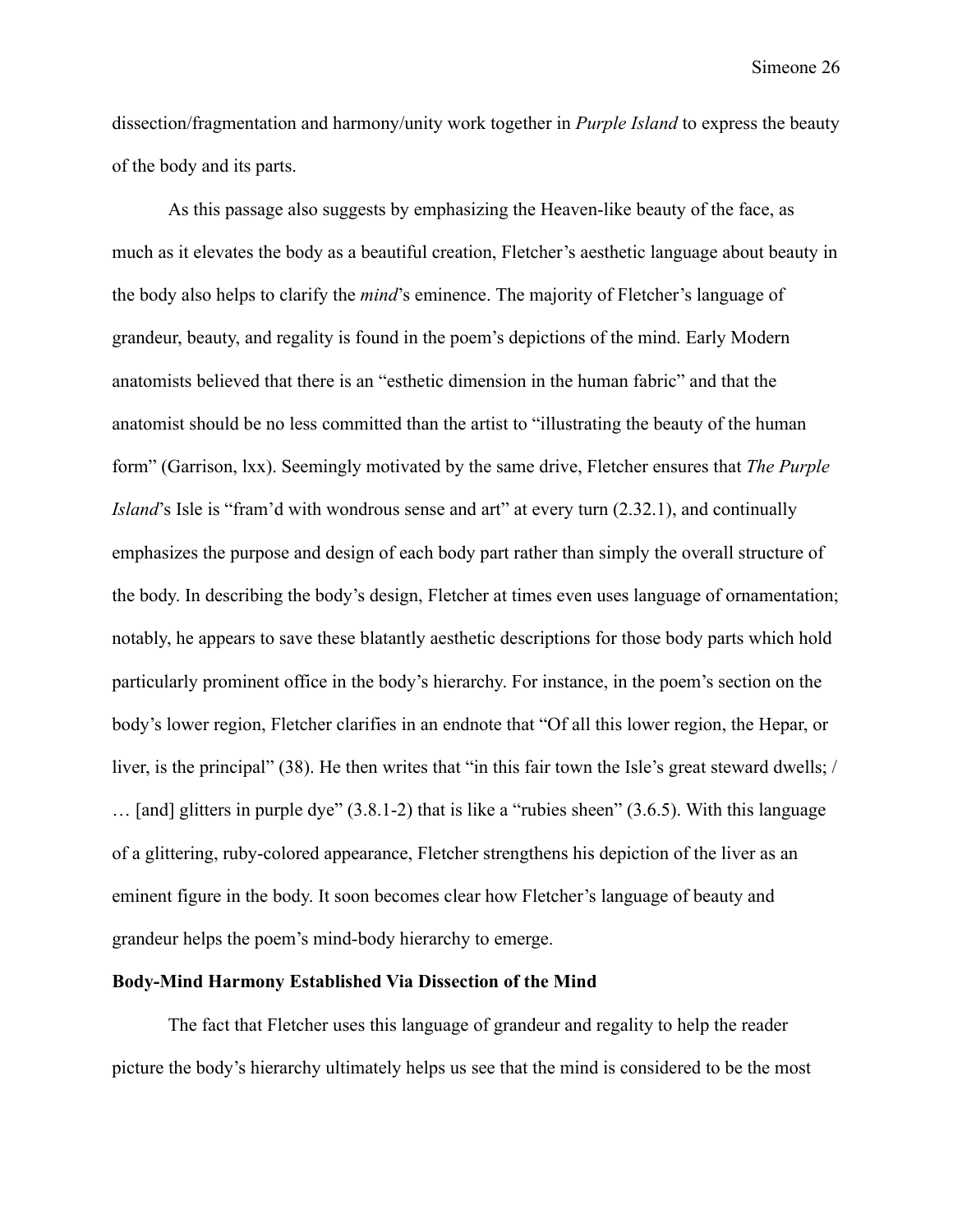dissection/fragmentation and harmony/unity work together in *Purple Island* to express the beauty of the body and its parts.

As this passage also suggests by emphasizing the Heaven-like beauty of the face, as much as it elevates the body as a beautiful creation, Fletcher's aesthetic language about beauty in the body also helps to clarify the *mind*'s eminence. The majority of Fletcher's language of grandeur, beauty, and regality is found in the poem's depictions of the mind. Early Modern anatomists believed that there is an "esthetic dimension in the human fabric" and that the anatomist should be no less committed than the artist to "illustrating the beauty of the human form" (Garrison, lxx). Seemingly motivated by the same drive, Fletcher ensures that *The Purple Island*'s Isle is "fram'd with wondrous sense and art" at every turn (2.32.1), and continually emphasizes the purpose and design of each body part rather than simply the overall structure of the body. In describing the body's design, Fletcher at times even uses language of ornamentation; notably, he appears to save these blatantly aesthetic descriptions for those body parts which hold particularly prominent office in the body's hierarchy. For instance, in the poem's section on the body's lower region, Fletcher clarifies in an endnote that "Of all this lower region, the Hepar, or liver, is the principal" (38). He then writes that "in this fair town the Isle's great steward dwells; / … [and] glitters in purple dye" (3.8.1-2) that is like a "rubies sheen" (3.6.5). With this language of a glittering, ruby-colored appearance, Fletcher strengthens his depiction of the liver as an eminent figure in the body. It soon becomes clear how Fletcher's language of beauty and grandeur helps the poem's mind-body hierarchy to emerge.

**Body-Mind Harmony Established Via Dissection of the Mind**

The fact that Fletcher uses this language of grandeur and regality to help the reader picture the body's hierarchy ultimately helps us see that the mind is considered to be the most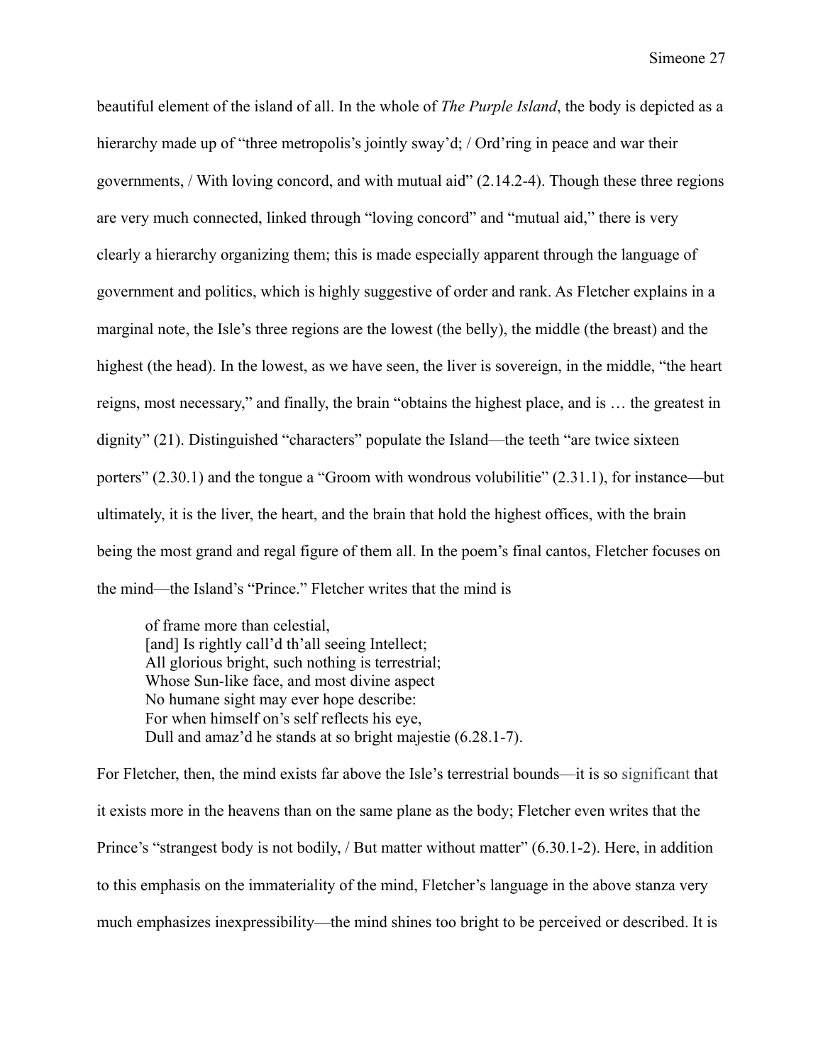beautiful element of the island of all. In the whole of *The Purple Island*, the body is depicted as a hierarchy made up of "three metropolis's jointly sway'd; / Ord'ring in peace and war their governments, / With loving concord, and with mutual aid" (2.14.2-4). Though these three regions are very much connected, linked through "loving concord" and "mutual aid," there is very clearly a hierarchy organizing them; this is made especially apparent through the language of government and politics, which is highly suggestive of order and rank. As Fletcher explains in a marginal note, the Isle's three regions are the lowest (the belly), the middle (the breast) and the highest (the head). In the lowest, as we have seen, the liver is sovereign, in the middle, "the heart reigns, most necessary," and finally, the brain "obtains the highest place, and is … the greatest in dignity" (21). Distinguished "characters" populate the Island—the teeth "are twice sixteen porters" (2.30.1) and the tongue a "Groom with wondrous volubilitie" (2.31.1), for instance—but ultimately, it is the liver, the heart, and the brain that hold the highest offices, with the brain being the most grand and regal figure of them all. In the poem's final cantos, Fletcher focuses on the mind—the Island's "Prince." Fletcher writes that the mind is

> of frame more than celestial,
> [and] Is rightly call'd th'all seeing Intellect;
> All glorious bright, such nothing is terrestrial;
> Whose Sun-like face, and most divine aspect
> No humane sight may ever hope describe:
> For when himself on's self reflects his eye,
> Dull and amaz'd he stands at so bright majestie (6.28.1-7).

For Fletcher, then, the mind exists far above the Isle's terrestrial bounds—it is so significant that it exists more in the heavens than on the same plane as the body; Fletcher even writes that the Prince's "strangest body is not bodily, / But matter without matter" (6.30.1-2). Here, in addition to this emphasis on the immateriality of the mind, Fletcher's language in the above stanza very much emphasizes inexpressibility—the mind shines too bright to be perceived or described. It is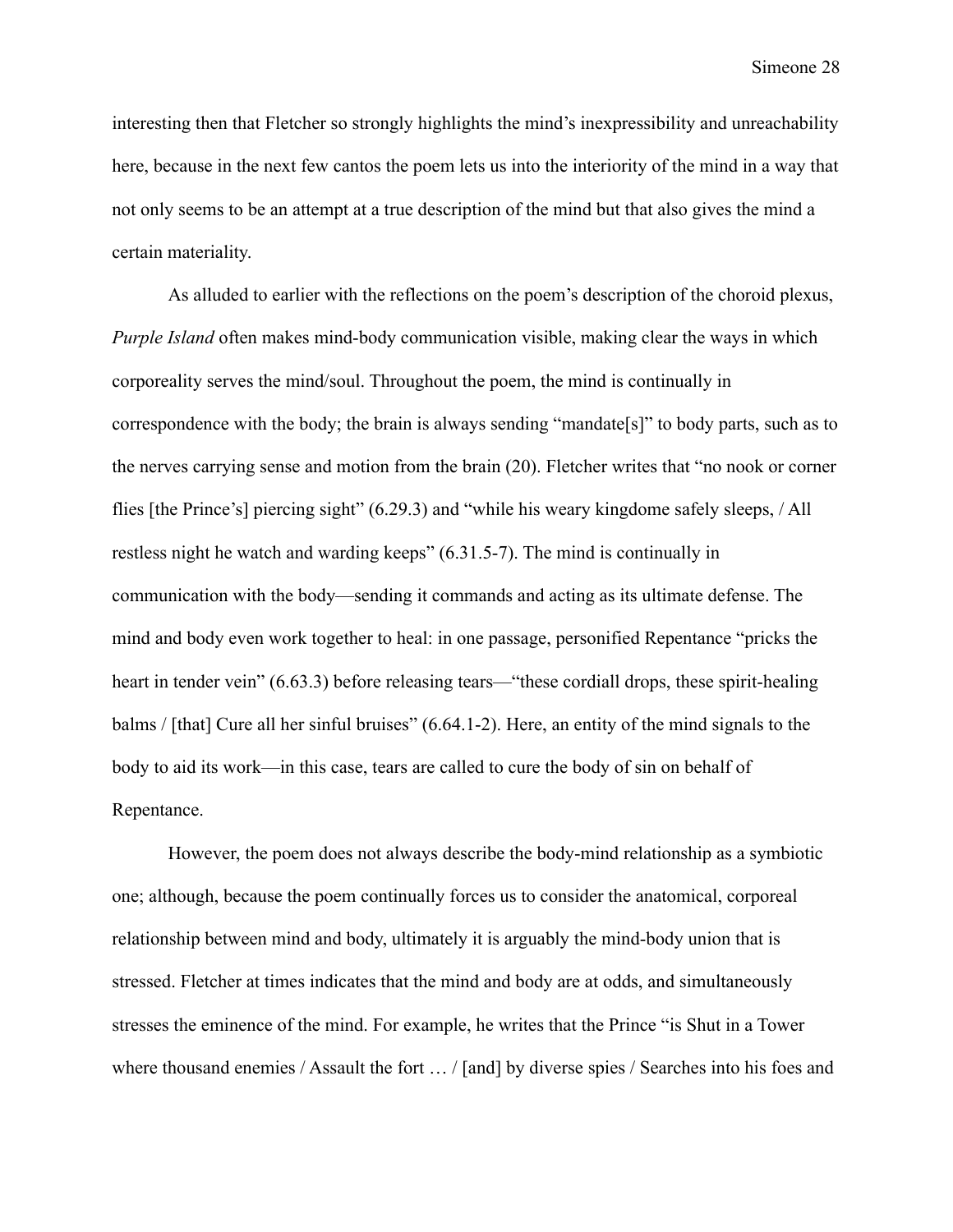interesting then that Fletcher so strongly highlights the mind's inexpressibility and unreachability here, because in the next few cantos the poem lets us into the interiority of the mind in a way that not only seems to be an attempt at a true description of the mind but that also gives the mind a certain materiality.

As alluded to earlier with the reflections on the poem's description of the choroid plexus, *Purple Island* often makes mind-body communication visible, making clear the ways in which corporeality serves the mind/soul. Throughout the poem, the mind is continually in correspondence with the body; the brain is always sending "mandate[s]" to body parts, such as to the nerves carrying sense and motion from the brain (20). Fletcher writes that "no nook or corner flies [the Prince's] piercing sight" (6.29.3) and "while his weary kingdome safely sleeps, / All restless night he watch and warding keeps" (6.31.5-7). The mind is continually in communication with the body—sending it commands and acting as its ultimate defense. The mind and body even work together to heal: in one passage, personified Repentance "pricks the heart in tender vein" (6.63.3) before releasing tears—"these cordiall drops, these spirit-healing balms / [that] Cure all her sinful bruises" (6.64.1-2). Here, an entity of the mind signals to the body to aid its work—in this case, tears are called to cure the body of sin on behalf of Repentance.

However, the poem does not always describe the body-mind relationship as a symbiotic one; although, because the poem continually forces us to consider the anatomical, corporeal relationship between mind and body, ultimately it is arguably the mind-body union that is stressed. Fletcher at times indicates that the mind and body are at odds, and simultaneously stresses the eminence of the mind. For example, he writes that the Prince "is Shut in a Tower where thousand enemies / Assault the fort … / [and] by diverse spies / Searches into his foes and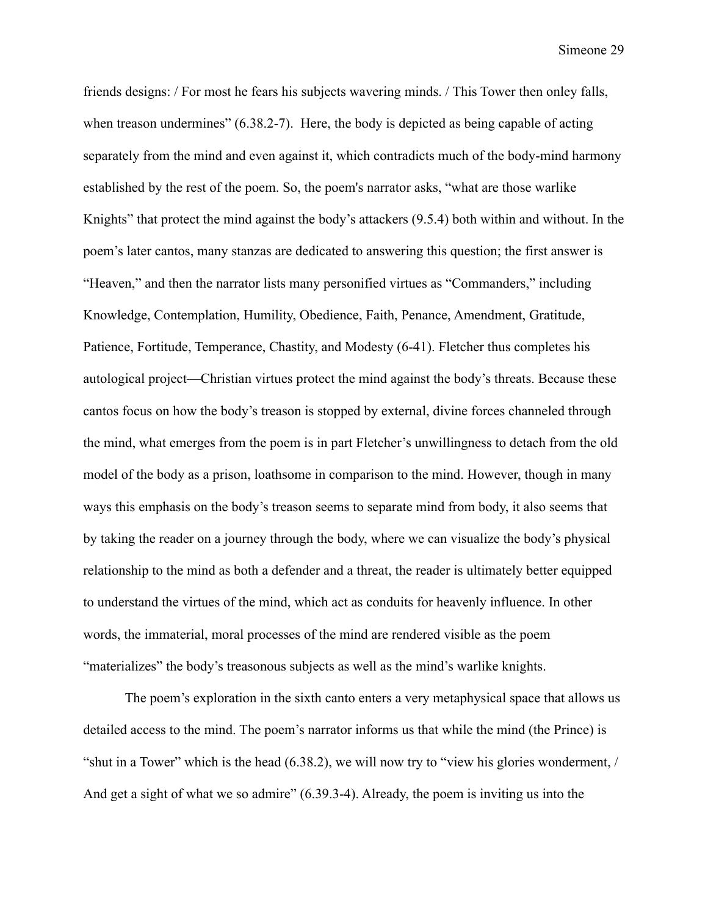friends designs: / For most he fears his subjects wavering minds. / This Tower then onley falls, when treason undermines" (6.38.2-7). Here, the body is depicted as being capable of acting separately from the mind and even against it, which contradicts much of the body-mind harmony established by the rest of the poem. So, the poem's narrator asks, "what are those warlike Knights" that protect the mind against the body's attackers (9.5.4) both within and without. In the poem's later cantos, many stanzas are dedicated to answering this question; the first answer is "Heaven," and then the narrator lists many personified virtues as "Commanders," including Knowledge, Contemplation, Humility, Obedience, Faith, Penance, Amendment, Gratitude, Patience, Fortitude, Temperance, Chastity, and Modesty (6-41). Fletcher thus completes his autological project—Christian virtues protect the mind against the body's threats. Because these cantos focus on how the body's treason is stopped by external, divine forces channeled through the mind, what emerges from the poem is in part Fletcher's unwillingness to detach from the old model of the body as a prison, loathsome in comparison to the mind. However, though in many ways this emphasis on the body's treason seems to separate mind from body, it also seems that by taking the reader on a journey through the body, where we can visualize the body's physical relationship to the mind as both a defender and a threat, the reader is ultimately better equipped to understand the virtues of the mind, which act as conduits for heavenly influence. In other words, the immaterial, moral processes of the mind are rendered visible as the poem "materializes" the body's treasonous subjects as well as the mind's warlike knights.

The poem's exploration in the sixth canto enters a very metaphysical space that allows us detailed access to the mind. The poem's narrator informs us that while the mind (the Prince) is "shut in a Tower" which is the head (6.38.2), we will now try to "view his glories wonderment, / And get a sight of what we so admire" (6.39.3-4). Already, the poem is inviting us into the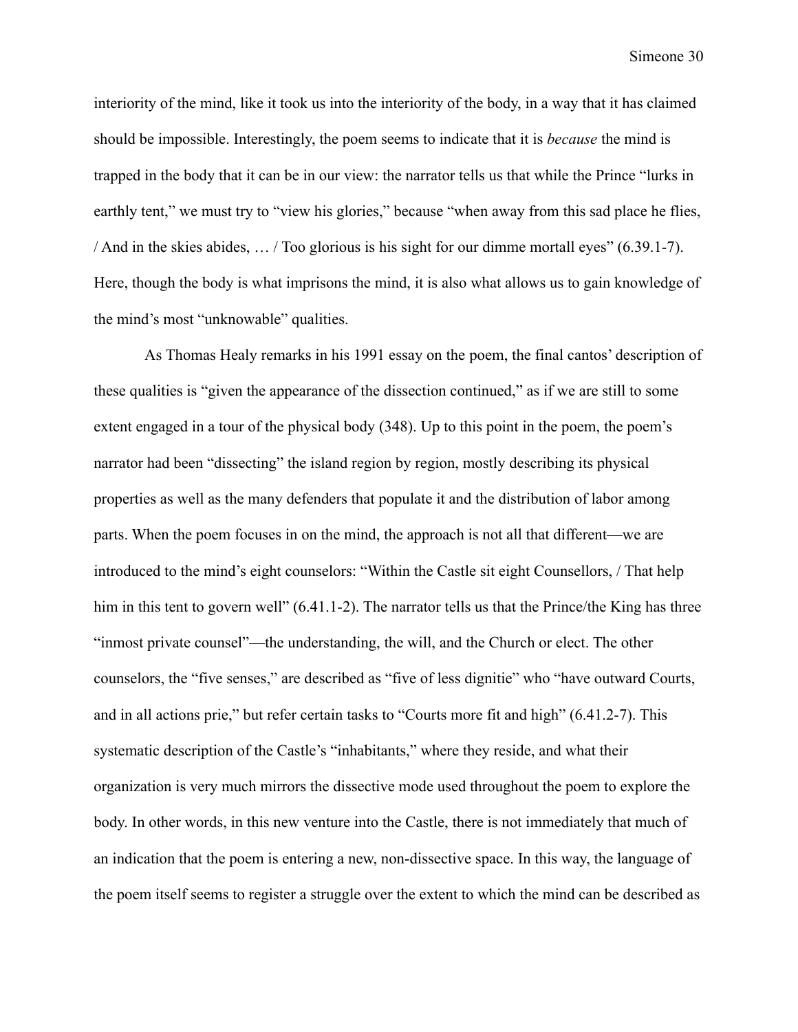interiority of the mind, like it took us into the interiority of the body, in a way that it has claimed should be impossible. Interestingly, the poem seems to indicate that it is *because* the mind is trapped in the body that it can be in our view: the narrator tells us that while the Prince "lurks in earthly tent," we must try to "view his glories," because "when away from this sad place he flies, / And in the skies abides, … / Too glorious is his sight for our dimme mortall eyes" (6.39.1-7). Here, though the body is what imprisons the mind, it is also what allows us to gain knowledge of the mind's most "unknowable" qualities.

As Thomas Healy remarks in his 1991 essay on the poem, the final cantos' description of these qualities is "given the appearance of the dissection continued," as if we are still to some extent engaged in a tour of the physical body (348). Up to this point in the poem, the poem's narrator had been "dissecting" the island region by region, mostly describing its physical properties as well as the many defenders that populate it and the distribution of labor among parts. When the poem focuses in on the mind, the approach is not all that different—we are introduced to the mind's eight counselors: "Within the Castle sit eight Counsellors, / That help him in this tent to govern well" (6.41.1-2). The narrator tells us that the Prince/the King has three "inmost private counsel"—the understanding, the will, and the Church or elect. The other counselors, the "five senses," are described as "five of less dignitie" who "have outward Courts, and in all actions prie," but refer certain tasks to "Courts more fit and high" (6.41.2-7). This systematic description of the Castle's "inhabitants," where they reside, and what their organization is very much mirrors the dissective mode used throughout the poem to explore the body. In other words, in this new venture into the Castle, there is not immediately that much of an indication that the poem is entering a new, non-dissective space. In this way, the language of the poem itself seems to register a struggle over the extent to which the mind can be described as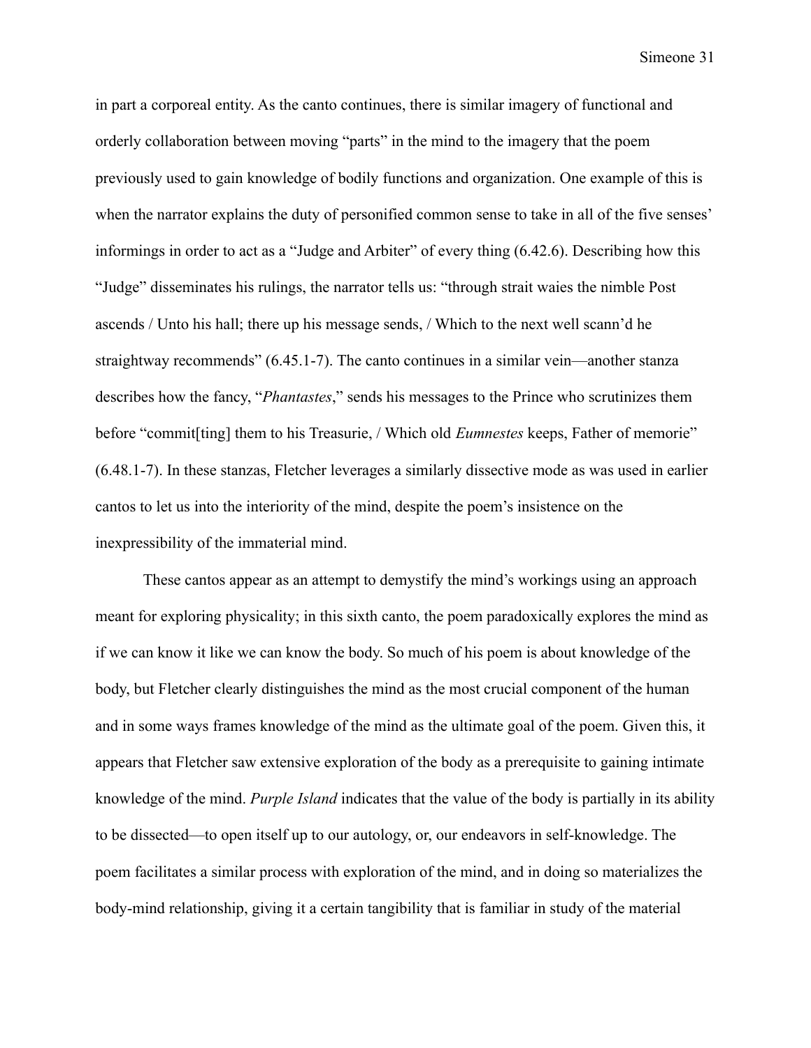in part a corporeal entity. As the canto continues, there is similar imagery of functional and orderly collaboration between moving "parts" in the mind to the imagery that the poem previously used to gain knowledge of bodily functions and organization. One example of this is when the narrator explains the duty of personified common sense to take in all of the five senses' informings in order to act as a "Judge and Arbiter" of every thing (6.42.6). Describing how this "Judge" disseminates his rulings, the narrator tells us: "through strait waies the nimble Post ascends / Unto his hall; there up his message sends, / Which to the next well scann'd he straightway recommends" (6.45.1-7). The canto continues in a similar vein—another stanza describes how the fancy, "*Phantastes*," sends his messages to the Prince who scrutinizes them before "commit[ting] them to his Treasurie, / Which old *Eumnestes* keeps, Father of memorie" (6.48.1-7). In these stanzas, Fletcher leverages a similarly dissective mode as was used in earlier cantos to let us into the interiority of the mind, despite the poem's insistence on the inexpressibility of the immaterial mind.

These cantos appear as an attempt to demystify the mind's workings using an approach meant for exploring physicality; in this sixth canto, the poem paradoxically explores the mind as if we can know it like we can know the body. So much of his poem is about knowledge of the body, but Fletcher clearly distinguishes the mind as the most crucial component of the human and in some ways frames knowledge of the mind as the ultimate goal of the poem. Given this, it appears that Fletcher saw extensive exploration of the body as a prerequisite to gaining intimate knowledge of the mind. *Purple Island* indicates that the value of the body is partially in its ability to be dissected—to open itself up to our autology, or, our endeavors in self-knowledge. The poem facilitates a similar process with exploration of the mind, and in doing so materializes the body-mind relationship, giving it a certain tangibility that is familiar in study of the material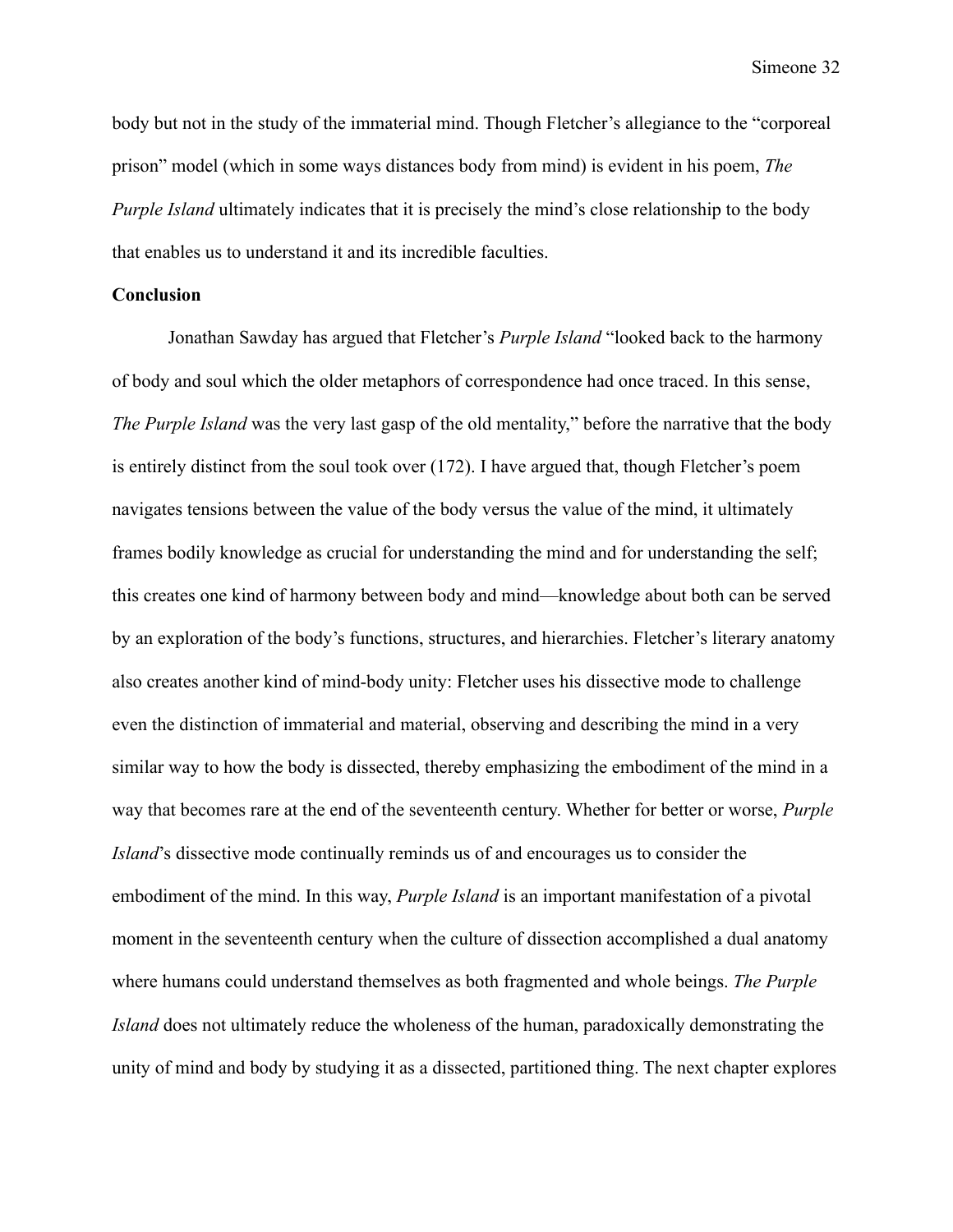body but not in the study of the immaterial mind. Though Fletcher's allegiance to the "corporeal prison" model (which in some ways distances body from mind) is evident in his poem, *The Purple Island* ultimately indicates that it is precisely the mind's close relationship to the body that enables us to understand it and its incredible faculties.

**Conclusion**

Jonathan Sawday has argued that Fletcher's *Purple Island* "looked back to the harmony of body and soul which the older metaphors of correspondence had once traced. In this sense, *The Purple Island* was the very last gasp of the old mentality," before the narrative that the body is entirely distinct from the soul took over (172). I have argued that, though Fletcher's poem navigates tensions between the value of the body versus the value of the mind, it ultimately frames bodily knowledge as crucial for understanding the mind and for understanding the self; this creates one kind of harmony between body and mind—knowledge about both can be served by an exploration of the body's functions, structures, and hierarchies. Fletcher's literary anatomy also creates another kind of mind-body unity: Fletcher uses his dissective mode to challenge even the distinction of immaterial and material, observing and describing the mind in a very similar way to how the body is dissected, thereby emphasizing the embodiment of the mind in a way that becomes rare at the end of the seventeenth century. Whether for better or worse, *Purple Island*'s dissective mode continually reminds us of and encourages us to consider the embodiment of the mind. In this way, *Purple Island* is an important manifestation of a pivotal moment in the seventeenth century when the culture of dissection accomplished a dual anatomy where humans could understand themselves as both fragmented and whole beings. *The Purple Island* does not ultimately reduce the wholeness of the human, paradoxically demonstrating the unity of mind and body by studying it as a dissected, partitioned thing. The next chapter explores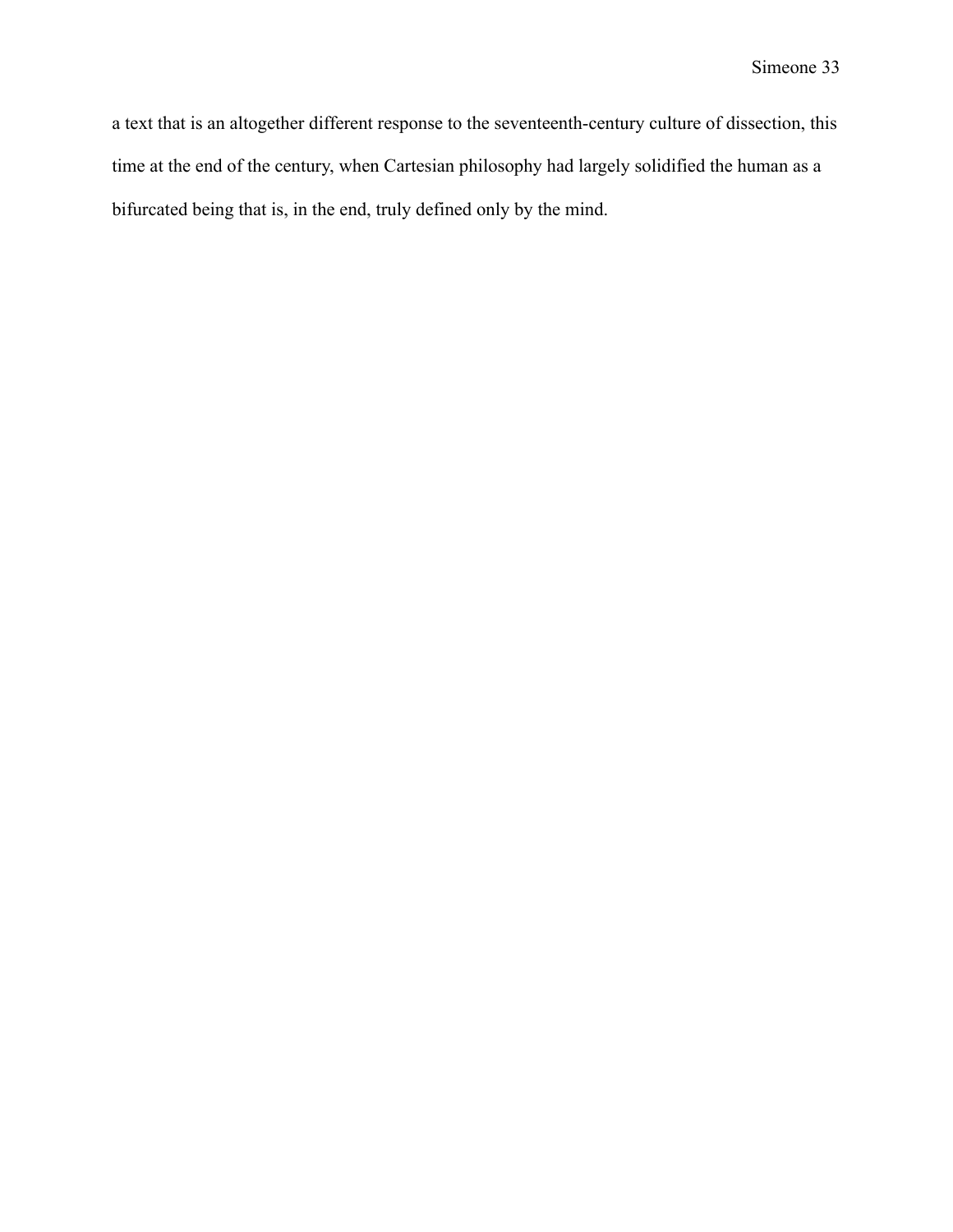a text that is an altogether different response to the seventeenth-century culture of dissection, this time at the end of the century, when Cartesian philosophy had largely solidified the human as a bifurcated being that is, in the end, truly defined only by the mind.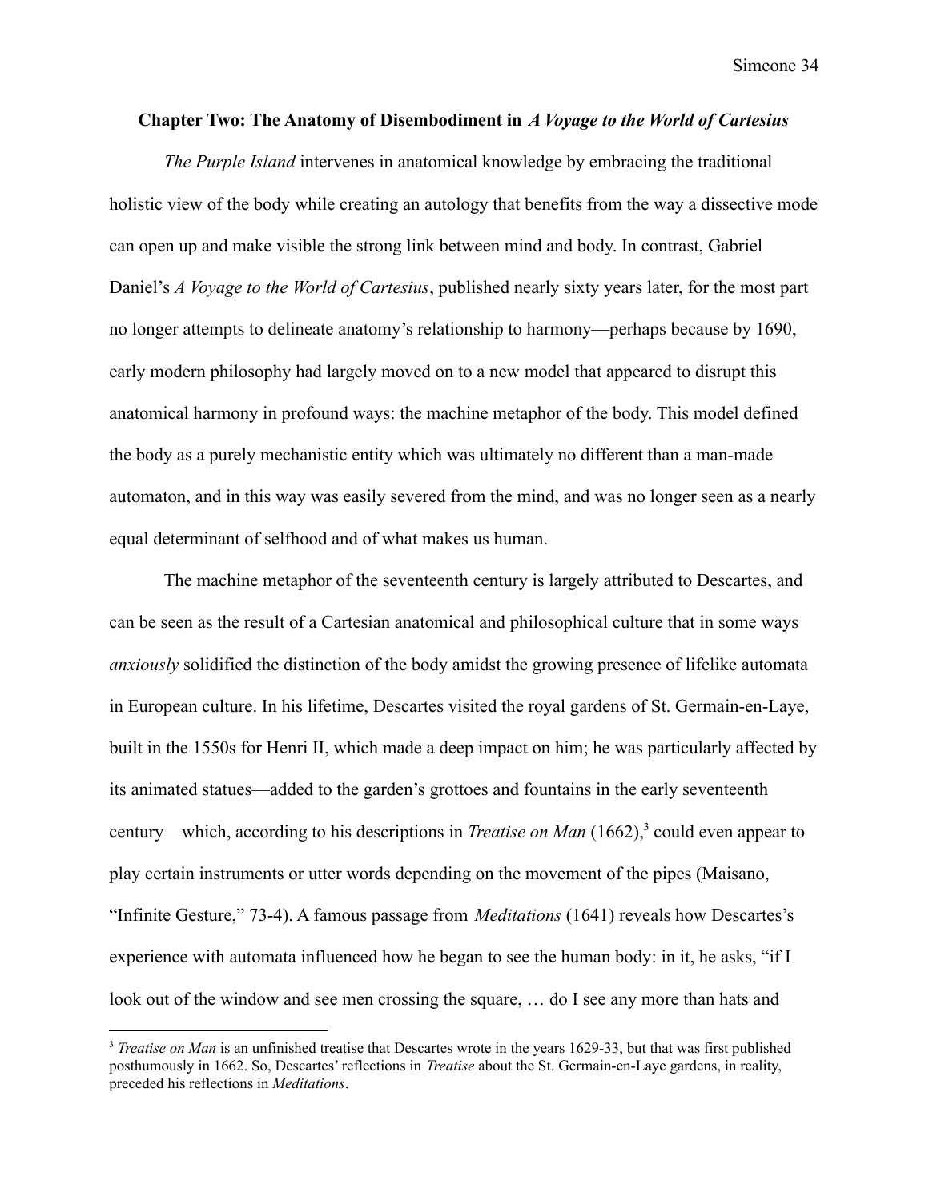## Chapter Two: The Anatomy of Disembodiment in *A Voyage to the World of Cartesius*

*The Purple Island* intervenes in anatomical knowledge by embracing the traditional holistic view of the body while creating an autology that benefits from the way a dissective mode can open up and make visible the strong link between mind and body. In contrast, Gabriel Daniel's *A Voyage to the World of Cartesius*, published nearly sixty years later, for the most part no longer attempts to delineate anatomy's relationship to harmony—perhaps because by 1690, early modern philosophy had largely moved on to a new model that appeared to disrupt this anatomical harmony in profound ways: the machine metaphor of the body. This model defined the body as a purely mechanistic entity which was ultimately no different than a man-made automaton, and in this way was easily severed from the mind, and was no longer seen as a nearly equal determinant of selfhood and of what makes us human.

The machine metaphor of the seventeenth century is largely attributed to Descartes, and can be seen as the result of a Cartesian anatomical and philosophical culture that in some ways *anxiously* solidified the distinction of the body amidst the growing presence of lifelike automata in European culture. In his lifetime, Descartes visited the royal gardens of St. Germain-en-Laye, built in the 1550s for Henri II, which made a deep impact on him; he was particularly affected by its animated statues—added to the garden's grottoes and fountains in the early seventeenth century—which, according to his descriptions in *Treatise on Man* (1662),[3] could even appear to play certain instruments or utter words depending on the movement of the pipes (Maisano, "Infinite Gesture," 73-4). A famous passage from *Meditations* (1641) reveals how Descartes's experience with automata influenced how he began to see the human body: in it, he asks, "if I look out of the window and see men crossing the square, … do I see any more than hats and

[3] *Treatise on Man* is an unfinished treatise that Descartes wrote in the years 1629-33, but that was first published posthumously in 1662. So, Descartes' reflections in *Treatise* about the St. Germain-en-Laye gardens, in reality, preceded his reflections in *Meditations*.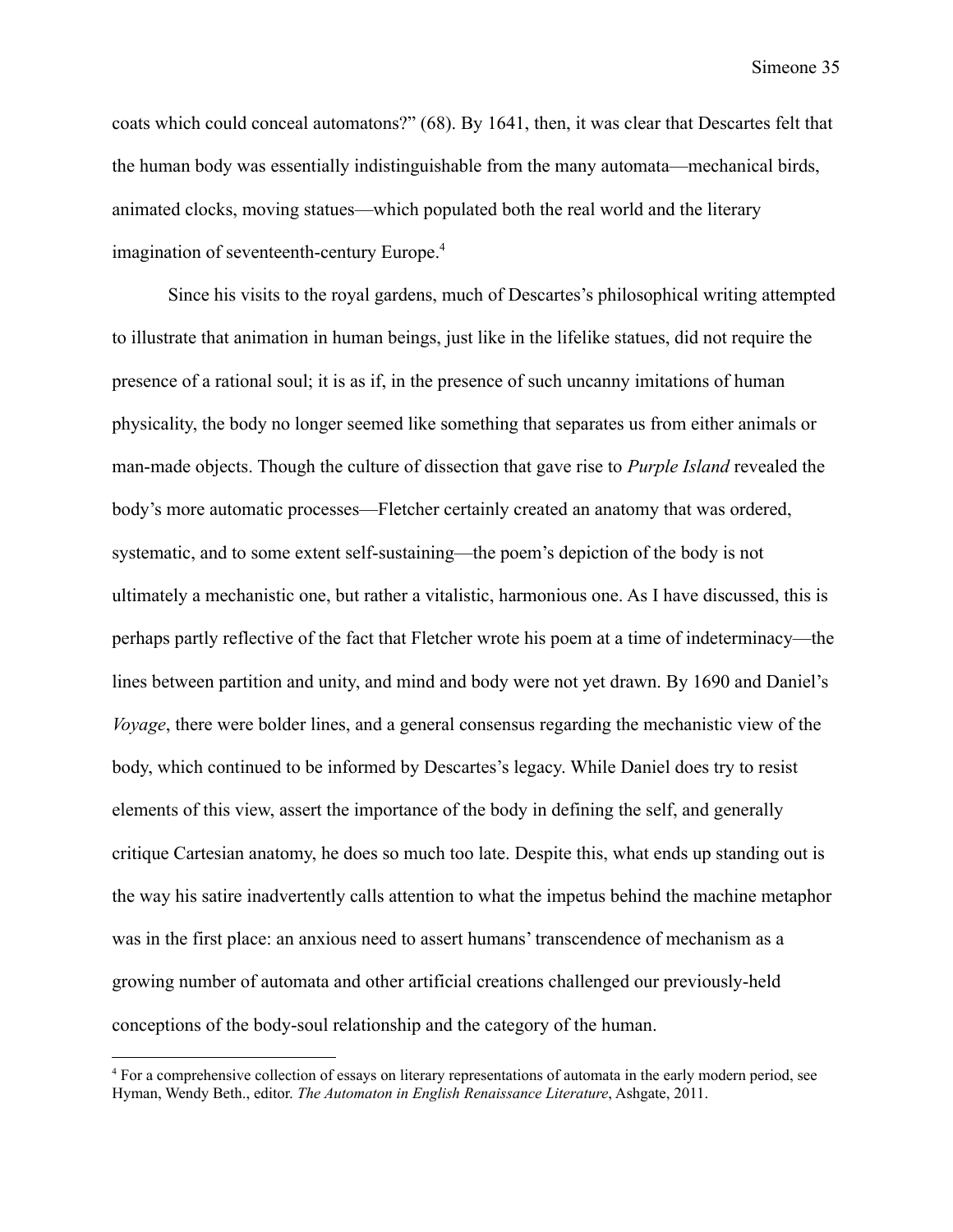coats which could conceal automatons?" (68). By 1641, then, it was clear that Descartes felt that the human body was essentially indistinguishable from the many automata—mechanical birds, animated clocks, moving statues—which populated both the real world and the literary imagination of seventeenth-century Europe.[4]

Since his visits to the royal gardens, much of Descartes's philosophical writing attempted to illustrate that animation in human beings, just like in the lifelike statues, did not require the presence of a rational soul; it is as if, in the presence of such uncanny imitations of human physicality, the body no longer seemed like something that separates us from either animals or man-made objects. Though the culture of dissection that gave rise to *Purple Island* revealed the body's more automatic processes—Fletcher certainly created an anatomy that was ordered, systematic, and to some extent self-sustaining—the poem's depiction of the body is not ultimately a mechanistic one, but rather a vitalistic, harmonious one. As I have discussed, this is perhaps partly reflective of the fact that Fletcher wrote his poem at a time of indeterminacy—the lines between partition and unity, and mind and body were not yet drawn. By 1690 and Daniel's *Voyage*, there were bolder lines, and a general consensus regarding the mechanistic view of the body, which continued to be informed by Descartes's legacy. While Daniel does try to resist elements of this view, assert the importance of the body in defining the self, and generally critique Cartesian anatomy, he does so much too late. Despite this, what ends up standing out is the way his satire inadvertently calls attention to what the impetus behind the machine metaphor was in the first place: an anxious need to assert humans' transcendence of mechanism as a growing number of automata and other artificial creations challenged our previously-held conceptions of the body-soul relationship and the category of the human.

[4] For a comprehensive collection of essays on literary representations of automata in the early modern period, see Hyman, Wendy Beth., editor. *The Automaton in English Renaissance Literature*, Ashgate, 2011.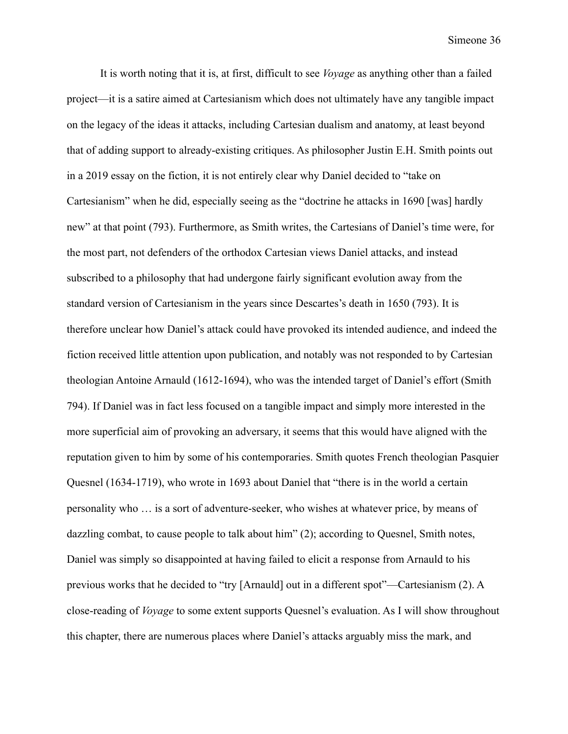It is worth noting that it is, at first, difficult to see *Voyage* as anything other than a failed project—it is a satire aimed at Cartesianism which does not ultimately have any tangible impact on the legacy of the ideas it attacks, including Cartesian dualism and anatomy, at least beyond that of adding support to already-existing critiques. As philosopher Justin E.H. Smith points out in a 2019 essay on the fiction, it is not entirely clear why Daniel decided to "take on Cartesianism" when he did, especially seeing as the "doctrine he attacks in 1690 [was] hardly new" at that point (793). Furthermore, as Smith writes, the Cartesians of Daniel's time were, for the most part, not defenders of the orthodox Cartesian views Daniel attacks, and instead subscribed to a philosophy that had undergone fairly significant evolution away from the standard version of Cartesianism in the years since Descartes's death in 1650 (793). It is therefore unclear how Daniel's attack could have provoked its intended audience, and indeed the fiction received little attention upon publication, and notably was not responded to by Cartesian theologian Antoine Arnauld (1612-1694), who was the intended target of Daniel's effort (Smith 794). If Daniel was in fact less focused on a tangible impact and simply more interested in the more superficial aim of provoking an adversary, it seems that this would have aligned with the reputation given to him by some of his contemporaries. Smith quotes French theologian Pasquier Quesnel (1634-1719), who wrote in 1693 about Daniel that "there is in the world a certain personality who … is a sort of adventure-seeker, who wishes at whatever price, by means of dazzling combat, to cause people to talk about him" (2); according to Quesnel, Smith notes, Daniel was simply so disappointed at having failed to elicit a response from Arnauld to his previous works that he decided to "try [Arnauld] out in a different spot"—Cartesianism (2). A close-reading of *Voyage* to some extent supports Quesnel's evaluation. As I will show throughout this chapter, there are numerous places where Daniel's attacks arguably miss the mark, and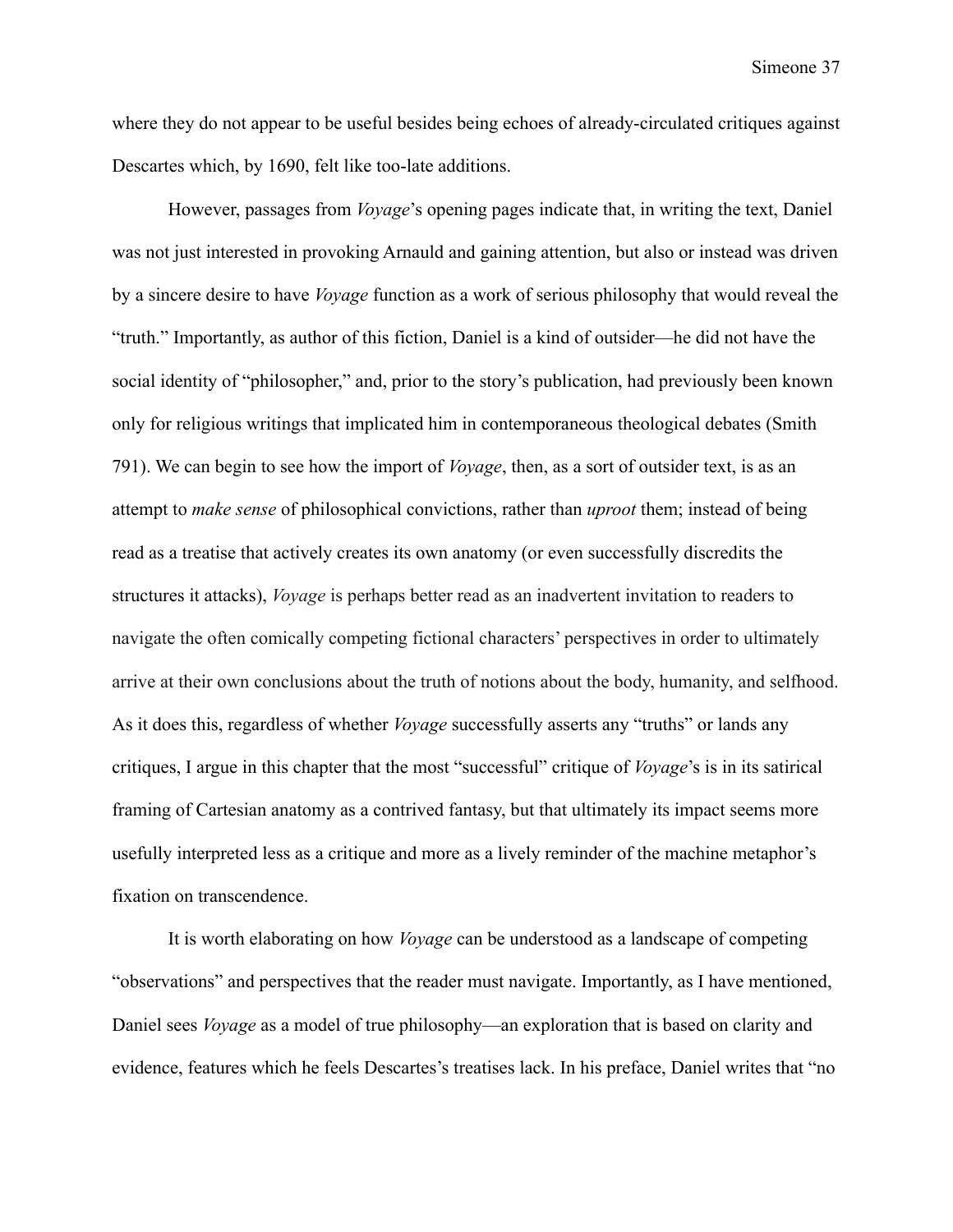where they do not appear to be useful besides being echoes of already-circulated critiques against Descartes which, by 1690, felt like too-late additions.

However, passages from *Voyage*'s opening pages indicate that, in writing the text, Daniel was not just interested in provoking Arnauld and gaining attention, but also or instead was driven by a sincere desire to have *Voyage* function as a work of serious philosophy that would reveal the "truth." Importantly, as author of this fiction, Daniel is a kind of outsider—he did not have the social identity of "philosopher," and, prior to the story's publication, had previously been known only for religious writings that implicated him in contemporaneous theological debates (Smith 791). We can begin to see how the import of *Voyage*, then, as a sort of outsider text, is as an attempt to *make sense* of philosophical convictions, rather than *uproot* them; instead of being read as a treatise that actively creates its own anatomy (or even successfully discredits the structures it attacks), *Voyage* is perhaps better read as an inadvertent invitation to readers to navigate the often comically competing fictional characters' perspectives in order to ultimately arrive at their own conclusions about the truth of notions about the body, humanity, and selfhood. As it does this, regardless of whether *Voyage* successfully asserts any "truths" or lands any critiques, I argue in this chapter that the most "successful" critique of *Voyage*'s is in its satirical framing of Cartesian anatomy as a contrived fantasy, but that ultimately its impact seems more usefully interpreted less as a critique and more as a lively reminder of the machine metaphor's fixation on transcendence.

It is worth elaborating on how *Voyage* can be understood as a landscape of competing "observations" and perspectives that the reader must navigate. Importantly, as I have mentioned, Daniel sees *Voyage* as a model of true philosophy—an exploration that is based on clarity and evidence, features which he feels Descartes's treatises lack. In his preface, Daniel writes that "no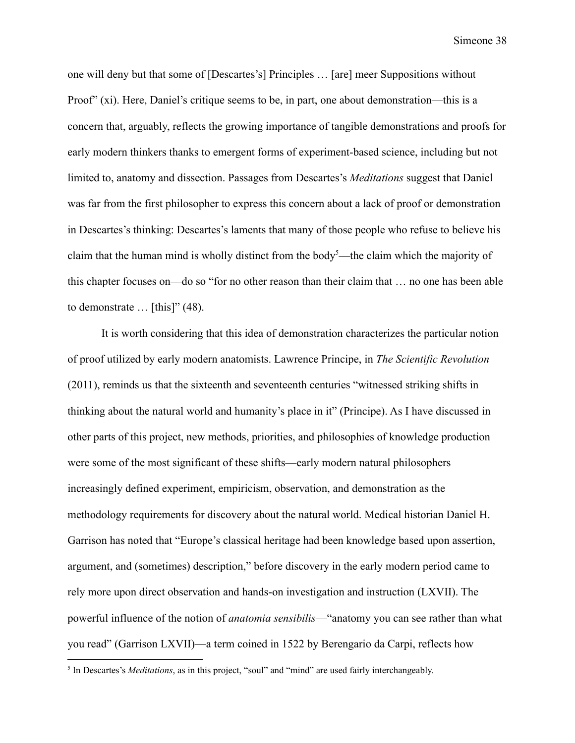one will deny but that some of [Descartes's] Principles … [are] meer Suppositions without Proof" (xi). Here, Daniel's critique seems to be, in part, one about demonstration—this is a concern that, arguably, reflects the growing importance of tangible demonstrations and proofs for early modern thinkers thanks to emergent forms of experiment-based science, including but not limited to, anatomy and dissection. Passages from Descartes's *Meditations* suggest that Daniel was far from the first philosopher to express this concern about a lack of proof or demonstration in Descartes's thinking: Descartes's laments that many of those people who refuse to believe his claim that the human mind is wholly distinct from the body[5]—the claim which the majority of this chapter focuses on—do so "for no other reason than their claim that … no one has been able to demonstrate … [this]" (48).

It is worth considering that this idea of demonstration characterizes the particular notion of proof utilized by early modern anatomists. Lawrence Principe, in *The Scientific Revolution* (2011), reminds us that the sixteenth and seventeenth centuries "witnessed striking shifts in thinking about the natural world and humanity's place in it" (Principe). As I have discussed in other parts of this project, new methods, priorities, and philosophies of knowledge production were some of the most significant of these shifts—early modern natural philosophers increasingly defined experiment, empiricism, observation, and demonstration as the methodology requirements for discovery about the natural world. Medical historian Daniel H. Garrison has noted that "Europe's classical heritage had been knowledge based upon assertion, argument, and (sometimes) description," before discovery in the early modern period came to rely more upon direct observation and hands-on investigation and instruction (LXVII). The powerful influence of the notion of *anatomia sensibilis*—"anatomy you can see rather than what you read" (Garrison LXVII)—a term coined in 1522 by Berengario da Carpi, reflects how

[5] In Descartes's *Meditations*, as in this project, "soul" and "mind" are used fairly interchangeably.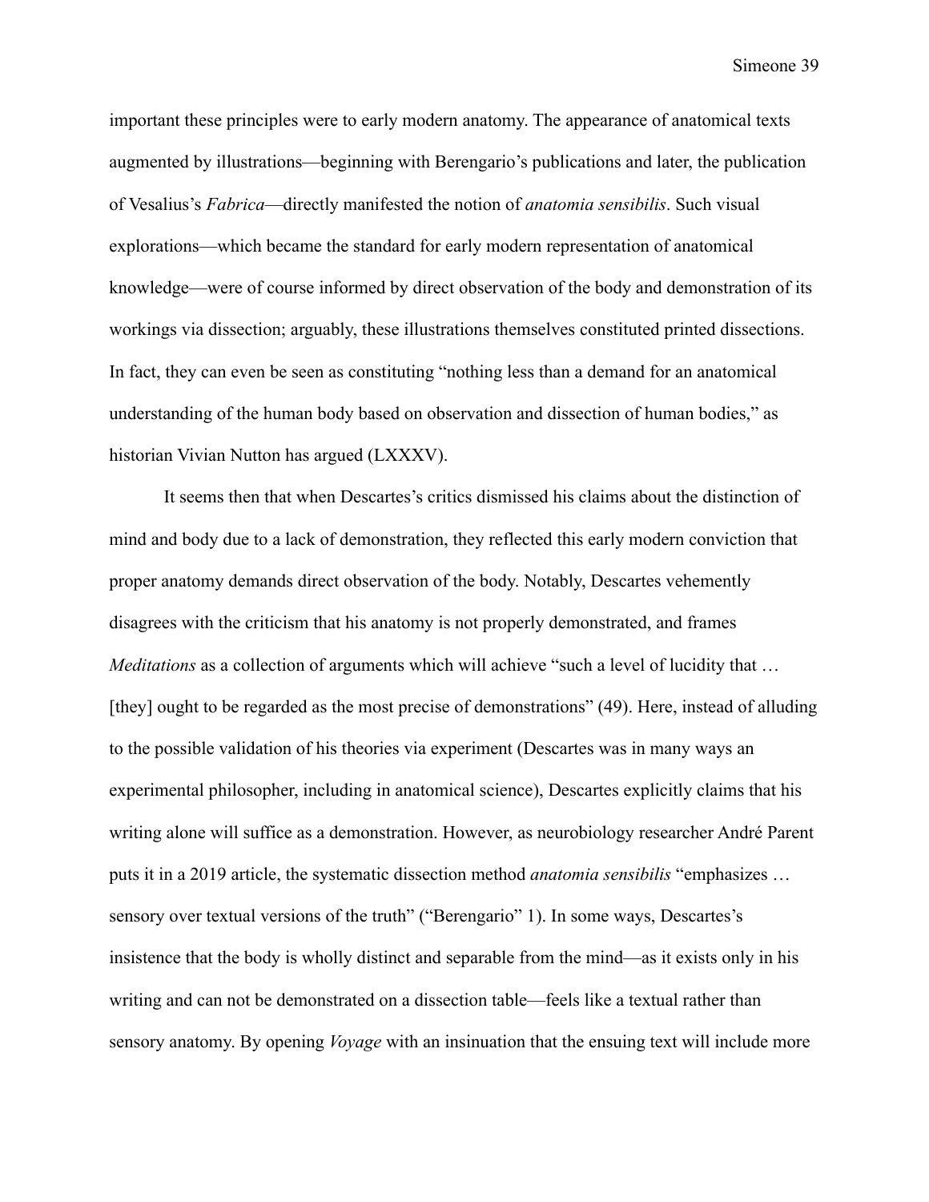important these principles were to early modern anatomy. The appearance of anatomical texts augmented by illustrations—beginning with Berengario's publications and later, the publication of Vesalius's *Fabrica*—directly manifested the notion of *anatomia sensibilis*. Such visual explorations—which became the standard for early modern representation of anatomical knowledge—were of course informed by direct observation of the body and demonstration of its workings via dissection; arguably, these illustrations themselves constituted printed dissections. In fact, they can even be seen as constituting "nothing less than a demand for an anatomical understanding of the human body based on observation and dissection of human bodies," as historian Vivian Nutton has argued (LXXXV).

It seems then that when Descartes's critics dismissed his claims about the distinction of mind and body due to a lack of demonstration, they reflected this early modern conviction that proper anatomy demands direct observation of the body. Notably, Descartes vehemently disagrees with the criticism that his anatomy is not properly demonstrated, and frames *Meditations* as a collection of arguments which will achieve "such a level of lucidity that … [they] ought to be regarded as the most precise of demonstrations" (49). Here, instead of alluding to the possible validation of his theories via experiment (Descartes was in many ways an experimental philosopher, including in anatomical science), Descartes explicitly claims that his writing alone will suffice as a demonstration. However, as neurobiology researcher André Parent puts it in a 2019 article, the systematic dissection method *anatomia sensibilis* "emphasizes … sensory over textual versions of the truth" ("Berengario" 1). In some ways, Descartes's insistence that the body is wholly distinct and separable from the mind—as it exists only in his writing and can not be demonstrated on a dissection table—feels like a textual rather than sensory anatomy. By opening *Voyage* with an insinuation that the ensuing text will include more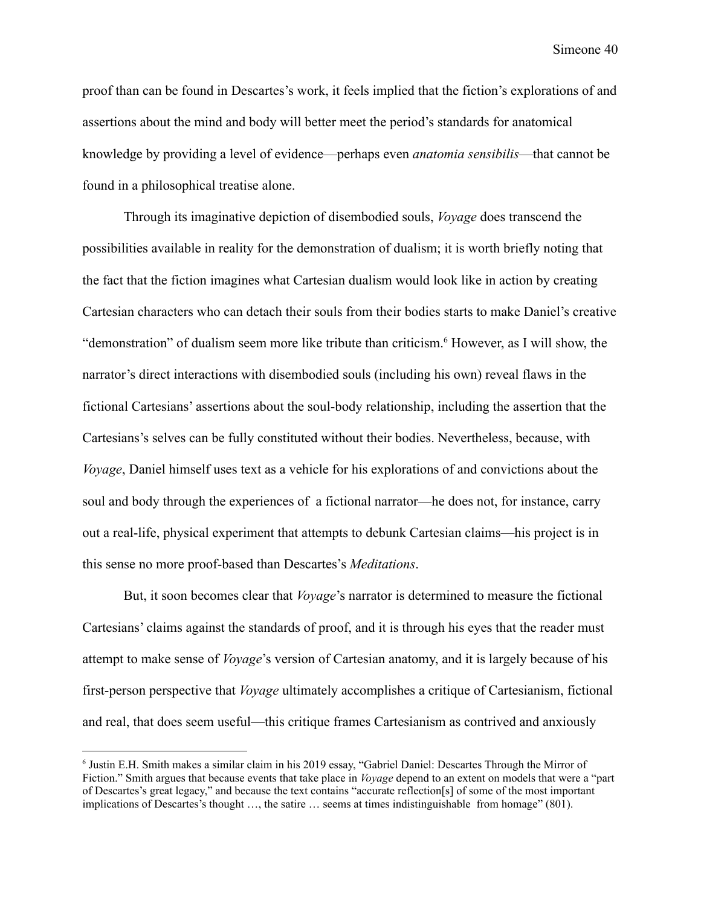proof than can be found in Descartes's work, it feels implied that the fiction's explorations of and assertions about the mind and body will better meet the period's standards for anatomical knowledge by providing a level of evidence—perhaps even *anatomia sensibilis*—that cannot be found in a philosophical treatise alone.

Through its imaginative depiction of disembodied souls, *Voyage* does transcend the possibilities available in reality for the demonstration of dualism; it is worth briefly noting that the fact that the fiction imagines what Cartesian dualism would look like in action by creating Cartesian characters who can detach their souls from their bodies starts to make Daniel's creative "demonstration" of dualism seem more like tribute than criticism.[6] However, as I will show, the narrator's direct interactions with disembodied souls (including his own) reveal flaws in the fictional Cartesians' assertions about the soul-body relationship, including the assertion that the Cartesians's selves can be fully constituted without their bodies. Nevertheless, because, with *Voyage*, Daniel himself uses text as a vehicle for his explorations of and convictions about the soul and body through the experiences of a fictional narrator—he does not, for instance, carry out a real-life, physical experiment that attempts to debunk Cartesian claims—his project is in this sense no more proof-based than Descartes's *Meditations*.

But, it soon becomes clear that *Voyage*'s narrator is determined to measure the fictional Cartesians' claims against the standards of proof, and it is through his eyes that the reader must attempt to make sense of *Voyage*'s version of Cartesian anatomy, and it is largely because of his first-person perspective that *Voyage* ultimately accomplishes a critique of Cartesianism, fictional and real, that does seem useful—this critique frames Cartesianism as contrived and anxiously

---

[6] Justin E.H. Smith makes a similar claim in his 2019 essay, "Gabriel Daniel: Descartes Through the Mirror of Fiction." Smith argues that because events that take place in *Voyage* depend to an extent on models that were a "part of Descartes's great legacy," and because the text contains "accurate reflection[s] of some of the most important implications of Descartes's thought …, the satire … seems at times indistinguishable from homage" (801).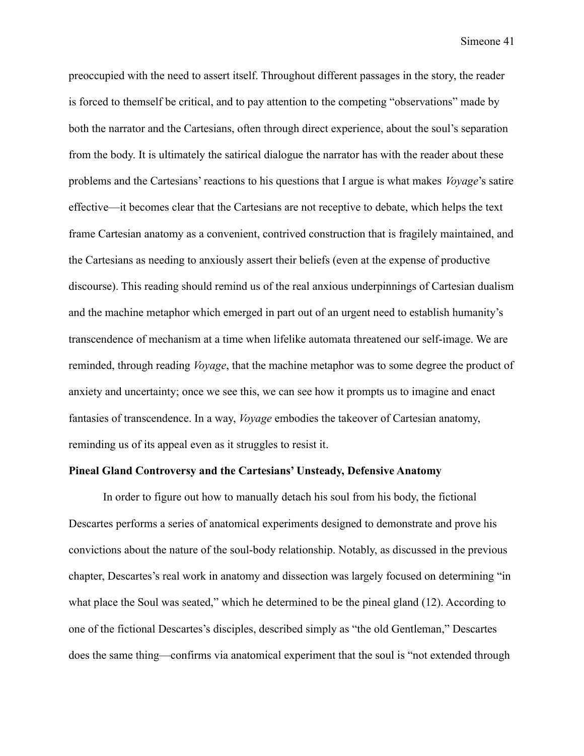preoccupied with the need to assert itself. Throughout different passages in the story, the reader is forced to themself be critical, and to pay attention to the competing "observations" made by both the narrator and the Cartesians, often through direct experience, about the soul's separation from the body. It is ultimately the satirical dialogue the narrator has with the reader about these problems and the Cartesians' reactions to his questions that I argue is what makes *Voyage*'s satire effective—it becomes clear that the Cartesians are not receptive to debate, which helps the text frame Cartesian anatomy as a convenient, contrived construction that is fragilely maintained, and the Cartesians as needing to anxiously assert their beliefs (even at the expense of productive discourse). This reading should remind us of the real anxious underpinnings of Cartesian dualism and the machine metaphor which emerged in part out of an urgent need to establish humanity's transcendence of mechanism at a time when lifelike automata threatened our self-image. We are reminded, through reading *Voyage*, that the machine metaphor was to some degree the product of anxiety and uncertainty; once we see this, we can see how it prompts us to imagine and enact fantasies of transcendence. In a way, *Voyage* embodies the takeover of Cartesian anatomy, reminding us of its appeal even as it struggles to resist it.

**Pineal Gland Controversy and the Cartesians' Unsteady, Defensive Anatomy**

In order to figure out how to manually detach his soul from his body, the fictional Descartes performs a series of anatomical experiments designed to demonstrate and prove his convictions about the nature of the soul-body relationship. Notably, as discussed in the previous chapter, Descartes's real work in anatomy and dissection was largely focused on determining "in what place the Soul was seated," which he determined to be the pineal gland (12). According to one of the fictional Descartes's disciples, described simply as "the old Gentleman," Descartes does the same thing—confirms via anatomical experiment that the soul is "not extended through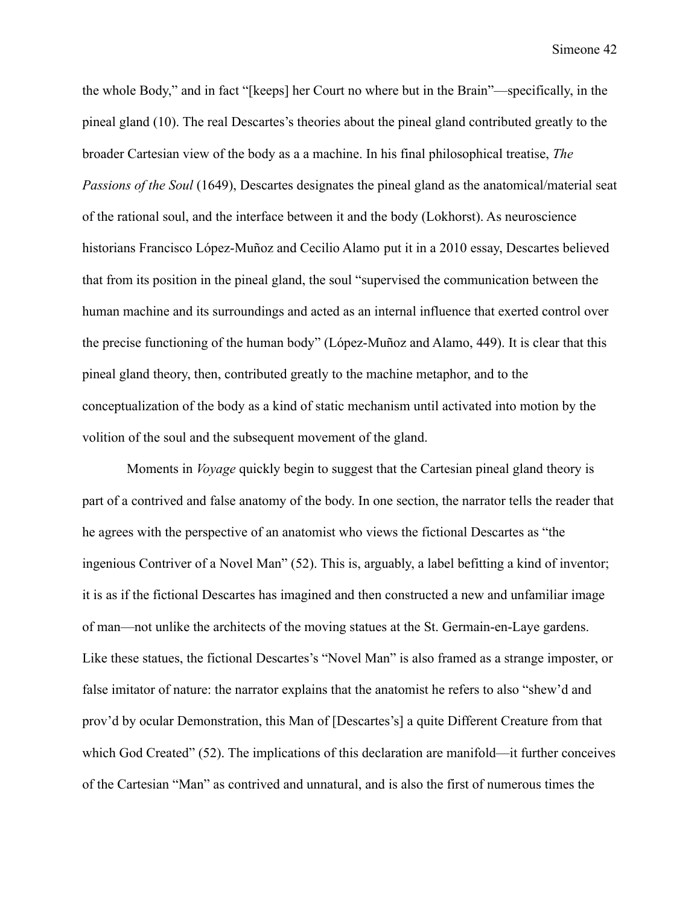the whole Body," and in fact "[keeps] her Court no where but in the Brain"—specifically, in the pineal gland (10). The real Descartes's theories about the pineal gland contributed greatly to the broader Cartesian view of the body as a a machine. In his final philosophical treatise, *The Passions of the Soul* (1649), Descartes designates the pineal gland as the anatomical/material seat of the rational soul, and the interface between it and the body (Lokhorst). As neuroscience historians Francisco López-Muñoz and Cecilio Alamo put it in a 2010 essay, Descartes believed that from its position in the pineal gland, the soul "supervised the communication between the human machine and its surroundings and acted as an internal influence that exerted control over the precise functioning of the human body" (López-Muñoz and Alamo, 449). It is clear that this pineal gland theory, then, contributed greatly to the machine metaphor, and to the conceptualization of the body as a kind of static mechanism until activated into motion by the volition of the soul and the subsequent movement of the gland.

Moments in *Voyage* quickly begin to suggest that the Cartesian pineal gland theory is part of a contrived and false anatomy of the body. In one section, the narrator tells the reader that he agrees with the perspective of an anatomist who views the fictional Descartes as "the ingenious Contriver of a Novel Man" (52). This is, arguably, a label befitting a kind of inventor; it is as if the fictional Descartes has imagined and then constructed a new and unfamiliar image of man—not unlike the architects of the moving statues at the St. Germain-en-Laye gardens. Like these statues, the fictional Descartes's "Novel Man" is also framed as a strange imposter, or false imitator of nature: the narrator explains that the anatomist he refers to also "shew'd and prov'd by ocular Demonstration, this Man of [Descartes's] a quite Different Creature from that which God Created" (52). The implications of this declaration are manifold—it further conceives of the Cartesian "Man" as contrived and unnatural, and is also the first of numerous times the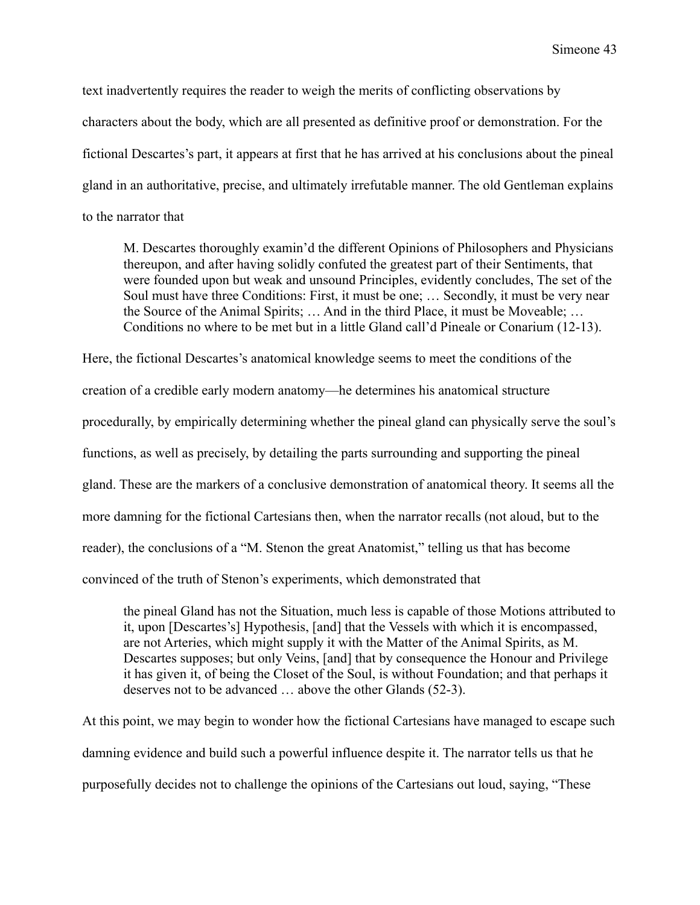text inadvertently requires the reader to weigh the merits of conflicting observations by characters about the body, which are all presented as definitive proof or demonstration. For the fictional Descartes's part, it appears at first that he has arrived at his conclusions about the pineal gland in an authoritative, precise, and ultimately irrefutable manner. The old Gentleman explains to the narrator that

> M. Descartes thoroughly examin'd the different Opinions of Philosophers and Physicians thereupon, and after having solidly confuted the greatest part of their Sentiments, that were founded upon but weak and unsound Principles, evidently concludes, The set of the Soul must have three Conditions: First, it must be one; … Secondly, it must be very near the Source of the Animal Spirits; … And in the third Place, it must be Moveable; … Conditions no where to be met but in a little Gland call'd Pineale or Conarium (12-13).

Here, the fictional Descartes's anatomical knowledge seems to meet the conditions of the creation of a credible early modern anatomy—he determines his anatomical structure procedurally, by empirically determining whether the pineal gland can physically serve the soul's functions, as well as precisely, by detailing the parts surrounding and supporting the pineal gland. These are the markers of a conclusive demonstration of anatomical theory. It seems all the more damning for the fictional Cartesians then, when the narrator recalls (not aloud, but to the reader), the conclusions of a "M. Stenon the great Anatomist," telling us that has become convinced of the truth of Stenon's experiments, which demonstrated that

> the pineal Gland has not the Situation, much less is capable of those Motions attributed to it, upon [Descartes's] Hypothesis, [and] that the Vessels with which it is encompassed, are not Arteries, which might supply it with the Matter of the Animal Spirits, as M. Descartes supposes; but only Veins, [and] that by consequence the Honour and Privilege it has given it, of being the Closet of the Soul, is without Foundation; and that perhaps it deserves not to be advanced … above the other Glands (52-3).

At this point, we may begin to wonder how the fictional Cartesians have managed to escape such damning evidence and build such a powerful influence despite it. The narrator tells us that he purposefully decides not to challenge the opinions of the Cartesians out loud, saying, "These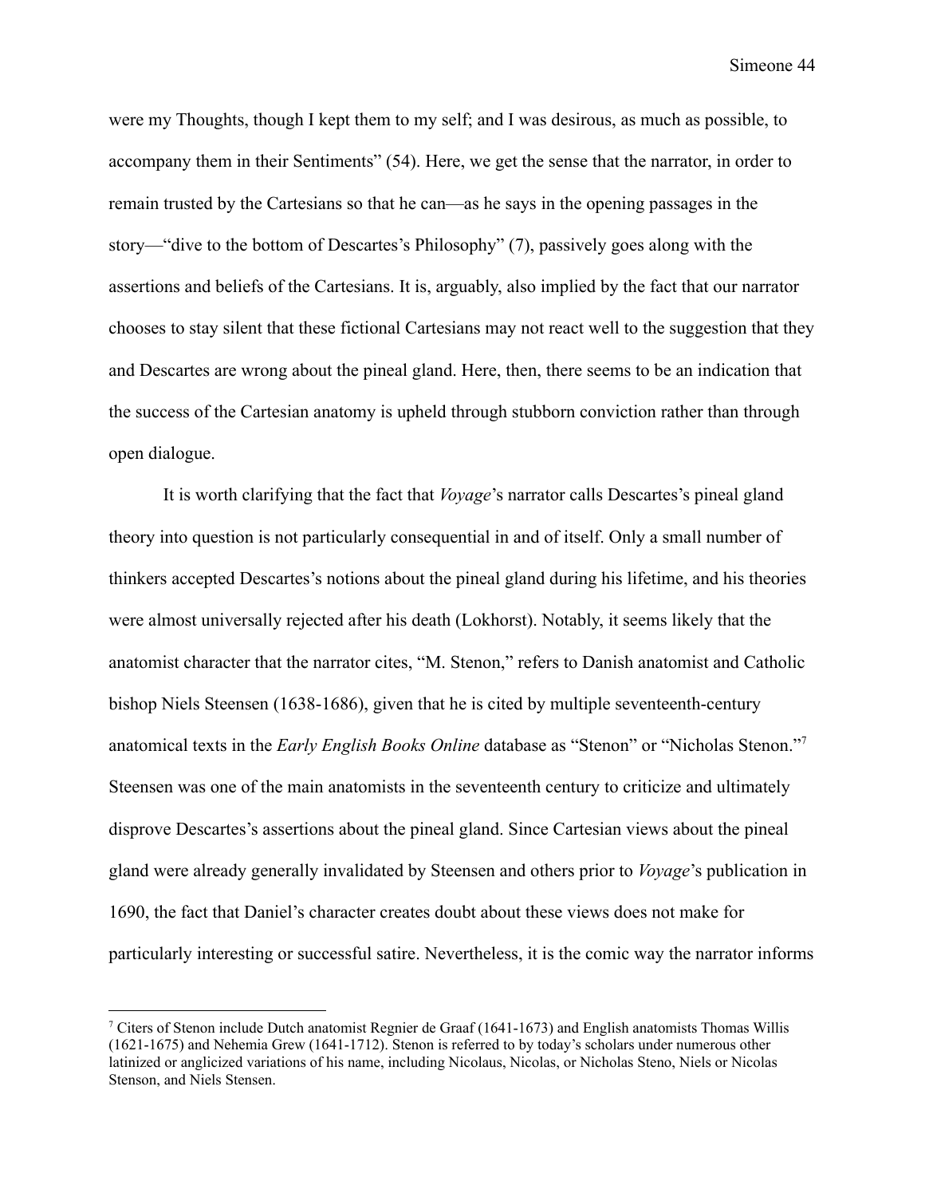were my Thoughts, though I kept them to my self; and I was desirous, as much as possible, to accompany them in their Sentiments" (54). Here, we get the sense that the narrator, in order to remain trusted by the Cartesians so that he can—as he says in the opening passages in the story—"dive to the bottom of Descartes's Philosophy" (7), passively goes along with the assertions and beliefs of the Cartesians. It is, arguably, also implied by the fact that our narrator chooses to stay silent that these fictional Cartesians may not react well to the suggestion that they and Descartes are wrong about the pineal gland. Here, then, there seems to be an indication that the success of the Cartesian anatomy is upheld through stubborn conviction rather than through open dialogue.

It is worth clarifying that the fact that *Voyage*'s narrator calls Descartes's pineal gland theory into question is not particularly consequential in and of itself. Only a small number of thinkers accepted Descartes's notions about the pineal gland during his lifetime, and his theories were almost universally rejected after his death (Lokhorst). Notably, it seems likely that the anatomist character that the narrator cites, "M. Stenon," refers to Danish anatomist and Catholic bishop Niels Steensen (1638-1686), given that he is cited by multiple seventeenth-century anatomical texts in the *Early English Books Online* database as "Stenon" or "Nicholas Stenon."[7] Steensen was one of the main anatomists in the seventeenth century to criticize and ultimately disprove Descartes's assertions about the pineal gland. Since Cartesian views about the pineal gland were already generally invalidated by Steensen and others prior to *Voyage*'s publication in 1690, the fact that Daniel's character creates doubt about these views does not make for particularly interesting or successful satire. Nevertheless, it is the comic way the narrator informs

---

[7] Citers of Stenon include Dutch anatomist Regnier de Graaf (1641-1673) and English anatomists Thomas Willis (1621-1675) and Nehemia Grew (1641-1712). Stenon is referred to by today's scholars under numerous other latinized or anglicized variations of his name, including Nicolaus, Nicolas, or Nicholas Steno, Niels or Nicolas Stenson, and Niels Stensen.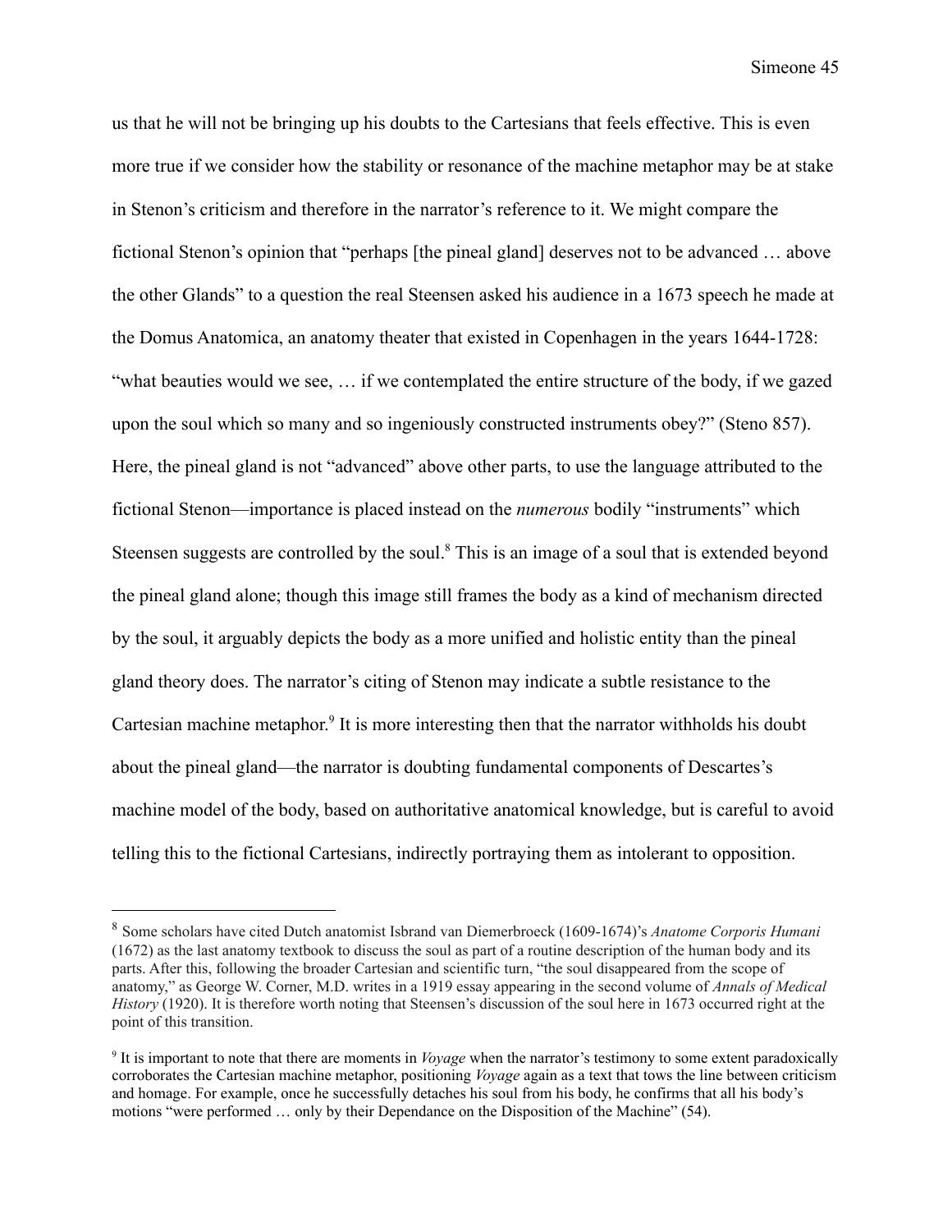us that he will not be bringing up his doubts to the Cartesians that feels effective. This is even more true if we consider how the stability or resonance of the machine metaphor may be at stake in Stenon's criticism and therefore in the narrator's reference to it. We might compare the fictional Stenon's opinion that "perhaps [the pineal gland] deserves not to be advanced … above the other Glands" to a question the real Steensen asked his audience in a 1673 speech he made at the Domus Anatomica, an anatomy theater that existed in Copenhagen in the years 1644-1728: "what beauties would we see, … if we contemplated the entire structure of the body, if we gazed upon the soul which so many and so ingeniously constructed instruments obey?" (Steno 857). Here, the pineal gland is not "advanced" above other parts, to use the language attributed to the fictional Stenon—importance is placed instead on the *numerous* bodily "instruments" which Steensen suggests are controlled by the soul.[8] This is an image of a soul that is extended beyond the pineal gland alone; though this image still frames the body as a kind of mechanism directed by the soul, it arguably depicts the body as a more unified and holistic entity than the pineal gland theory does. The narrator's citing of Stenon may indicate a subtle resistance to the Cartesian machine metaphor.[9] It is more interesting then that the narrator withholds his doubt about the pineal gland—the narrator is doubting fundamental components of Descartes's machine model of the body, based on authoritative anatomical knowledge, but is careful to avoid telling this to the fictional Cartesians, indirectly portraying them as intolerant to opposition.

---

[8] Some scholars have cited Dutch anatomist Isbrand van Diemerbroeck (1609-1674)'s *Anatome Corporis Humani* (1672) as the last anatomy textbook to discuss the soul as part of a routine description of the human body and its parts. After this, following the broader Cartesian and scientific turn, "the soul disappeared from the scope of anatomy," as George W. Corner, M.D. writes in a 1919 essay appearing in the second volume of *Annals of Medical History* (1920). It is therefore worth noting that Steensen's discussion of the soul here in 1673 occurred right at the point of this transition.

[9] It is important to note that there are moments in *Voyage* when the narrator's testimony to some extent paradoxically corroborates the Cartesian machine metaphor, positioning *Voyage* again as a text that tows the line between criticism and homage. For example, once he successfully detaches his soul from his body, he confirms that all his body's motions "were performed … only by their Dependance on the Disposition of the Machine" (54).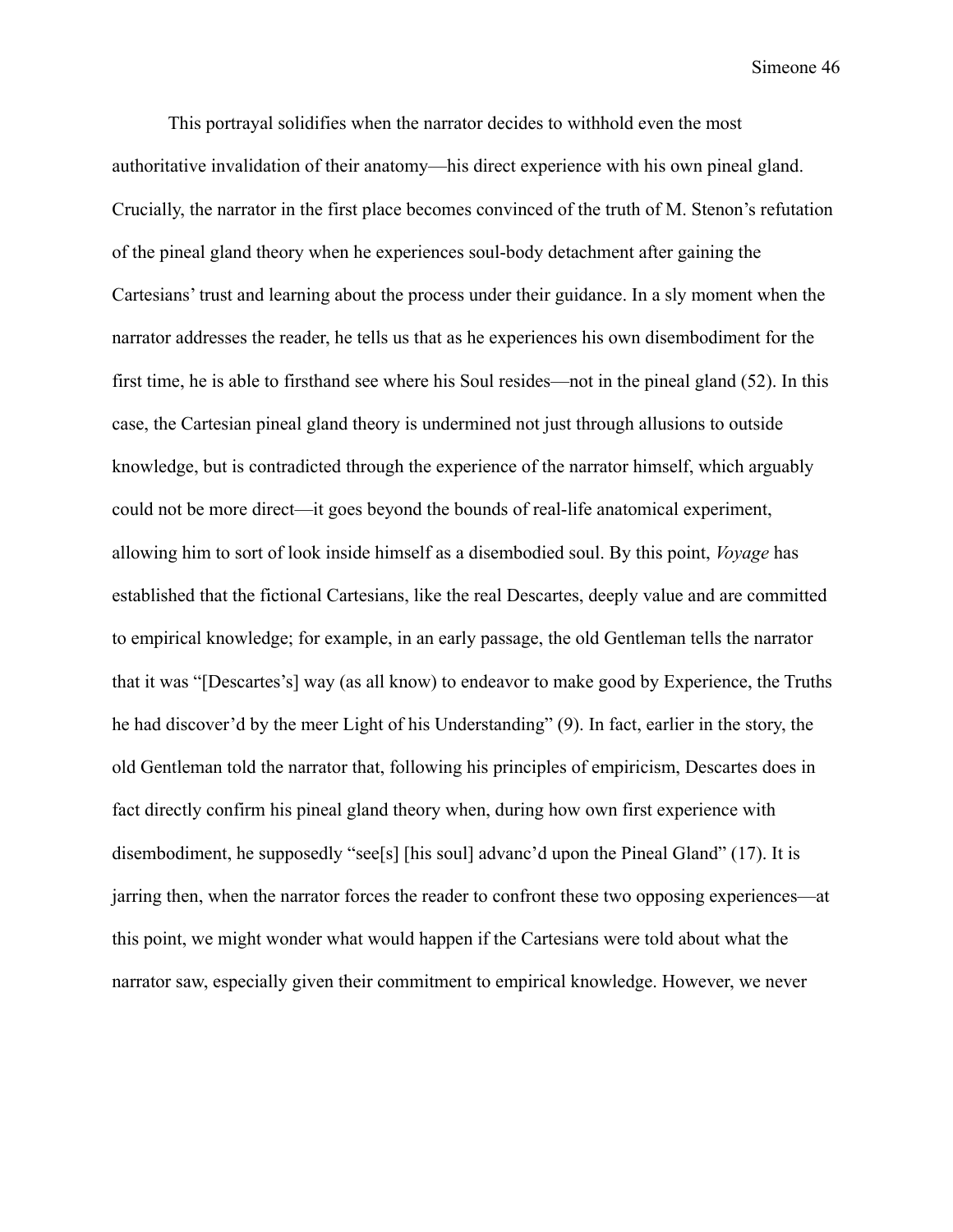This portrayal solidifies when the narrator decides to withhold even the most authoritative invalidation of their anatomy—his direct experience with his own pineal gland. Crucially, the narrator in the first place becomes convinced of the truth of M. Stenon's refutation of the pineal gland theory when he experiences soul-body detachment after gaining the Cartesians' trust and learning about the process under their guidance. In a sly moment when the narrator addresses the reader, he tells us that as he experiences his own disembodiment for the first time, he is able to firsthand see where his Soul resides—not in the pineal gland (52). In this case, the Cartesian pineal gland theory is undermined not just through allusions to outside knowledge, but is contradicted through the experience of the narrator himself, which arguably could not be more direct—it goes beyond the bounds of real-life anatomical experiment, allowing him to sort of look inside himself as a disembodied soul. By this point, *Voyage* has established that the fictional Cartesians, like the real Descartes, deeply value and are committed to empirical knowledge; for example, in an early passage, the old Gentleman tells the narrator that it was "[Descartes's] way (as all know) to endeavor to make good by Experience, the Truths he had discover'd by the meer Light of his Understanding" (9). In fact, earlier in the story, the old Gentleman told the narrator that, following his principles of empiricism, Descartes does in fact directly confirm his pineal gland theory when, during how own first experience with disembodiment, he supposedly "see[s] [his soul] advanc'd upon the Pineal Gland" (17). It is jarring then, when the narrator forces the reader to confront these two opposing experiences—at this point, we might wonder what would happen if the Cartesians were told about what the narrator saw, especially given their commitment to empirical knowledge. However, we never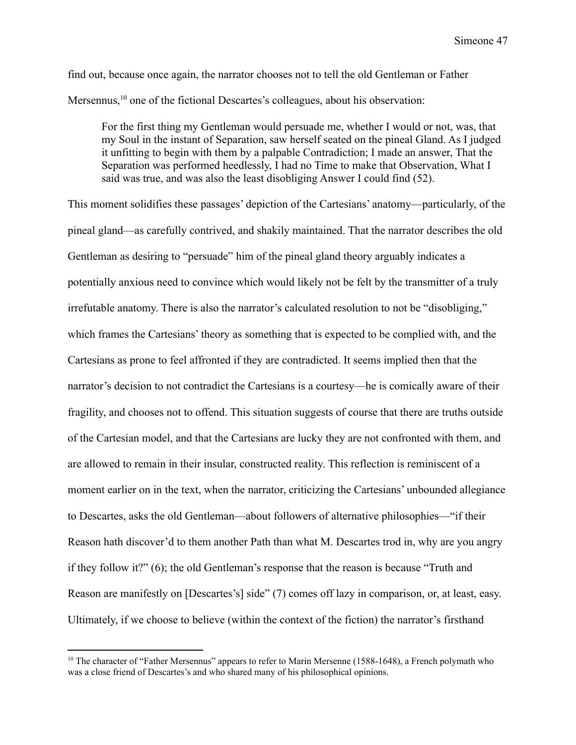find out, because once again, the narrator chooses not to tell the old Gentleman or Father Mersennus,[10] one of the fictional Descartes's colleagues, about his observation:

> For the first thing my Gentleman would persuade me, whether I would or not, was, that my Soul in the instant of Separation, saw herself seated on the pineal Gland. As I judged it unfitting to begin with them by a palpable Contradiction; I made an answer, That the Separation was performed heedlessly, I had no Time to make that Observation, What I said was true, and was also the least disobliging Answer I could find (52).

This moment solidifies these passages' depiction of the Cartesians' anatomy—particularly, of the pineal gland—as carefully contrived, and shakily maintained. That the narrator describes the old Gentleman as desiring to "persuade" him of the pineal gland theory arguably indicates a potentially anxious need to convince which would likely not be felt by the transmitter of a truly irrefutable anatomy. There is also the narrator's calculated resolution to not be "disobliging," which frames the Cartesians' theory as something that is expected to be complied with, and the Cartesians as prone to feel affronted if they are contradicted. It seems implied then that the narrator's decision to not contradict the Cartesians is a courtesy—he is comically aware of their fragility, and chooses not to offend. This situation suggests of course that there are truths outside of the Cartesian model, and that the Cartesians are lucky they are not confronted with them, and are allowed to remain in their insular, constructed reality. This reflection is reminiscent of a moment earlier on in the text, when the narrator, criticizing the Cartesians' unbounded allegiance to Descartes, asks the old Gentleman—about followers of alternative philosophies—"if their Reason hath discover'd to them another Path than what M. Descartes trod in, why are you angry if they follow it?" (6); the old Gentleman's response that the reason is because "Truth and Reason are manifestly on [Descartes's] side" (7) comes off lazy in comparison, or, at least, easy. Ultimately, if we choose to believe (within the context of the fiction) the narrator's firsthand

[10] The character of "Father Mersennus" appears to refer to Marin Mersenne (1588-1648), a French polymath who was a close friend of Descartes's and who shared many of his philosophical opinions.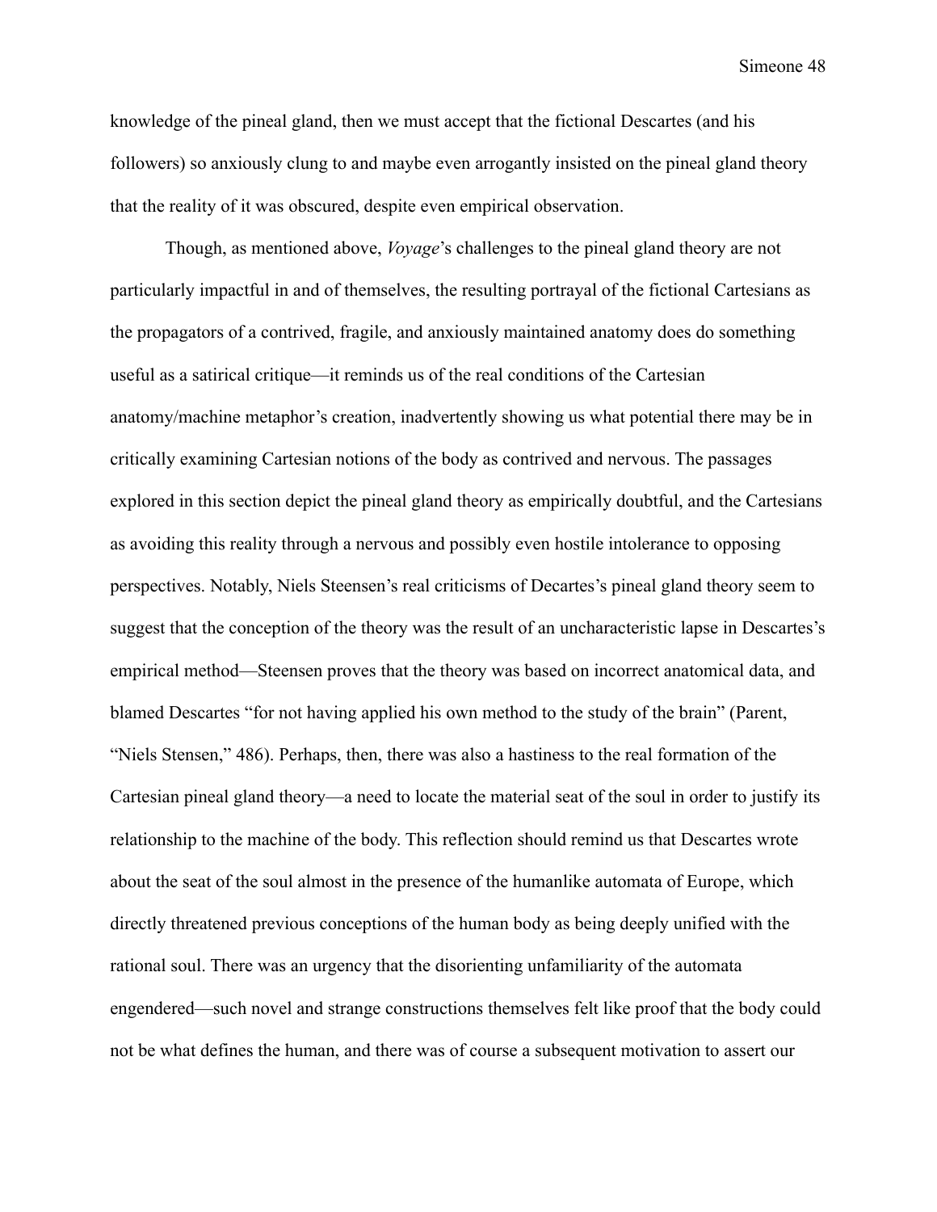knowledge of the pineal gland, then we must accept that the fictional Descartes (and his followers) so anxiously clung to and maybe even arrogantly insisted on the pineal gland theory that the reality of it was obscured, despite even empirical observation.

Though, as mentioned above, *Voyage*'s challenges to the pineal gland theory are not particularly impactful in and of themselves, the resulting portrayal of the fictional Cartesians as the propagators of a contrived, fragile, and anxiously maintained anatomy does do something useful as a satirical critique—it reminds us of the real conditions of the Cartesian anatomy/machine metaphor's creation, inadvertently showing us what potential there may be in critically examining Cartesian notions of the body as contrived and nervous. The passages explored in this section depict the pineal gland theory as empirically doubtful, and the Cartesians as avoiding this reality through a nervous and possibly even hostile intolerance to opposing perspectives. Notably, Niels Steensen's real criticisms of Decartes's pineal gland theory seem to suggest that the conception of the theory was the result of an uncharacteristic lapse in Descartes's empirical method—Steensen proves that the theory was based on incorrect anatomical data, and blamed Descartes "for not having applied his own method to the study of the brain" (Parent, "Niels Stensen," 486). Perhaps, then, there was also a hastiness to the real formation of the Cartesian pineal gland theory—a need to locate the material seat of the soul in order to justify its relationship to the machine of the body. This reflection should remind us that Descartes wrote about the seat of the soul almost in the presence of the humanlike automata of Europe, which directly threatened previous conceptions of the human body as being deeply unified with the rational soul. There was an urgency that the disorienting unfamiliarity of the automata engendered—such novel and strange constructions themselves felt like proof that the body could not be what defines the human, and there was of course a subsequent motivation to assert our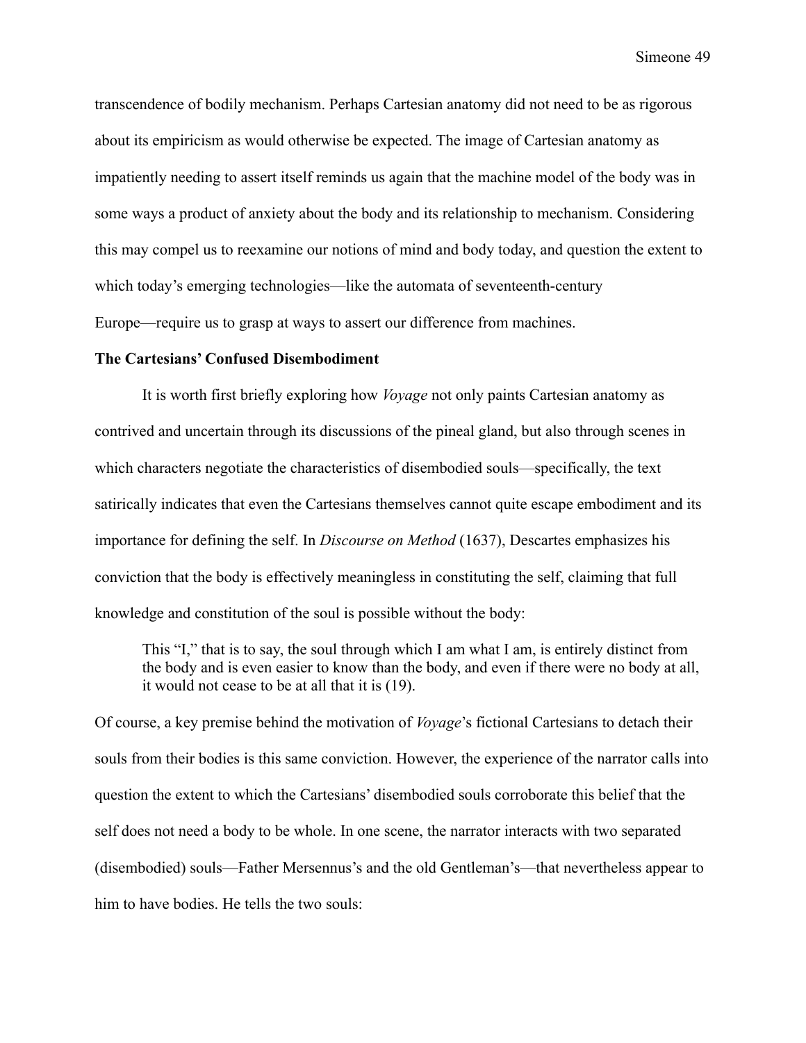transcendence of bodily mechanism. Perhaps Cartesian anatomy did not need to be as rigorous about its empiricism as would otherwise be expected. The image of Cartesian anatomy as impatiently needing to assert itself reminds us again that the machine model of the body was in some ways a product of anxiety about the body and its relationship to mechanism. Considering this may compel us to reexamine our notions of mind and body today, and question the extent to which today's emerging technologies—like the automata of seventeenth-century Europe—require us to grasp at ways to assert our difference from machines.

**The Cartesians' Confused Disembodiment**

It is worth first briefly exploring how *Voyage* not only paints Cartesian anatomy as contrived and uncertain through its discussions of the pineal gland, but also through scenes in which characters negotiate the characteristics of disembodied souls—specifically, the text satirically indicates that even the Cartesians themselves cannot quite escape embodiment and its importance for defining the self. In *Discourse on Method* (1637), Descartes emphasizes his conviction that the body is effectively meaningless in constituting the self, claiming that full knowledge and constitution of the soul is possible without the body:

> This "I," that is to say, the soul through which I am what I am, is entirely distinct from the body and is even easier to know than the body, and even if there were no body at all, it would not cease to be at all that it is (19).

Of course, a key premise behind the motivation of *Voyage*'s fictional Cartesians to detach their souls from their bodies is this same conviction. However, the experience of the narrator calls into question the extent to which the Cartesians' disembodied souls corroborate this belief that the self does not need a body to be whole. In one scene, the narrator interacts with two separated (disembodied) souls—Father Mersennus's and the old Gentleman's—that nevertheless appear to him to have bodies. He tells the two souls: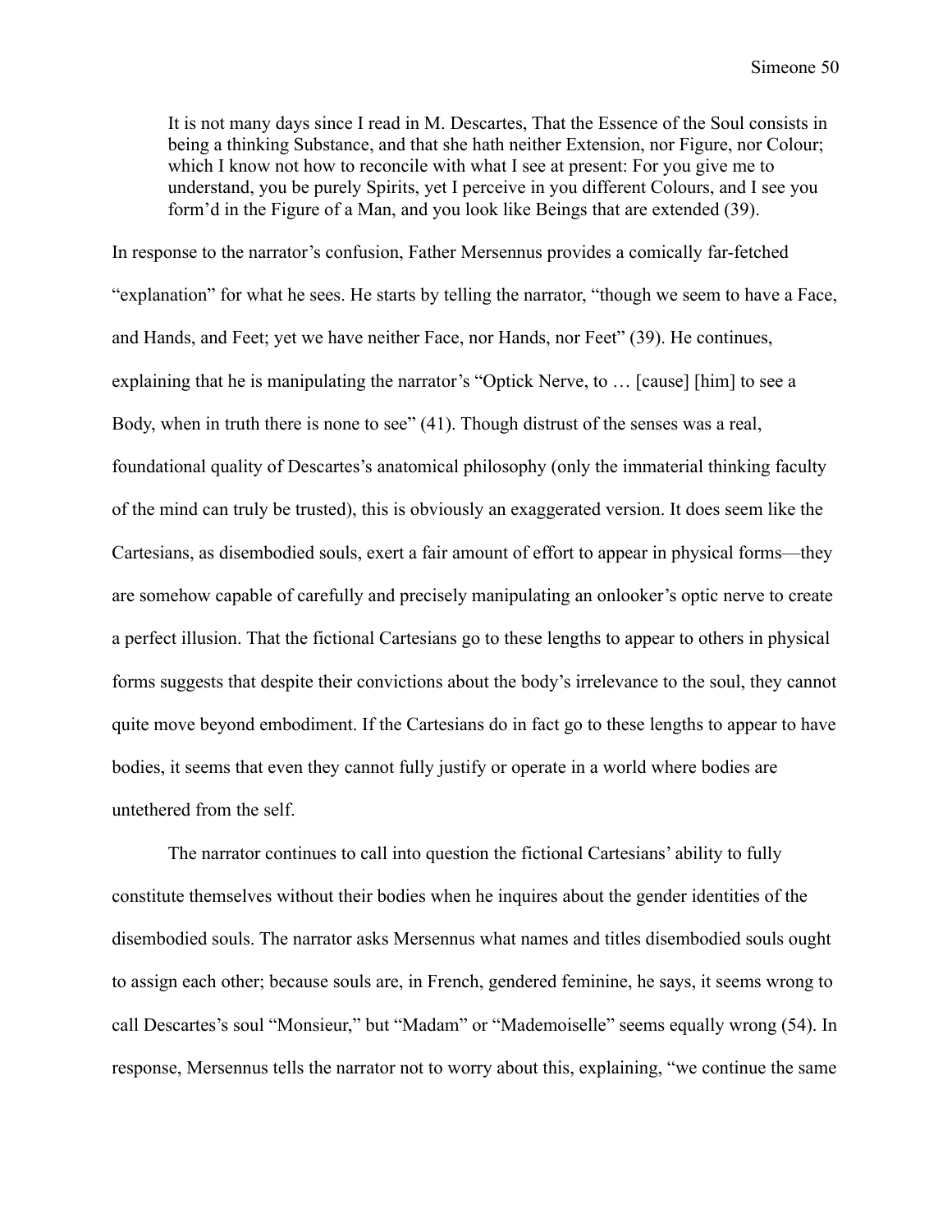> It is not many days since I read in M. Descartes, That the Essence of the Soul consists in being a thinking Substance, and that she hath neither Extension, nor Figure, nor Colour; which I know not how to reconcile with what I see at present: For you give me to understand, you be purely Spirits, yet I perceive in you different Colours, and I see you form'd in the Figure of a Man, and you look like Beings that are extended (39).

In response to the narrator's confusion, Father Mersennus provides a comically far-fetched "explanation" for what he sees. He starts by telling the narrator, "though we seem to have a Face, and Hands, and Feet; yet we have neither Face, nor Hands, nor Feet" (39). He continues, explaining that he is manipulating the narrator's "Optick Nerve, to … [cause] [him] to see a Body, when in truth there is none to see" (41). Though distrust of the senses was a real, foundational quality of Descartes's anatomical philosophy (only the immaterial thinking faculty of the mind can truly be trusted), this is obviously an exaggerated version. It does seem like the Cartesians, as disembodied souls, exert a fair amount of effort to appear in physical forms—they are somehow capable of carefully and precisely manipulating an onlooker's optic nerve to create a perfect illusion. That the fictional Cartesians go to these lengths to appear to others in physical forms suggests that despite their convictions about the body's irrelevance to the soul, they cannot quite move beyond embodiment. If the Cartesians do in fact go to these lengths to appear to have bodies, it seems that even they cannot fully justify or operate in a world where bodies are untethered from the self.

The narrator continues to call into question the fictional Cartesians' ability to fully constitute themselves without their bodies when he inquires about the gender identities of the disembodied souls. The narrator asks Mersennus what names and titles disembodied souls ought to assign each other; because souls are, in French, gendered feminine, he says, it seems wrong to call Descartes's soul "Monsieur," but "Madam" or "Mademoiselle" seems equally wrong (54). In response, Mersennus tells the narrator not to worry about this, explaining, "we continue the same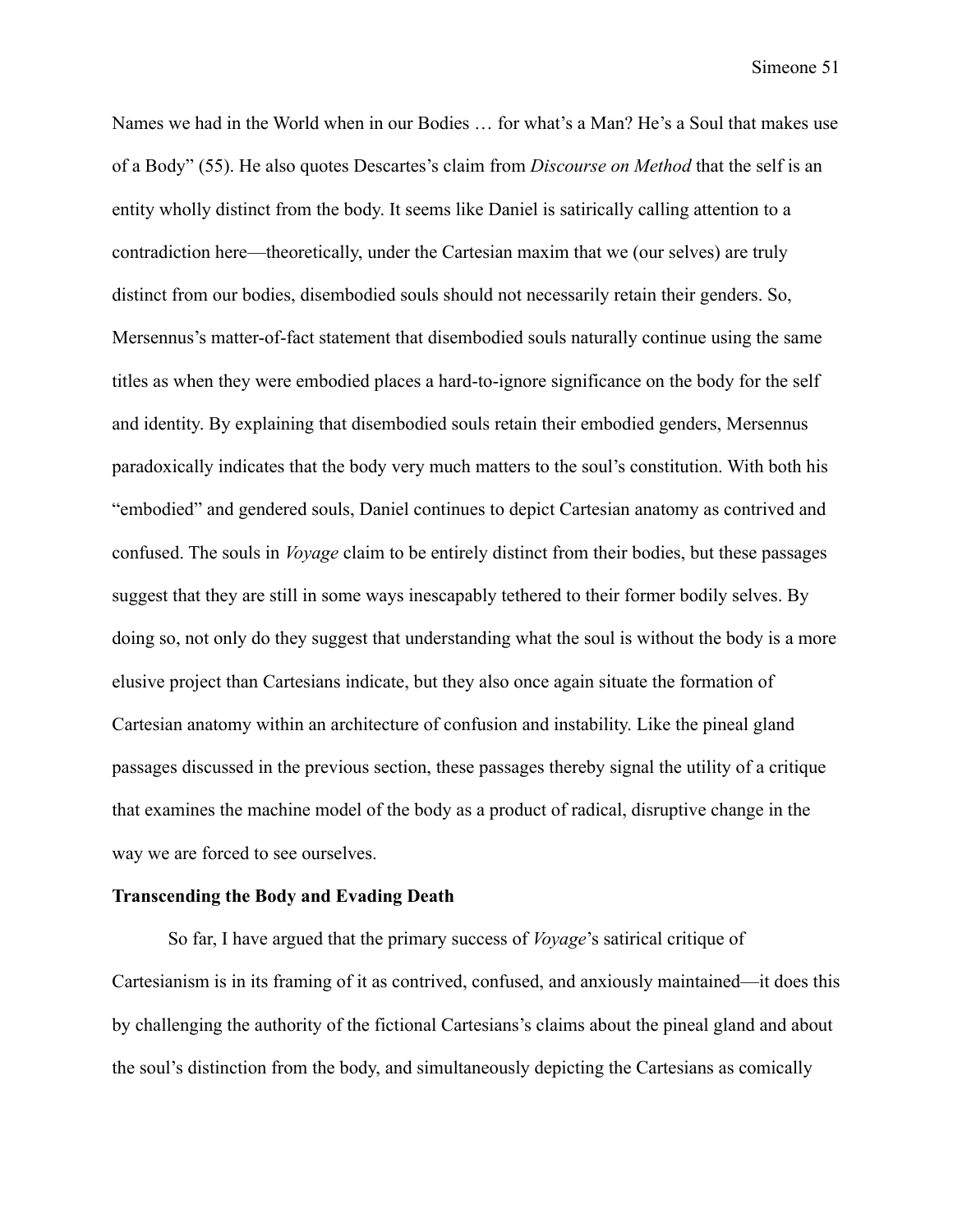Names we had in the World when in our Bodies … for what's a Man? He's a Soul that makes use of a Body" (55). He also quotes Descartes's claim from *Discourse on Method* that the self is an entity wholly distinct from the body. It seems like Daniel is satirically calling attention to a contradiction here—theoretically, under the Cartesian maxim that we (our selves) are truly distinct from our bodies, disembodied souls should not necessarily retain their genders. So, Mersennus's matter-of-fact statement that disembodied souls naturally continue using the same titles as when they were embodied places a hard-to-ignore significance on the body for the self and identity. By explaining that disembodied souls retain their embodied genders, Mersennus paradoxically indicates that the body very much matters to the soul's constitution. With both his "embodied" and gendered souls, Daniel continues to depict Cartesian anatomy as contrived and confused. The souls in *Voyage* claim to be entirely distinct from their bodies, but these passages suggest that they are still in some ways inescapably tethered to their former bodily selves. By doing so, not only do they suggest that understanding what the soul is without the body is a more elusive project than Cartesians indicate, but they also once again situate the formation of Cartesian anatomy within an architecture of confusion and instability. Like the pineal gland passages discussed in the previous section, these passages thereby signal the utility of a critique that examines the machine model of the body as a product of radical, disruptive change in the way we are forced to see ourselves.

**Transcending the Body and Evading Death**

So far, I have argued that the primary success of *Voyage*'s satirical critique of Cartesianism is in its framing of it as contrived, confused, and anxiously maintained—it does this by challenging the authority of the fictional Cartesians's claims about the pineal gland and about the soul's distinction from the body, and simultaneously depicting the Cartesians as comically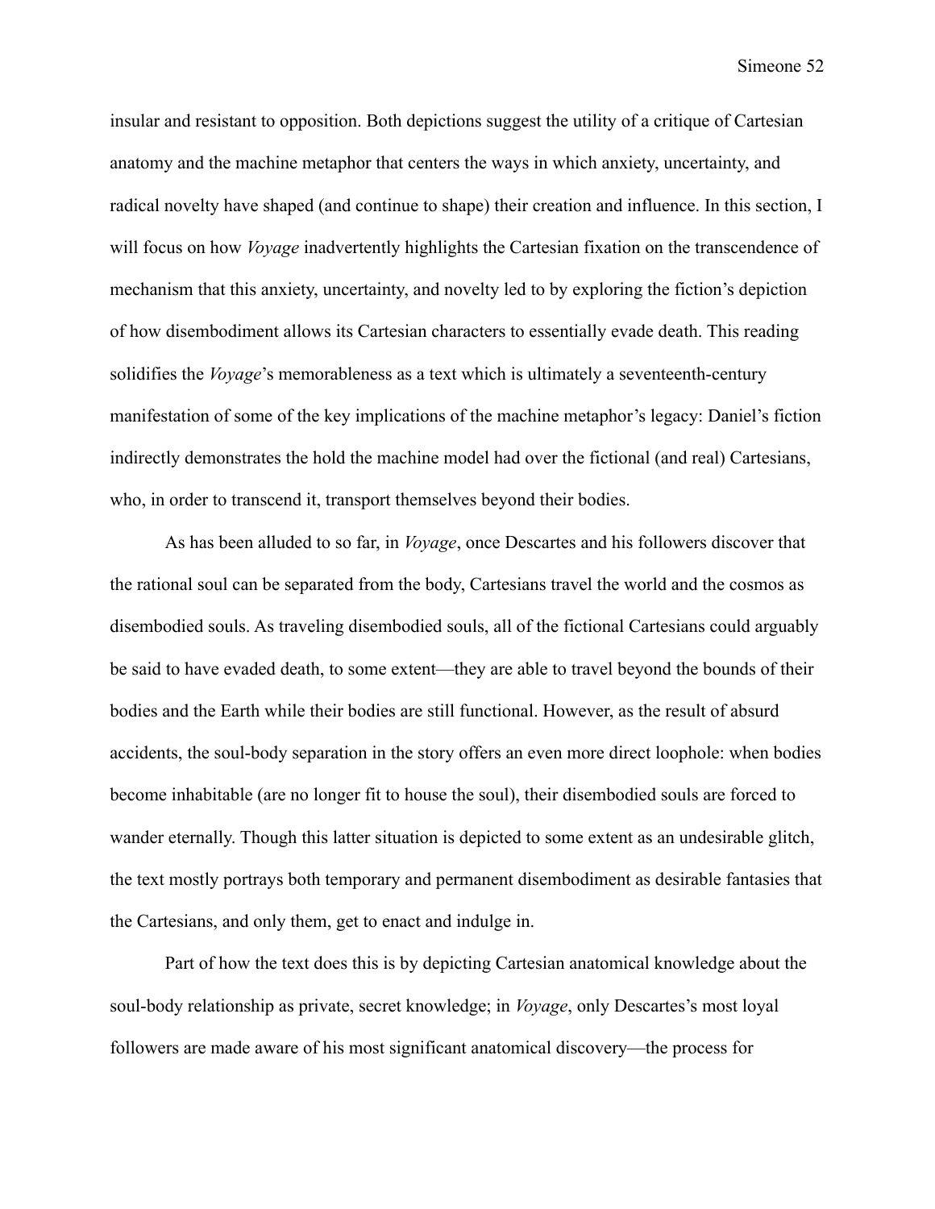insular and resistant to opposition. Both depictions suggest the utility of a critique of Cartesian anatomy and the machine metaphor that centers the ways in which anxiety, uncertainty, and radical novelty have shaped (and continue to shape) their creation and influence. In this section, I will focus on how *Voyage* inadvertently highlights the Cartesian fixation on the transcendence of mechanism that this anxiety, uncertainty, and novelty led to by exploring the fiction's depiction of how disembodiment allows its Cartesian characters to essentially evade death. This reading solidifies the *Voyage*'s memorableness as a text which is ultimately a seventeenth-century manifestation of some of the key implications of the machine metaphor's legacy: Daniel's fiction indirectly demonstrates the hold the machine model had over the fictional (and real) Cartesians, who, in order to transcend it, transport themselves beyond their bodies.

As has been alluded to so far, in *Voyage*, once Descartes and his followers discover that the rational soul can be separated from the body, Cartesians travel the world and the cosmos as disembodied souls. As traveling disembodied souls, all of the fictional Cartesians could arguably be said to have evaded death, to some extent—they are able to travel beyond the bounds of their bodies and the Earth while their bodies are still functional. However, as the result of absurd accidents, the soul-body separation in the story offers an even more direct loophole: when bodies become inhabitable (are no longer fit to house the soul), their disembodied souls are forced to wander eternally. Though this latter situation is depicted to some extent as an undesirable glitch, the text mostly portrays both temporary and permanent disembodiment as desirable fantasies that the Cartesians, and only them, get to enact and indulge in.

Part of how the text does this is by depicting Cartesian anatomical knowledge about the soul-body relationship as private, secret knowledge; in *Voyage*, only Descartes's most loyal followers are made aware of his most significant anatomical discovery—the process for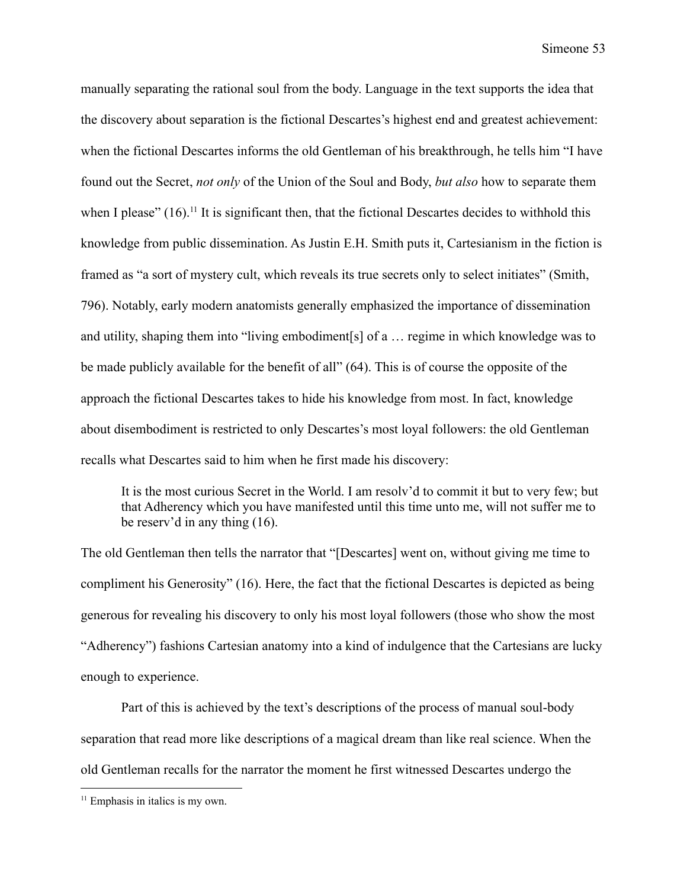manually separating the rational soul from the body. Language in the text supports the idea that the discovery about separation is the fictional Descartes's highest end and greatest achievement: when the fictional Descartes informs the old Gentleman of his breakthrough, he tells him "I have found out the Secret, *not only* of the Union of the Soul and Body, *but also* how to separate them when I please" (16).[11] It is significant then, that the fictional Descartes decides to withhold this knowledge from public dissemination. As Justin E.H. Smith puts it, Cartesianism in the fiction is framed as "a sort of mystery cult, which reveals its true secrets only to select initiates" (Smith, 796). Notably, early modern anatomists generally emphasized the importance of dissemination and utility, shaping them into "living embodiment[s] of a … regime in which knowledge was to be made publicly available for the benefit of all" (64). This is of course the opposite of the approach the fictional Descartes takes to hide his knowledge from most. In fact, knowledge about disembodiment is restricted to only Descartes's most loyal followers: the old Gentleman recalls what Descartes said to him when he first made his discovery:

> It is the most curious Secret in the World. I am resolv'd to commit it but to very few; but that Adherency which you have manifested until this time unto me, will not suffer me to be reserv'd in any thing (16).

The old Gentleman then tells the narrator that "[Descartes] went on, without giving me time to compliment his Generosity" (16). Here, the fact that the fictional Descartes is depicted as being generous for revealing his discovery to only his most loyal followers (those who show the most "Adherency") fashions Cartesian anatomy into a kind of indulgence that the Cartesians are lucky enough to experience.

Part of this is achieved by the text's descriptions of the process of manual soul-body separation that read more like descriptions of a magical dream than like real science. When the old Gentleman recalls for the narrator the moment he first witnessed Descartes undergo the

[11] Emphasis in italics is my own.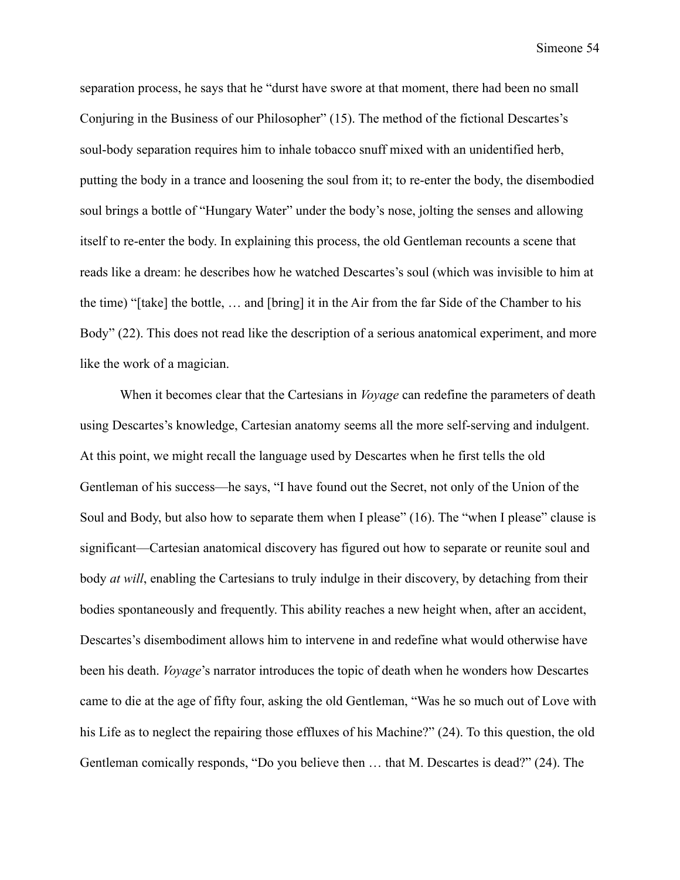separation process, he says that he "durst have swore at that moment, there had been no small Conjuring in the Business of our Philosopher" (15). The method of the fictional Descartes's soul-body separation requires him to inhale tobacco snuff mixed with an unidentified herb, putting the body in a trance and loosening the soul from it; to re-enter the body, the disembodied soul brings a bottle of "Hungary Water" under the body's nose, jolting the senses and allowing itself to re-enter the body. In explaining this process, the old Gentleman recounts a scene that reads like a dream: he describes how he watched Descartes's soul (which was invisible to him at the time) "[take] the bottle, … and [bring] it in the Air from the far Side of the Chamber to his Body" (22). This does not read like the description of a serious anatomical experiment, and more like the work of a magician.

When it becomes clear that the Cartesians in *Voyage* can redefine the parameters of death using Descartes's knowledge, Cartesian anatomy seems all the more self-serving and indulgent. At this point, we might recall the language used by Descartes when he first tells the old Gentleman of his success—he says, "I have found out the Secret, not only of the Union of the Soul and Body, but also how to separate them when I please" (16). The "when I please" clause is significant—Cartesian anatomical discovery has figured out how to separate or reunite soul and body *at will*, enabling the Cartesians to truly indulge in their discovery, by detaching from their bodies spontaneously and frequently. This ability reaches a new height when, after an accident, Descartes's disembodiment allows him to intervene in and redefine what would otherwise have been his death. *Voyage*'s narrator introduces the topic of death when he wonders how Descartes came to die at the age of fifty four, asking the old Gentleman, "Was he so much out of Love with his Life as to neglect the repairing those effluxes of his Machine?" (24). To this question, the old Gentleman comically responds, "Do you believe then … that M. Descartes is dead?" (24). The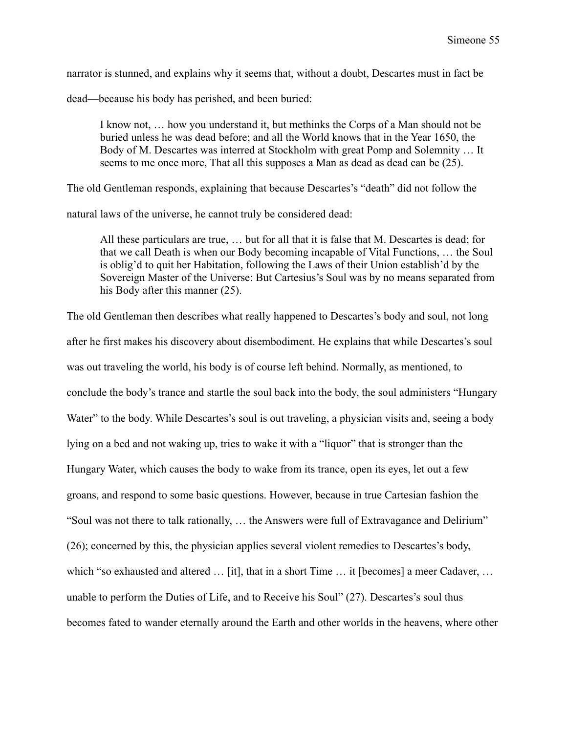narrator is stunned, and explains why it seems that, without a doubt, Descartes must in fact be dead—because his body has perished, and been buried:

> I know not, … how you understand it, but methinks the Corps of a Man should not be buried unless he was dead before; and all the World knows that in the Year 1650, the Body of M. Descartes was interred at Stockholm with great Pomp and Solemnity … It seems to me once more, That all this supposes a Man as dead as dead can be (25).

The old Gentleman responds, explaining that because Descartes's "death" did not follow the natural laws of the universe, he cannot truly be considered dead:

> All these particulars are true, … but for all that it is false that M. Descartes is dead; for that we call Death is when our Body becoming incapable of Vital Functions, … the Soul is oblig'd to quit her Habitation, following the Laws of their Union establish'd by the Sovereign Master of the Universe: But Cartesius's Soul was by no means separated from his Body after this manner (25).

The old Gentleman then describes what really happened to Descartes's body and soul, not long after he first makes his discovery about disembodiment. He explains that while Descartes's soul was out traveling the world, his body is of course left behind. Normally, as mentioned, to conclude the body's trance and startle the soul back into the body, the soul administers "Hungary Water" to the body. While Descartes's soul is out traveling, a physician visits and, seeing a body lying on a bed and not waking up, tries to wake it with a "liquor" that is stronger than the Hungary Water, which causes the body to wake from its trance, open its eyes, let out a few groans, and respond to some basic questions. However, because in true Cartesian fashion the "Soul was not there to talk rationally, … the Answers were full of Extravagance and Delirium" (26); concerned by this, the physician applies several violent remedies to Descartes's body, which "so exhausted and altered … [it], that in a short Time … it [becomes] a meer Cadaver, … unable to perform the Duties of Life, and to Receive his Soul" (27). Descartes's soul thus becomes fated to wander eternally around the Earth and other worlds in the heavens, where other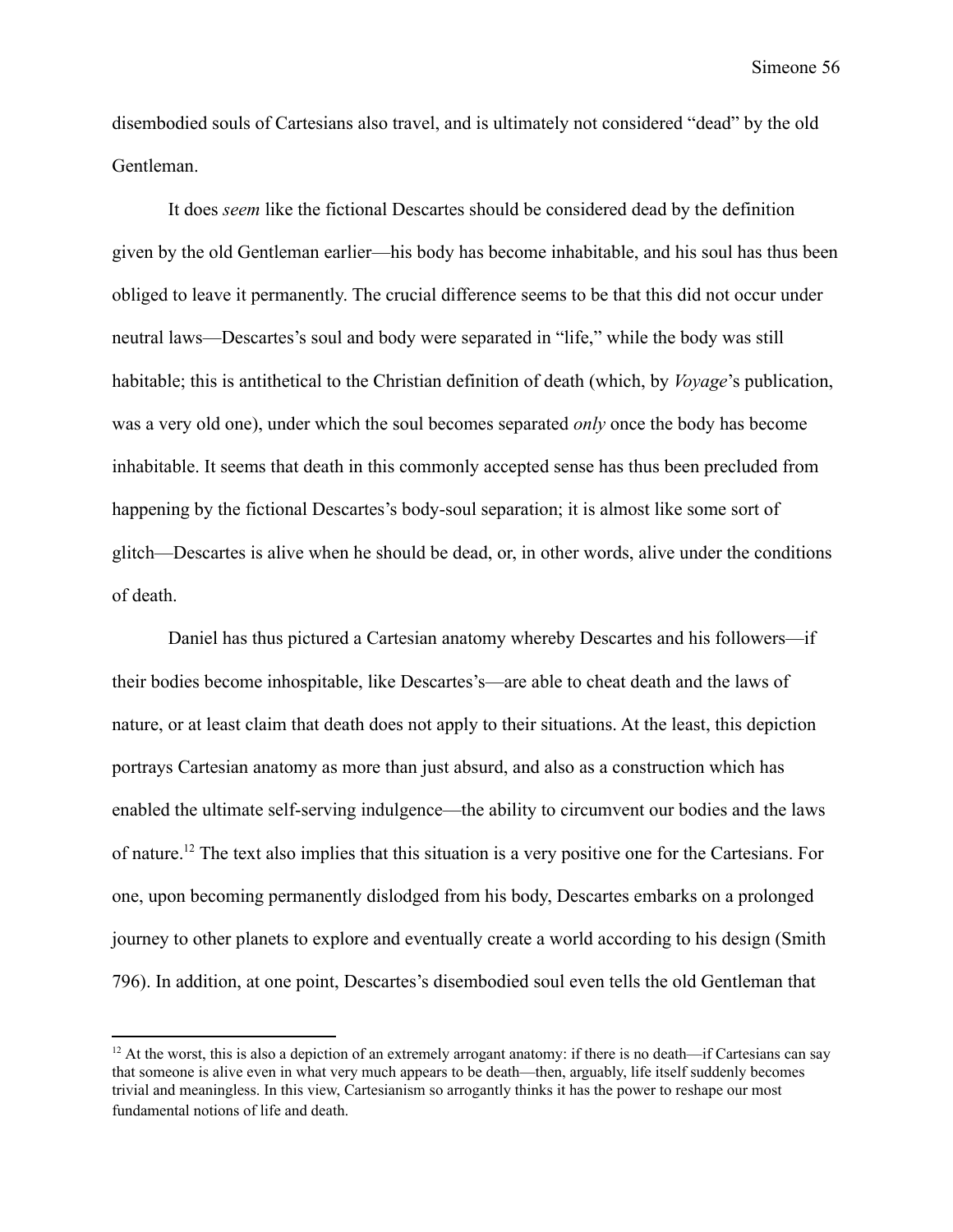disembodied souls of Cartesians also travel, and is ultimately not considered "dead" by the old Gentleman.

It does *seem* like the fictional Descartes should be considered dead by the definition given by the old Gentleman earlier—his body has become inhabitable, and his soul has thus been obliged to leave it permanently. The crucial difference seems to be that this did not occur under neutral laws—Descartes's soul and body were separated in "life," while the body was still habitable; this is antithetical to the Christian definition of death (which, by *Voyage*'s publication, was a very old one), under which the soul becomes separated *only* once the body has become inhabitable. It seems that death in this commonly accepted sense has thus been precluded from happening by the fictional Descartes's body-soul separation; it is almost like some sort of glitch—Descartes is alive when he should be dead, or, in other words, alive under the conditions of death.

Daniel has thus pictured a Cartesian anatomy whereby Descartes and his followers—if their bodies become inhospitable, like Descartes's—are able to cheat death and the laws of nature, or at least claim that death does not apply to their situations. At the least, this depiction portrays Cartesian anatomy as more than just absurd, and also as a construction which has enabled the ultimate self-serving indulgence—the ability to circumvent our bodies and the laws of nature.[12] The text also implies that this situation is a very positive one for the Cartesians. For one, upon becoming permanently dislodged from his body, Descartes embarks on a prolonged journey to other planets to explore and eventually create a world according to his design (Smith 796). In addition, at one point, Descartes's disembodied soul even tells the old Gentleman that

[12] At the worst, this is also a depiction of an extremely arrogant anatomy: if there is no death—if Cartesians can say that someone is alive even in what very much appears to be death—then, arguably, life itself suddenly becomes trivial and meaningless. In this view, Cartesianism so arrogantly thinks it has the power to reshape our most fundamental notions of life and death.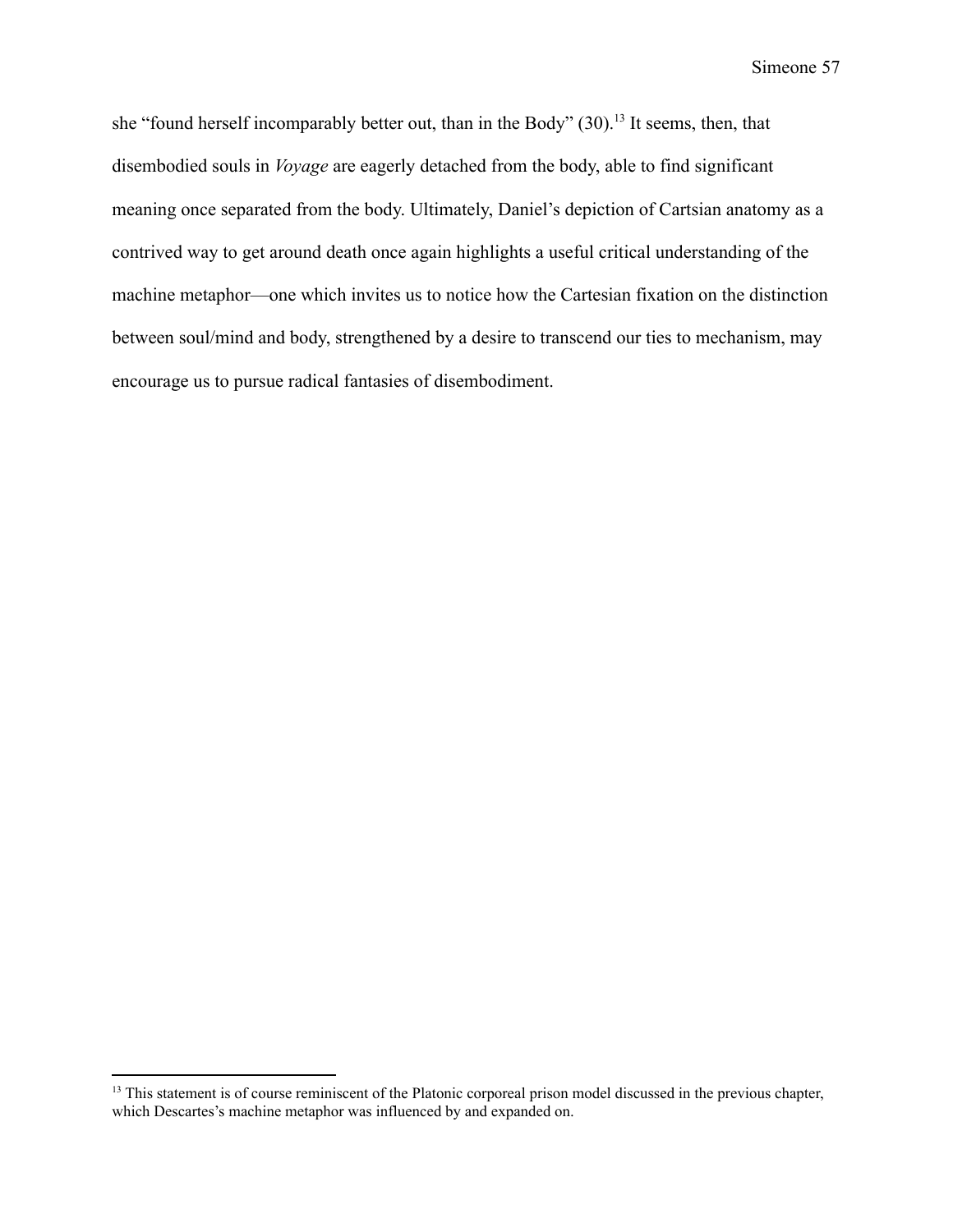she "found herself incomparably better out, than in the Body" (30).[13] It seems, then, that disembodied souls in *Voyage* are eagerly detached from the body, able to find significant meaning once separated from the body. Ultimately, Daniel's depiction of Cartsian anatomy as a contrived way to get around death once again highlights a useful critical understanding of the machine metaphor—one which invites us to notice how the Cartesian fixation on the distinction between soul/mind and body, strengthened by a desire to transcend our ties to mechanism, may encourage us to pursue radical fantasies of disembodiment.

[13] This statement is of course reminiscent of the Platonic corporeal prison model discussed in the previous chapter, which Descartes's machine metaphor was influenced by and expanded on.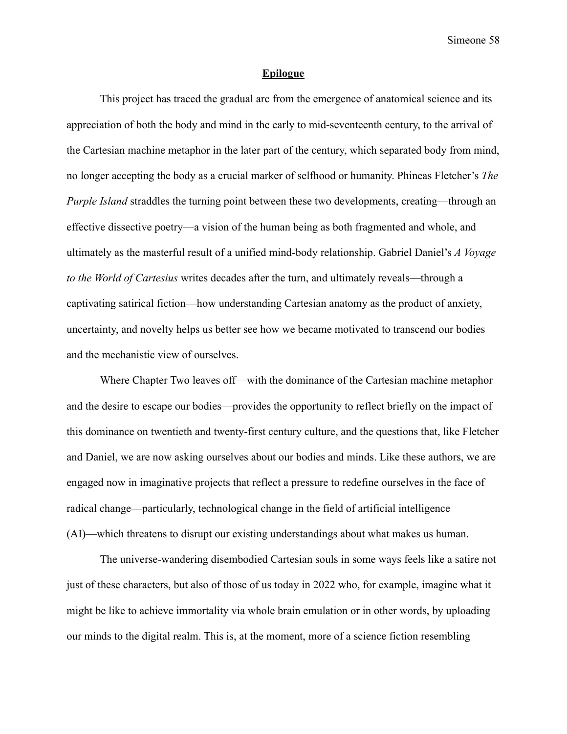# Epilogue

This project has traced the gradual arc from the emergence of anatomical science and its appreciation of both the body and mind in the early to mid-seventeenth century, to the arrival of the Cartesian machine metaphor in the later part of the century, which separated body from mind, no longer accepting the body as a crucial marker of selfhood or humanity. Phineas Fletcher's *The Purple Island* straddles the turning point between these two developments, creating—through an effective dissective poetry—a vision of the human being as both fragmented and whole, and ultimately as the masterful result of a unified mind-body relationship. Gabriel Daniel's *A Voyage to the World of Cartesius* writes decades after the turn, and ultimately reveals—through a captivating satirical fiction—how understanding Cartesian anatomy as the product of anxiety, uncertainty, and novelty helps us better see how we became motivated to transcend our bodies and the mechanistic view of ourselves.

Where Chapter Two leaves off—with the dominance of the Cartesian machine metaphor and the desire to escape our bodies—provides the opportunity to reflect briefly on the impact of this dominance on twentieth and twenty-first century culture, and the questions that, like Fletcher and Daniel, we are now asking ourselves about our bodies and minds. Like these authors, we are engaged now in imaginative projects that reflect a pressure to redefine ourselves in the face of radical change—particularly, technological change in the field of artificial intelligence (AI)—which threatens to disrupt our existing understandings about what makes us human.

The universe-wandering disembodied Cartesian souls in some ways feels like a satire not just of these characters, but also of those of us today in 2022 who, for example, imagine what it might be like to achieve immortality via whole brain emulation or in other words, by uploading our minds to the digital realm. This is, at the moment, more of a science fiction resembling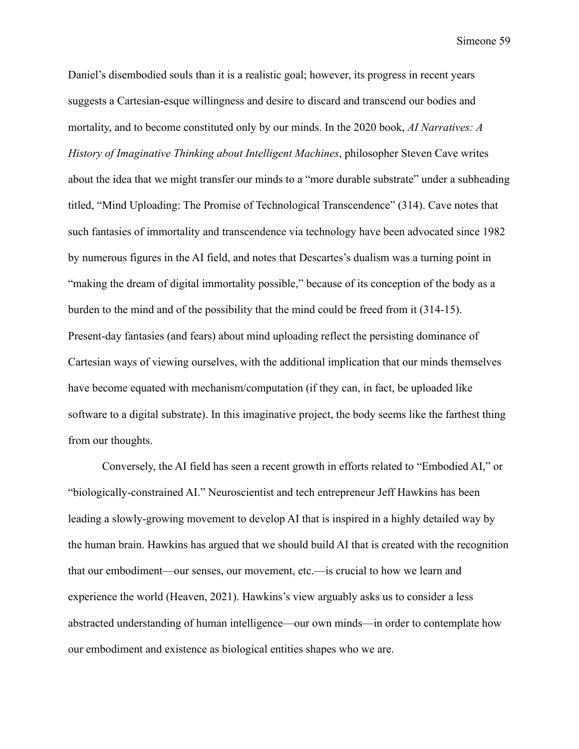Daniel's disembodied souls than it is a realistic goal; however, its progress in recent years suggests a Cartesian-esque willingness and desire to discard and transcend our bodies and mortality, and to become constituted only by our minds. In the 2020 book, *AI Narratives: A History of Imaginative Thinking about Intelligent Machines*, philosopher Steven Cave writes about the idea that we might transfer our minds to a "more durable substrate" under a subheading titled, "Mind Uploading: The Promise of Technological Transcendence" (314). Cave notes that such fantasies of immortality and transcendence via technology have been advocated since 1982 by numerous figures in the AI field, and notes that Descartes's dualism was a turning point in "making the dream of digital immortality possible," because of its conception of the body as a burden to the mind and of the possibility that the mind could be freed from it (314-15). Present-day fantasies (and fears) about mind uploading reflect the persisting dominance of Cartesian ways of viewing ourselves, with the additional implication that our minds themselves have become equated with mechanism/computation (if they can, in fact, be uploaded like software to a digital substrate). In this imaginative project, the body seems like the farthest thing from our thoughts.

Conversely, the AI field has seen a recent growth in efforts related to "Embodied AI," or "biologically-constrained AI." Neuroscientist and tech entrepreneur Jeff Hawkins has been leading a slowly-growing movement to develop AI that is inspired in a highly detailed way by the human brain. Hawkins has argued that we should build AI that is created with the recognition that our embodiment—our senses, our movement, etc.—is crucial to how we learn and experience the world (Heaven, 2021). Hawkins's view arguably asks us to consider a less abstracted understanding of human intelligence—our own minds—in order to contemplate how our embodiment and existence as biological entities shapes who we are.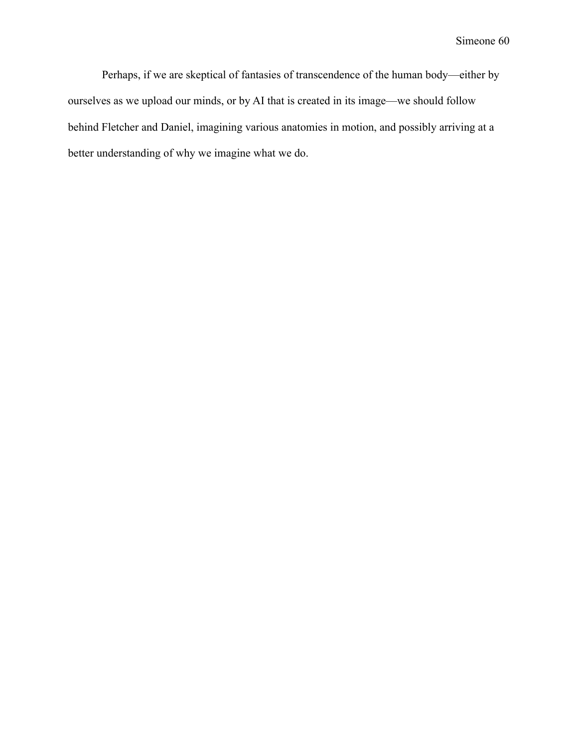Perhaps, if we are skeptical of fantasies of transcendence of the human body—either by ourselves as we upload our minds, or by AI that is created in its image—we should follow behind Fletcher and Daniel, imagining various anatomies in motion, and possibly arriving at a better understanding of why we imagine what we do.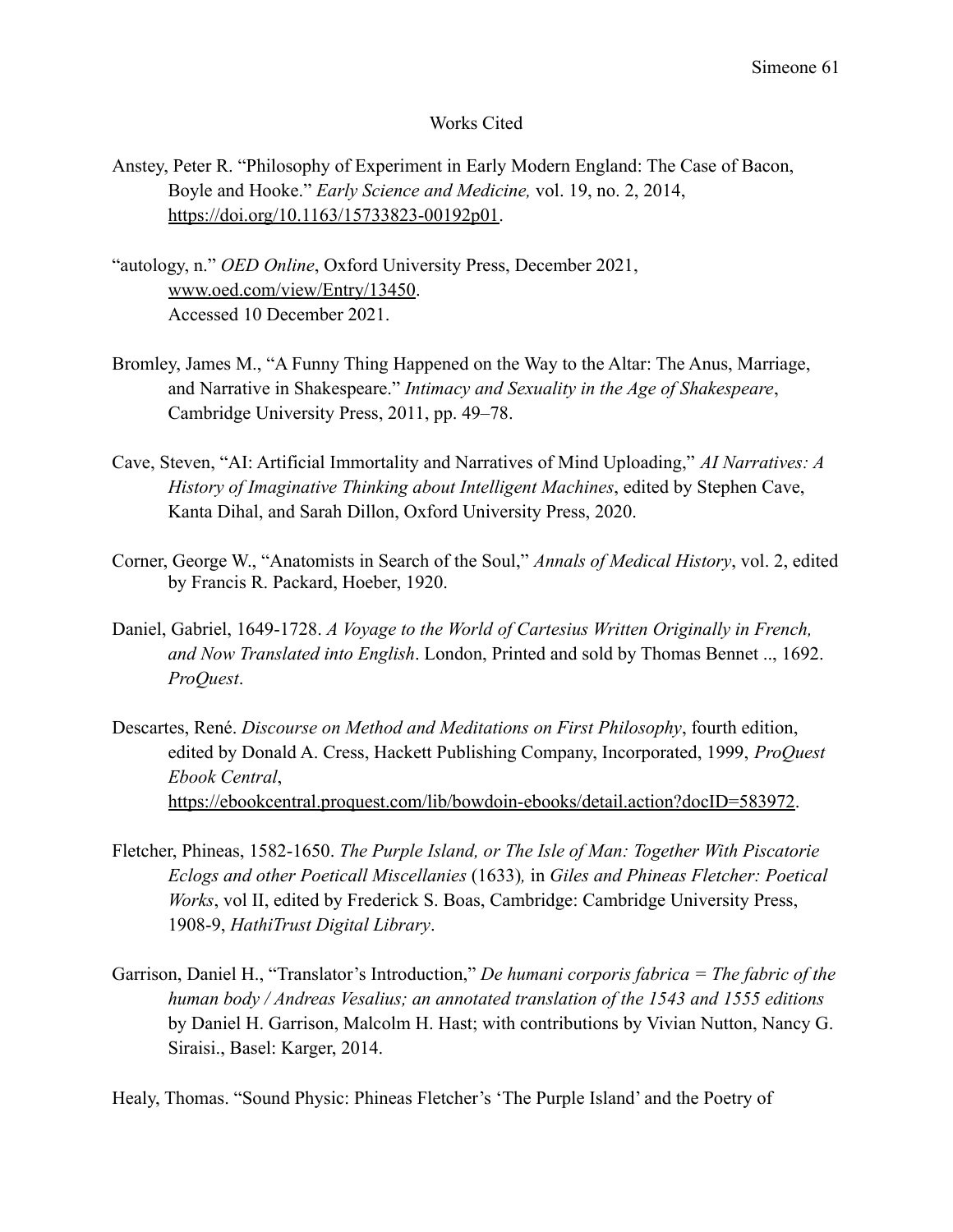## Works Cited

Anstey, Peter R. "Philosophy of Experiment in Early Modern England: The Case of Bacon, Boyle and Hooke." *Early Science and Medicine,* vol. 19, no. 2, 2014, https://doi.org/10.1163/15733823-00192p01.

"autology, n." *OED Online*, Oxford University Press, December 2021, www.oed.com/view/Entry/13450. Accessed 10 December 2021.

Bromley, James M., "A Funny Thing Happened on the Way to the Altar: The Anus, Marriage, and Narrative in Shakespeare." *Intimacy and Sexuality in the Age of Shakespeare*, Cambridge University Press, 2011, pp. 49–78.

Cave, Steven, "AI: Artificial Immortality and Narratives of Mind Uploading," *AI Narratives: A History of Imaginative Thinking about Intelligent Machines*, edited by Stephen Cave, Kanta Dihal, and Sarah Dillon, Oxford University Press, 2020.

Corner, George W., "Anatomists in Search of the Soul," *Annals of Medical History*, vol. 2, edited by Francis R. Packard, Hoeber, 1920.

Daniel, Gabriel, 1649-1728. *A Voyage to the World of Cartesius Written Originally in French, and Now Translated into English*. London, Printed and sold by Thomas Bennet .., 1692. *ProQuest*.

Descartes, René. *Discourse on Method and Meditations on First Philosophy*, fourth edition, edited by Donald A. Cress, Hackett Publishing Company, Incorporated, 1999, *ProQuest Ebook Central*, https://ebookcentral.proquest.com/lib/bowdoin-ebooks/detail.action?docID=583972.

Fletcher, Phineas, 1582-1650. *The Purple Island, or The Isle of Man: Together With Piscatorie Eclogs and other Poeticall Miscellanies* (1633)*,* in *Giles and Phineas Fletcher: Poetical Works*, vol II, edited by Frederick S. Boas, Cambridge: Cambridge University Press, 1908-9, *HathiTrust Digital Library*.

Garrison, Daniel H., "Translator's Introduction," *De humani corporis fabrica = The fabric of the human body / Andreas Vesalius; an annotated translation of the 1543 and 1555 editions* by Daniel H. Garrison, Malcolm H. Hast; with contributions by Vivian Nutton, Nancy G. Siraisi., Basel: Karger, 2014.

Healy, Thomas. "Sound Physic: Phineas Fletcher's 'The Purple Island' and the Poetry of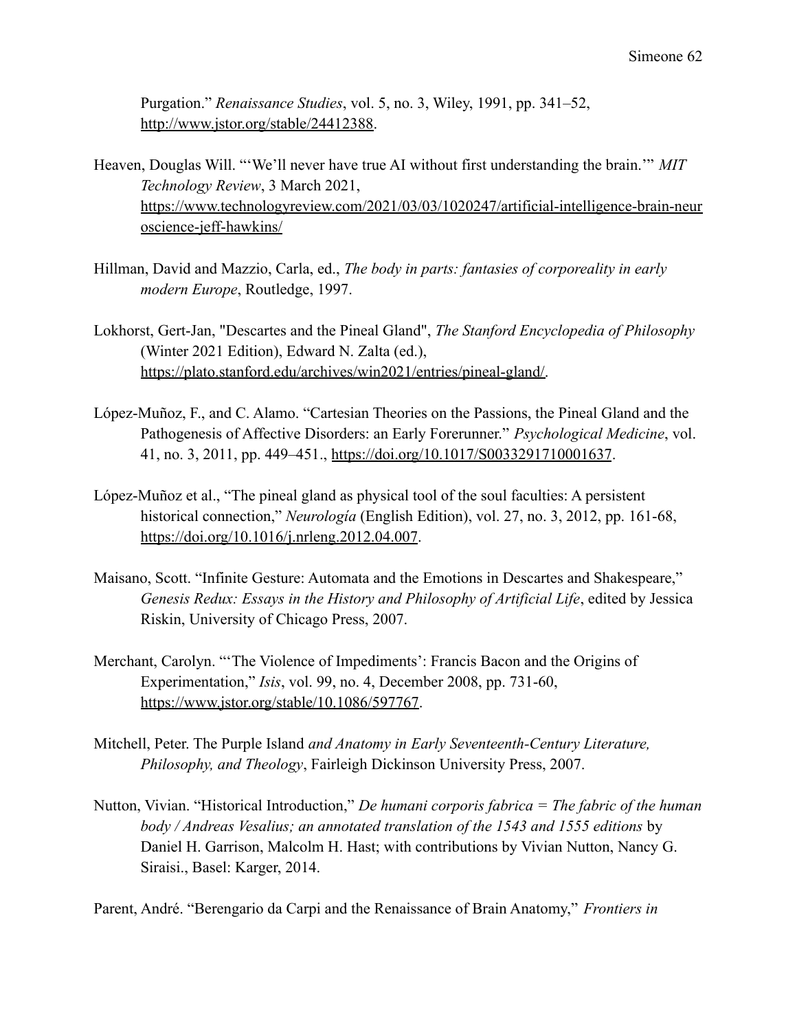Purgation." *Renaissance Studies*, vol. 5, no. 3, Wiley, 1991, pp. 341–52, http://www.jstor.org/stable/24412388.

Heaven, Douglas Will. "'We'll never have true AI without first understanding the brain.'" *MIT Technology Review*, 3 March 2021, https://www.technologyreview.com/2021/03/03/1020247/artificial-intelligence-brain-neuroscience-jeff-hawkins/

Hillman, David and Mazzio, Carla, ed., *The body in parts: fantasies of corporeality in early modern Europe*, Routledge, 1997.

Lokhorst, Gert-Jan, "Descartes and the Pineal Gland", *The Stanford Encyclopedia of Philosophy* (Winter 2021 Edition), Edward N. Zalta (ed.), https://plato.stanford.edu/archives/win2021/entries/pineal-gland/.

López-Muñoz, F., and C. Alamo. "Cartesian Theories on the Passions, the Pineal Gland and the Pathogenesis of Affective Disorders: an Early Forerunner." *Psychological Medicine*, vol. 41, no. 3, 2011, pp. 449–451., https://doi.org/10.1017/S0033291710001637.

López-Muñoz et al., "The pineal gland as physical tool of the soul faculties: A persistent historical connection," *Neurología* (English Edition), vol. 27, no. 3, 2012, pp. 161-68, https://doi.org/10.1016/j.nrleng.2012.04.007.

Maisano, Scott. "Infinite Gesture: Automata and the Emotions in Descartes and Shakespeare," *Genesis Redux: Essays in the History and Philosophy of Artificial Life*, edited by Jessica Riskin, University of Chicago Press, 2007.

Merchant, Carolyn. "'The Violence of Impediments': Francis Bacon and the Origins of Experimentation," *Isis*, vol. 99, no. 4, December 2008, pp. 731-60, https://www.jstor.org/stable/10.1086/597767.

Mitchell, Peter. The Purple Island *and Anatomy in Early Seventeenth-Century Literature, Philosophy, and Theology*, Fairleigh Dickinson University Press, 2007.

Nutton, Vivian. "Historical Introduction," *De humani corporis fabrica = The fabric of the human body / Andreas Vesalius; an annotated translation of the 1543 and 1555 editions* by Daniel H. Garrison, Malcolm H. Hast; with contributions by Vivian Nutton, Nancy G. Siraisi., Basel: Karger, 2014.

Parent, André. "Berengario da Carpi and the Renaissance of Brain Anatomy," *Frontiers in*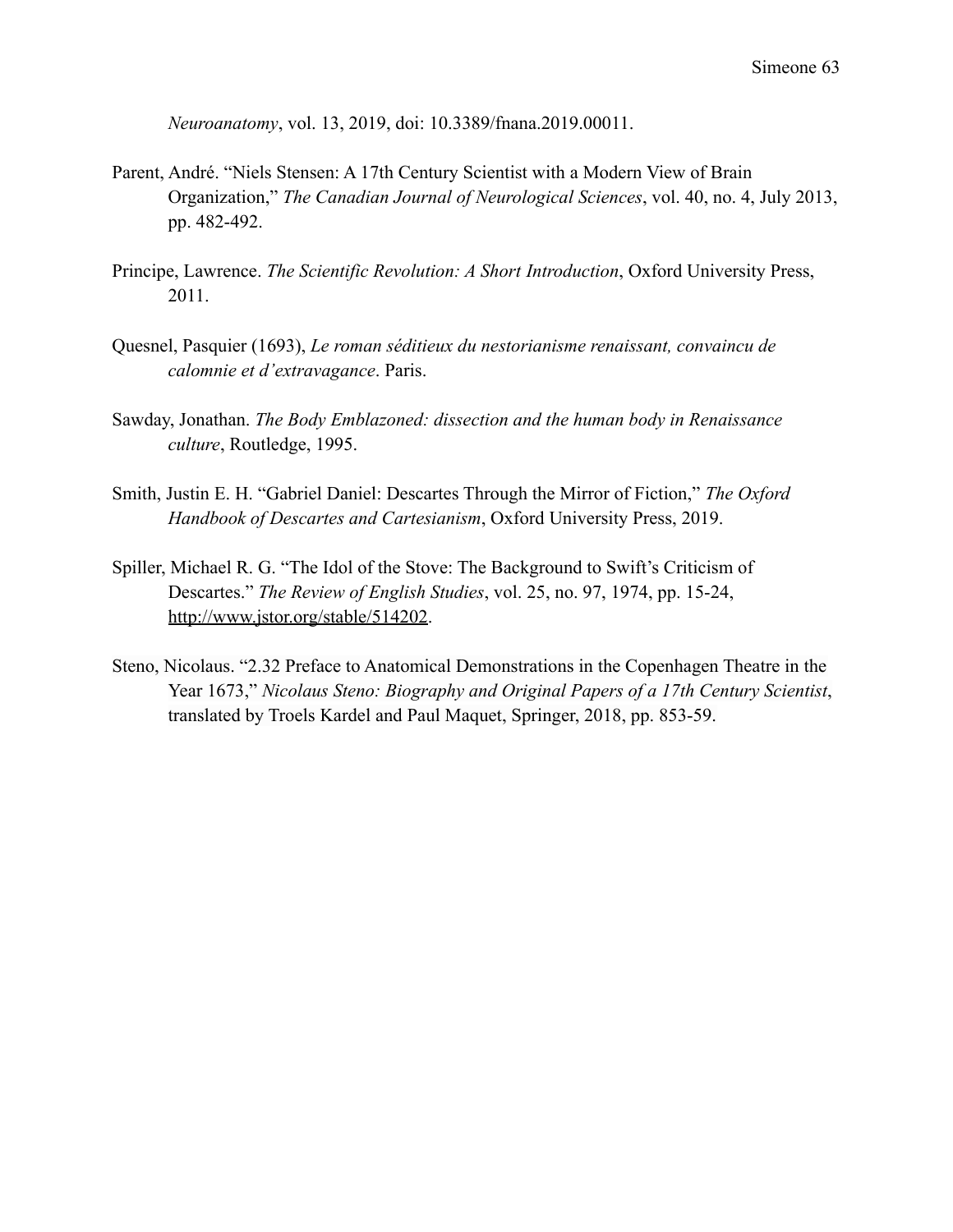*Neuroanatomy*, vol. 13, 2019, doi: 10.3389/fnana.2019.00011.

Parent, André. "Niels Stensen: A 17th Century Scientist with a Modern View of Brain Organization," *The Canadian Journal of Neurological Sciences*, vol. 40, no. 4, July 2013, pp. 482-492.

Principe, Lawrence. *The Scientific Revolution: A Short Introduction*, Oxford University Press, 2011.

Quesnel, Pasquier (1693), *Le roman séditieux du nestorianisme renaissant, convaincu de calomnie et d'extravagance*. Paris.

Sawday, Jonathan. *The Body Emblazoned: dissection and the human body in Renaissance culture*, Routledge, 1995.

Smith, Justin E. H. "Gabriel Daniel: Descartes Through the Mirror of Fiction," *The Oxford Handbook of Descartes and Cartesianism*, Oxford University Press, 2019.

Spiller, Michael R. G. "The Idol of the Stove: The Background to Swift's Criticism of Descartes." *The Review of English Studies*, vol. 25, no. 97, 1974, pp. 15-24, http://www.jstor.org/stable/514202.

Steno, Nicolaus. "2.32 Preface to Anatomical Demonstrations in the Copenhagen Theatre in the Year 1673," *Nicolaus Steno: Biography and Original Papers of a 17th Century Scientist*, translated by Troels Kardel and Paul Maquet, Springer, 2018, pp. 853-59.